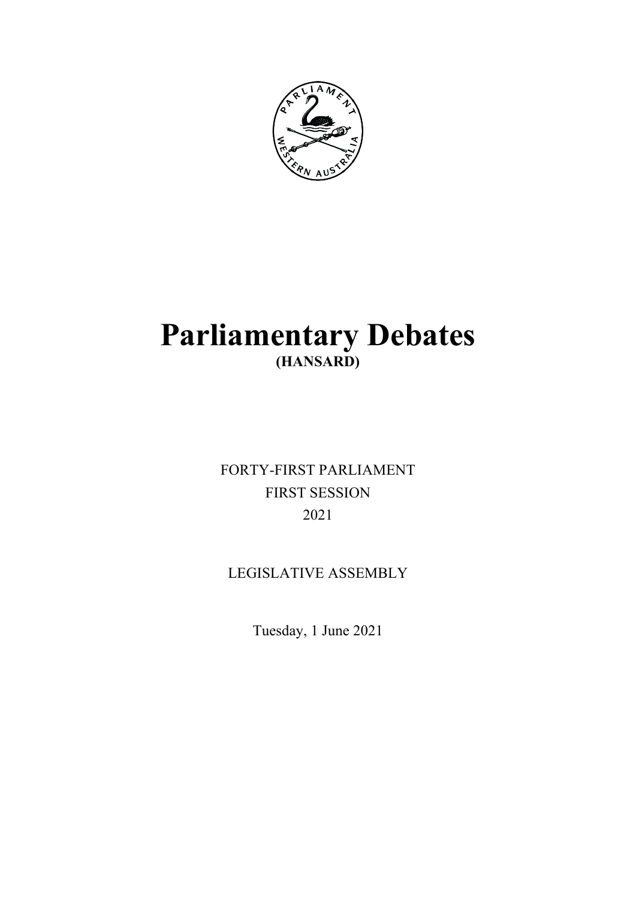# Parliamentary Debates

## (HANSARD)

FORTY-FIRST PARLIAMENT

FIRST SESSION

2021

LEGISLATIVE ASSEMBLY

Tuesday, 1 June 2021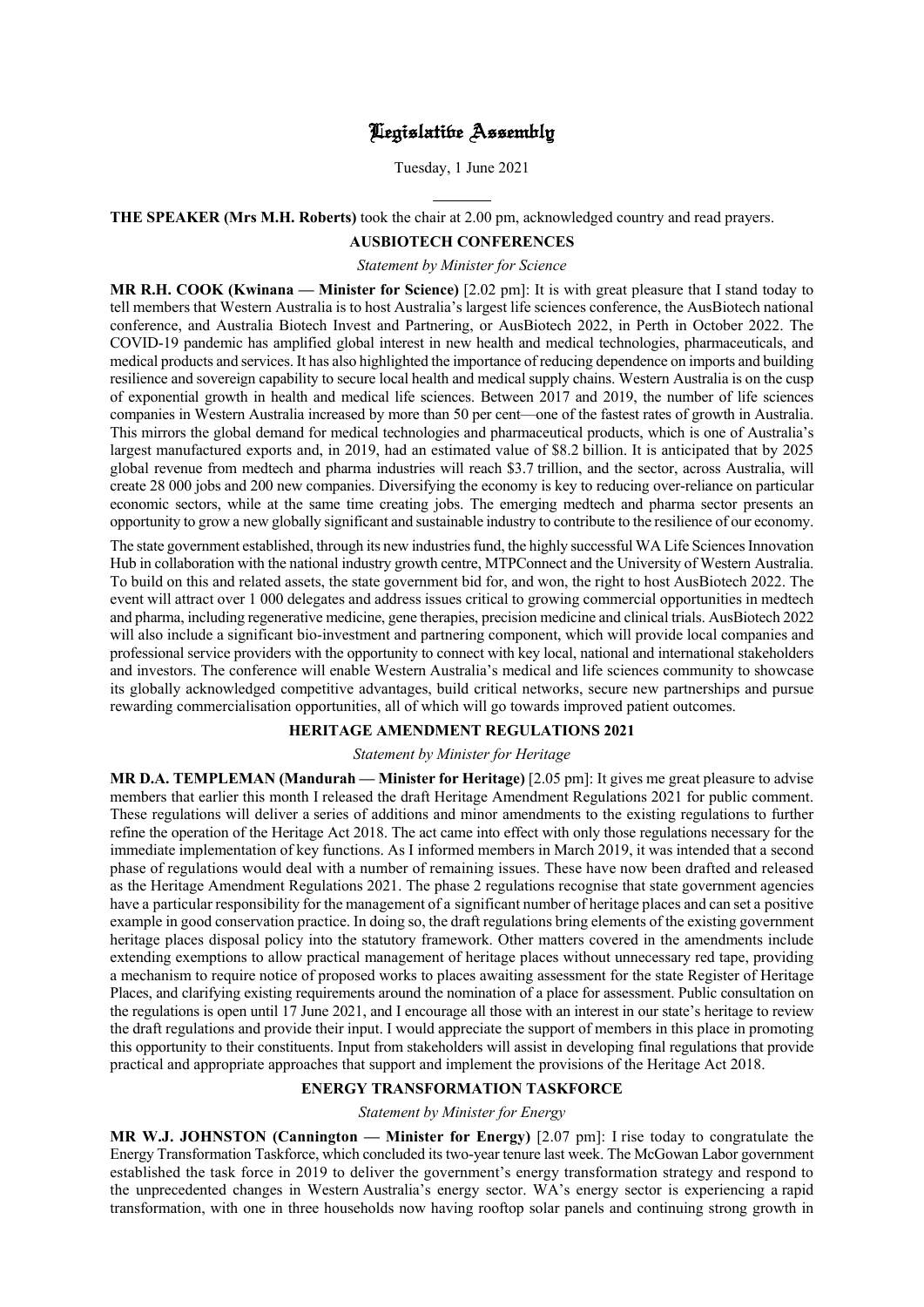# Legislative Assembly

Tuesday, 1 June 2021

---

**THE SPEAKER (Mrs M.H. Roberts)** took the chair at 2.00 pm, acknowledged country and read prayers.

## AUSBIOTECH CONFERENCES

*Statement by Minister for Science*

**MR R.H. COOK (Kwinana — Minister for Science)** [2.02 pm]: It is with great pleasure that I stand today to tell members that Western Australia is to host Australia's largest life sciences conference, the AusBiotech national conference, and Australia Biotech Invest and Partnering, or AusBiotech 2022, in Perth in October 2022. The COVID-19 pandemic has amplified global interest in new health and medical technologies, pharmaceuticals, and medical products and services. It has also highlighted the importance of reducing dependence on imports and building resilience and sovereign capability to secure local health and medical supply chains. Western Australia is on the cusp of exponential growth in health and medical life sciences. Between 2017 and 2019, the number of life sciences companies in Western Australia increased by more than 50 per cent—one of the fastest rates of growth in Australia. This mirrors the global demand for medical technologies and pharmaceutical products, which is one of Australia's largest manufactured exports and, in 2019, had an estimated value of $8.2 billion. It is anticipated that by 2025 global revenue from medtech and pharma industries will reach $3.7 trillion, and the sector, across Australia, will create 28 000 jobs and 200 new companies. Diversifying the economy is key to reducing over-reliance on particular economic sectors, while at the same time creating jobs. The emerging medtech and pharma sector presents an opportunity to grow a new globally significant and sustainable industry to contribute to the resilience of our economy.

The state government established, through its new industries fund, the highly successful WA Life Sciences Innovation Hub in collaboration with the national industry growth centre, MTPConnect and the University of Western Australia. To build on this and related assets, the state government bid for, and won, the right to host AusBiotech 2022. The event will attract over 1 000 delegates and address issues critical to growing commercial opportunities in medtech and pharma, including regenerative medicine, gene therapies, precision medicine and clinical trials. AusBiotech 2022 will also include a significant bio-investment and partnering component, which will provide local companies and professional service providers with the opportunity to connect with key local, national and international stakeholders and investors. The conference will enable Western Australia's medical and life sciences community to showcase its globally acknowledged competitive advantages, build critical networks, secure new partnerships and pursue rewarding commercialisation opportunities, all of which will go towards improved patient outcomes.

## HERITAGE AMENDMENT REGULATIONS 2021

*Statement by Minister for Heritage*

**MR D.A. TEMPLEMAN (Mandurah — Minister for Heritage)** [2.05 pm]: It gives me great pleasure to advise members that earlier this month I released the draft Heritage Amendment Regulations 2021 for public comment. These regulations will deliver a series of additions and minor amendments to the existing regulations to further refine the operation of the Heritage Act 2018. The act came into effect with only those regulations necessary for the immediate implementation of key functions. As I informed members in March 2019, it was intended that a second phase of regulations would deal with a number of remaining issues. These have now been drafted and released as the Heritage Amendment Regulations 2021. The phase 2 regulations recognise that state government agencies have a particular responsibility for the management of a significant number of heritage places and can set a positive example in good conservation practice. In doing so, the draft regulations bring elements of the existing government heritage places disposal policy into the statutory framework. Other matters covered in the amendments include extending exemptions to allow practical management of heritage places without unnecessary red tape, providing a mechanism to require notice of proposed works to places awaiting assessment for the state Register of Heritage Places, and clarifying existing requirements around the nomination of a place for assessment. Public consultation on the regulations is open until 17 June 2021, and I encourage all those with an interest in our state's heritage to review the draft regulations and provide their input. I would appreciate the support of members in this place in promoting this opportunity to their constituents. Input from stakeholders will assist in developing final regulations that provide practical and appropriate approaches that support and implement the provisions of the Heritage Act 2018.

## ENERGY TRANSFORMATION TASKFORCE

*Statement by Minister for Energy*

**MR W.J. JOHNSTON (Cannington — Minister for Energy)** [2.07 pm]: I rise today to congratulate the Energy Transformation Taskforce, which concluded its two-year tenure last week. The McGowan Labor government established the task force in 2019 to deliver the government's energy transformation strategy and respond to the unprecedented changes in Western Australia's energy sector. WA's energy sector is experiencing a rapid transformation, with one in three households now having rooftop solar panels and continuing strong growth in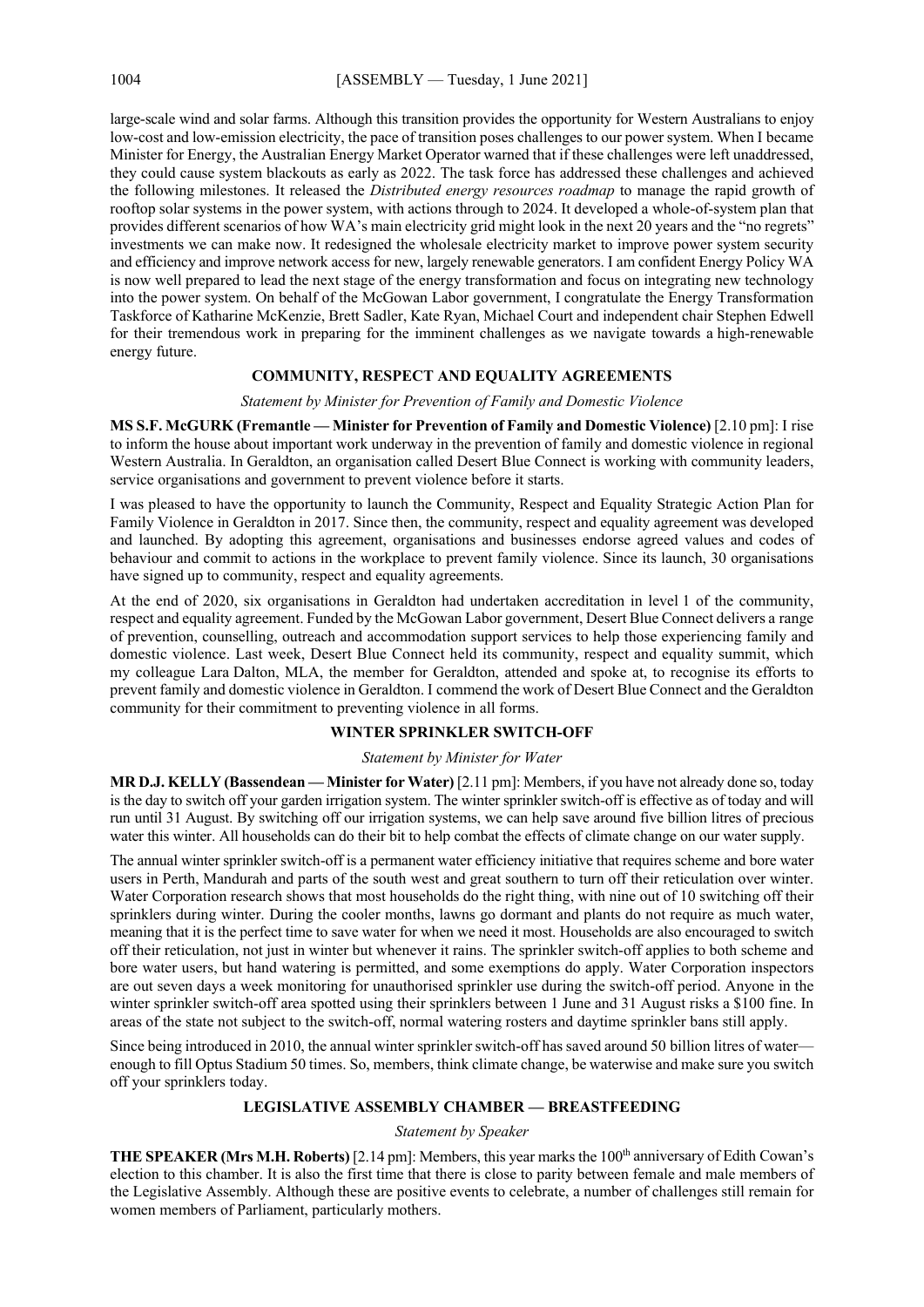large-scale wind and solar farms. Although this transition provides the opportunity for Western Australians to enjoy low-cost and low-emission electricity, the pace of transition poses challenges to our power system. When I became Minister for Energy, the Australian Energy Market Operator warned that if these challenges were left unaddressed, they could cause system blackouts as early as 2022. The task force has addressed these challenges and achieved the following milestones. It released the *Distributed energy resources roadmap* to manage the rapid growth of rooftop solar systems in the power system, with actions through to 2024. It developed a whole-of-system plan that provides different scenarios of how WA's main electricity grid might look in the next 20 years and the "no regrets" investments we can make now. It redesigned the wholesale electricity market to improve power system security and efficiency and improve network access for new, largely renewable generators. I am confident Energy Policy WA is now well prepared to lead the next stage of the energy transformation and focus on integrating new technology into the power system. On behalf of the McGowan Labor government, I congratulate the Energy Transformation Taskforce of Katharine McKenzie, Brett Sadler, Kate Ryan, Michael Court and independent chair Stephen Edwell for their tremendous work in preparing for the imminent challenges as we navigate towards a high-renewable energy future.

## COMMUNITY, RESPECT AND EQUALITY AGREEMENTS

*Statement by Minister for Prevention of Family and Domestic Violence*

**MS S.F. McGURK (Fremantle — Minister for Prevention of Family and Domestic Violence)** [2.10 pm]: I rise to inform the house about important work underway in the prevention of family and domestic violence in regional Western Australia. In Geraldton, an organisation called Desert Blue Connect is working with community leaders, service organisations and government to prevent violence before it starts.

I was pleased to have the opportunity to launch the Community, Respect and Equality Strategic Action Plan for Family Violence in Geraldton in 2017. Since then, the community, respect and equality agreement was developed and launched. By adopting this agreement, organisations and businesses endorse agreed values and codes of behaviour and commit to actions in the workplace to prevent family violence. Since its launch, 30 organisations have signed up to community, respect and equality agreements.

At the end of 2020, six organisations in Geraldton had undertaken accreditation in level 1 of the community, respect and equality agreement. Funded by the McGowan Labor government, Desert Blue Connect delivers a range of prevention, counselling, outreach and accommodation support services to help those experiencing family and domestic violence. Last week, Desert Blue Connect held its community, respect and equality summit, which my colleague Lara Dalton, MLA, the member for Geraldton, attended and spoke at, to recognise its efforts to prevent family and domestic violence in Geraldton. I commend the work of Desert Blue Connect and the Geraldton community for their commitment to preventing violence in all forms.

## WINTER SPRINKLER SWITCH-OFF

*Statement by Minister for Water*

**MR D.J. KELLY (Bassendean — Minister for Water)** [2.11 pm]: Members, if you have not already done so, today is the day to switch off your garden irrigation system. The winter sprinkler switch-off is effective as of today and will run until 31 August. By switching off our irrigation systems, we can help save around five billion litres of precious water this winter. All households can do their bit to help combat the effects of climate change on our water supply.

The annual winter sprinkler switch-off is a permanent water efficiency initiative that requires scheme and bore water users in Perth, Mandurah and parts of the south west and great southern to turn off their reticulation over winter. Water Corporation research shows that most households do the right thing, with nine out of 10 switching off their sprinklers during winter. During the cooler months, lawns go dormant and plants do not require as much water, meaning that it is the perfect time to save water for when we need it most. Households are also encouraged to switch off their reticulation, not just in winter but whenever it rains. The sprinkler switch-off applies to both scheme and bore water users, but hand watering is permitted, and some exemptions do apply. Water Corporation inspectors are out seven days a week monitoring for unauthorised sprinkler use during the switch-off period. Anyone in the winter sprinkler switch-off area spotted using their sprinklers between 1 June and 31 August risks a $100 fine. In areas of the state not subject to the switch-off, normal watering rosters and daytime sprinkler bans still apply.

Since being introduced in 2010, the annual winter sprinkler switch-off has saved around 50 billion litres of water—enough to fill Optus Stadium 50 times. So, members, think climate change, be waterwise and make sure you switch off your sprinklers today.

## LEGISLATIVE ASSEMBLY CHAMBER — BREASTFEEDING

*Statement by Speaker*

**THE SPEAKER (Mrs M.H. Roberts)** [2.14 pm]: Members, this year marks the 100th anniversary of Edith Cowan's election to this chamber. It is also the first time that there is close to parity between female and male members of the Legislative Assembly. Although these are positive events to celebrate, a number of challenges still remain for women members of Parliament, particularly mothers.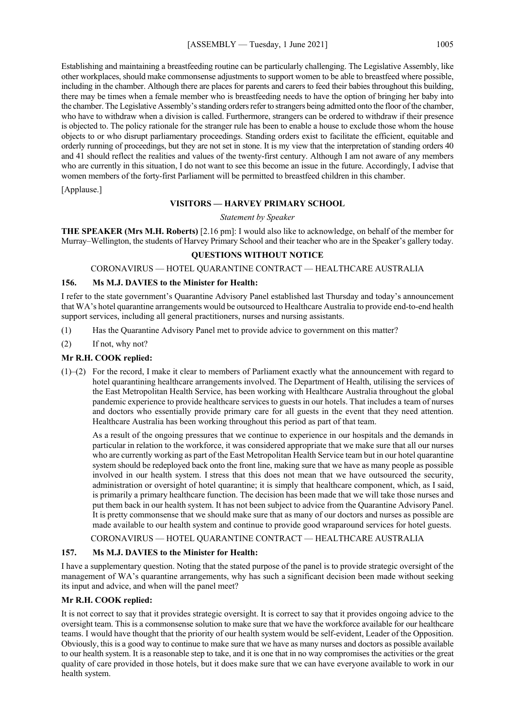Establishing and maintaining a breastfeeding routine can be particularly challenging. The Legislative Assembly, like other workplaces, should make commonsense adjustments to support women to be able to breastfeed where possible, including in the chamber. Although there are places for parents and carers to feed their babies throughout this building, there may be times when a female member who is breastfeeding needs to have the option of bringing her baby into the chamber. The Legislative Assembly's standing orders refer to strangers being admitted onto the floor of the chamber, who have to withdraw when a division is called. Furthermore, strangers can be ordered to withdraw if their presence is objected to. The policy rationale for the stranger rule has been to enable a house to exclude those whom the house objects to or who disrupt parliamentary proceedings. Standing orders exist to facilitate the efficient, equitable and orderly running of proceedings, but they are not set in stone. It is my view that the interpretation of standing orders 40 and 41 should reflect the realities and values of the twenty-first century. Although I am not aware of any members who are currently in this situation, I do not want to see this become an issue in the future. Accordingly, I advise that women members of the forty-first Parliament will be permitted to breastfeed children in this chamber.

[Applause.]

## VISITORS — HARVEY PRIMARY SCHOOL

*Statement by Speaker*

**THE SPEAKER (Mrs M.H. Roberts)** [2.16 pm]: I would also like to acknowledge, on behalf of the member for Murray–Wellington, the students of Harvey Primary School and their teacher who are in the Speaker's gallery today.

## QUESTIONS WITHOUT NOTICE

### CORONAVIRUS — HOTEL QUARANTINE CONTRACT — HEALTHCARE AUSTRALIA

**156. Ms M.J. DAVIES to the Minister for Health:**

I refer to the state government's Quarantine Advisory Panel established last Thursday and today's announcement that WA's hotel quarantine arrangements would be outsourced to Healthcare Australia to provide end-to-end health support services, including all general practitioners, nurses and nursing assistants.

(1) Has the Quarantine Advisory Panel met to provide advice to government on this matter?

(2) If not, why not?

**Mr R.H. COOK replied:**

(1)–(2) For the record, I make it clear to members of Parliament exactly what the announcement with regard to hotel quarantining healthcare arrangements involved. The Department of Health, utilising the services of the East Metropolitan Health Service, has been working with Healthcare Australia throughout the global pandemic experience to provide healthcare services to guests in our hotels. That includes a team of nurses and doctors who essentially provide primary care for all guests in the event that they need attention. Healthcare Australia has been working throughout this period as part of that team.

As a result of the ongoing pressures that we continue to experience in our hospitals and the demands in particular in relation to the workforce, it was considered appropriate that we make sure that all our nurses who are currently working as part of the East Metropolitan Health Service team but in our hotel quarantine system should be redeployed back onto the front line, making sure that we have as many people as possible involved in our health system. I stress that this does not mean that we have outsourced the security, administration or oversight of hotel quarantine; it is simply that healthcare component, which, as I said, is primarily a primary healthcare function. The decision has been made that we will take those nurses and put them back in our health system. It has not been subject to advice from the Quarantine Advisory Panel. It is pretty commonsense that we should make sure that as many of our doctors and nurses as possible are made available to our health system and continue to provide good wraparound services for hotel guests.

### CORONAVIRUS — HOTEL QUARANTINE CONTRACT — HEALTHCARE AUSTRALIA

**157. Ms M.J. DAVIES to the Minister for Health:**

I have a supplementary question. Noting that the stated purpose of the panel is to provide strategic oversight of the management of WA's quarantine arrangements, why has such a significant decision been made without seeking its input and advice, and when will the panel meet?

**Mr R.H. COOK replied:**

It is not correct to say that it provides strategic oversight. It is correct to say that it provides ongoing advice to the oversight team. This is a commonsense solution to make sure that we have the workforce available for our healthcare teams. I would have thought that the priority of our health system would be self-evident, Leader of the Opposition. Obviously, this is a good way to continue to make sure that we have as many nurses and doctors as possible available to our health system. It is a reasonable step to take, and it is one that in no way compromises the activities or the great quality of care provided in those hotels, but it does make sure that we can have everyone available to work in our health system.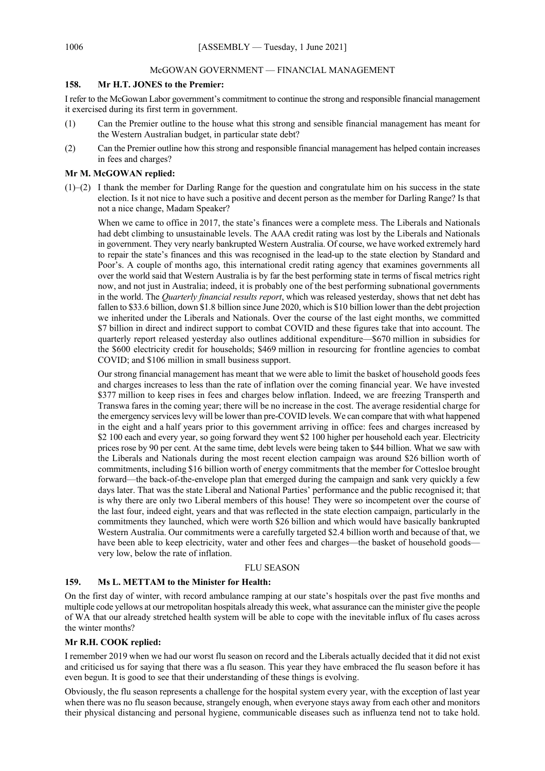## McGOWAN GOVERNMENT — FINANCIAL MANAGEMENT

### 158. Mr H.T. JONES to the Premier:

I refer to the McGowan Labor government's commitment to continue the strong and responsible financial management it exercised during its first term in government.

(1) Can the Premier outline to the house what this strong and sensible financial management has meant for the Western Australian budget, in particular state debt?

(2) Can the Premier outline how this strong and responsible financial management has helped contain increases in fees and charges?

### Mr M. McGOWAN replied:

(1)–(2) I thank the member for Darling Range for the question and congratulate him on his success in the state election. Is it not nice to have such a positive and decent person as the member for Darling Range? Is that not a nice change, Madam Speaker?

When we came to office in 2017, the state's finances were a complete mess. The Liberals and Nationals had debt climbing to unsustainable levels. The AAA credit rating was lost by the Liberals and Nationals in government. They very nearly bankrupted Western Australia. Of course, we have worked extremely hard to repair the state's finances and this was recognised in the lead-up to the state election by Standard and Poor's. A couple of months ago, this international credit rating agency that examines governments all over the world said that Western Australia is by far the best performing state in terms of fiscal metrics right now, and not just in Australia; indeed, it is probably one of the best performing subnational governments in the world. The *Quarterly financial results report*, which was released yesterday, shows that net debt has fallen to $33.6 billion, down $1.8 billion since June 2020, which is $10 billion lower than the debt projection we inherited under the Liberals and Nationals. Over the course of the last eight months, we committed $7 billion in direct and indirect support to combat COVID and these figures take that into account. The quarterly report released yesterday also outlines additional expenditure—$670 million in subsidies for the $600 electricity credit for households; $469 million in resourcing for frontline agencies to combat COVID; and $106 million in small business support.

Our strong financial management has meant that we were able to limit the basket of household goods fees and charges increases to less than the rate of inflation over the coming financial year. We have invested $377 million to keep rises in fees and charges below inflation. Indeed, we are freezing Transperth and Transwa fares in the coming year; there will be no increase in the cost. The average residential charge for the emergency services levy will be lower than pre-COVID levels. We can compare that with what happened in the eight and a half years prior to this government arriving in office: fees and charges increased by $2 100 each and every year, so going forward they went $2 100 higher per household each year. Electricity prices rose by 90 per cent. At the same time, debt levels were being taken to $44 billion. What we saw with the Liberals and Nationals during the most recent election campaign was around $26 billion worth of commitments, including $16 billion worth of energy commitments that the member for Cottesloe brought forward—the back-of-the-envelope plan that emerged during the campaign and sank very quickly a few days later. That was the state Liberal and National Parties' performance and the public recognised it; that is why there are only two Liberal members of this house! They were so incompetent over the course of the last four, indeed eight, years and that was reflected in the state election campaign, particularly in the commitments they launched, which were worth $26 billion and which would have basically bankrupted Western Australia. Our commitments were a carefully targeted $2.4 billion worth and because of that, we have been able to keep electricity, water and other fees and charges—the basket of household goods—very low, below the rate of inflation.

## FLU SEASON

### 159. Ms L. METTAM to the Minister for Health:

On the first day of winter, with record ambulance ramping at our state's hospitals over the past five months and multiple code yellows at our metropolitan hospitals already this week, what assurance can the minister give the people of WA that our already stretched health system will be able to cope with the inevitable influx of flu cases across the winter months?

### Mr R.H. COOK replied:

I remember 2019 when we had our worst flu season on record and the Liberals actually decided that it did not exist and criticised us for saying that there was a flu season. This year they have embraced the flu season before it has even begun. It is good to see that their understanding of these things is evolving.

Obviously, the flu season represents a challenge for the hospital system every year, with the exception of last year when there was no flu season because, strangely enough, when everyone stays away from each other and monitors their physical distancing and personal hygiene, communicable diseases such as influenza tend not to take hold.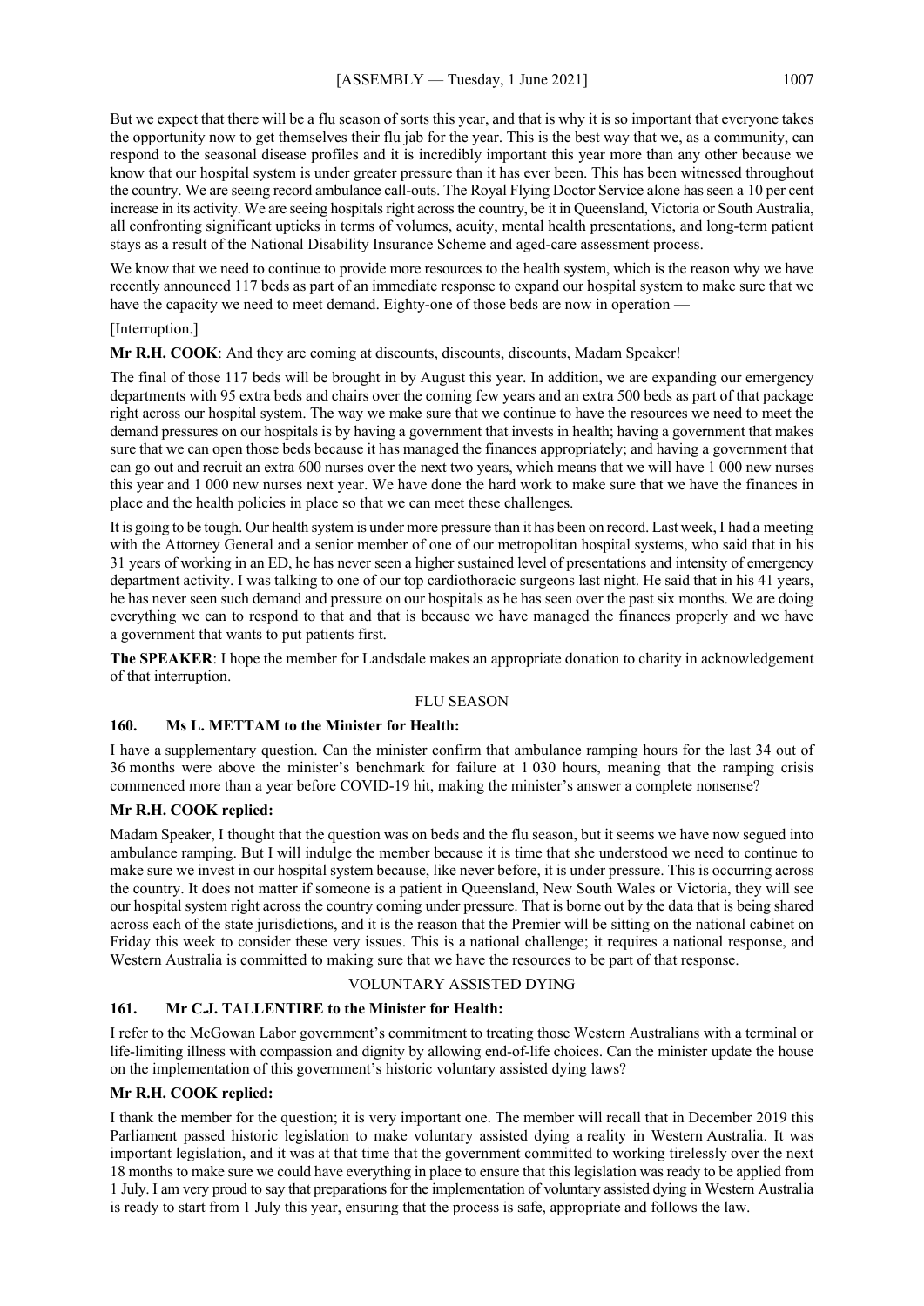But we expect that there will be a flu season of sorts this year, and that is why it is so important that everyone takes the opportunity now to get themselves their flu jab for the year. This is the best way that we, as a community, can respond to the seasonal disease profiles and it is incredibly important this year more than any other because we know that our hospital system is under greater pressure than it has ever been. This has been witnessed throughout the country. We are seeing record ambulance call-outs. The Royal Flying Doctor Service alone has seen a 10 per cent increase in its activity. We are seeing hospitals right across the country, be it in Queensland, Victoria or South Australia, all confronting significant upticks in terms of volumes, acuity, mental health presentations, and long-term patient stays as a result of the National Disability Insurance Scheme and aged-care assessment process.

We know that we need to continue to provide more resources to the health system, which is the reason why we have recently announced 117 beds as part of an immediate response to expand our hospital system to make sure that we have the capacity we need to meet demand. Eighty-one of those beds are now in operation —

[Interruption.]

**Mr R.H. COOK**: And they are coming at discounts, discounts, discounts, Madam Speaker!

The final of those 117 beds will be brought in by August this year. In addition, we are expanding our emergency departments with 95 extra beds and chairs over the coming few years and an extra 500 beds as part of that package right across our hospital system. The way we make sure that we continue to have the resources we need to meet the demand pressures on our hospitals is by having a government that invests in health; having a government that makes sure that we can open those beds because it has managed the finances appropriately; and having a government that can go out and recruit an extra 600 nurses over the next two years, which means that we will have 1 000 new nurses this year and 1 000 new nurses next year. We have done the hard work to make sure that we have the finances in place and the health policies in place so that we can meet these challenges.

It is going to be tough. Our health system is under more pressure than it has been on record. Last week, I had a meeting with the Attorney General and a senior member of one of our metropolitan hospital systems, who said that in his 31 years of working in an ED, he has never seen a higher sustained level of presentations and intensity of emergency department activity. I was talking to one of our top cardiothoracic surgeons last night. He said that in his 41 years, he has never seen such demand and pressure on our hospitals as he has seen over the past six months. We are doing everything we can to respond to that and that is because we have managed the finances properly and we have a government that wants to put patients first.

**The SPEAKER**: I hope the member for Landsdale makes an appropriate donation to charity in acknowledgement of that interruption.

## FLU SEASON

### 160. Ms L. METTAM to the Minister for Health:

I have a supplementary question. Can the minister confirm that ambulance ramping hours for the last 34 out of 36 months were above the minister's benchmark for failure at 1 030 hours, meaning that the ramping crisis commenced more than a year before COVID-19 hit, making the minister's answer a complete nonsense?

**Mr R.H. COOK replied:**

Madam Speaker, I thought that the question was on beds and the flu season, but it seems we have now segued into ambulance ramping. But I will indulge the member because it is time that she understood we need to continue to make sure we invest in our hospital system because, like never before, it is under pressure. This is occurring across the country. It does not matter if someone is a patient in Queensland, New South Wales or Victoria, they will see our hospital system right across the country coming under pressure. That is borne out by the data that is being shared across each of the state jurisdictions, and it is the reason that the Premier will be sitting on the national cabinet on Friday this week to consider these very issues. This is a national challenge; it requires a national response, and Western Australia is committed to making sure that we have the resources to be part of that response.

## VOLUNTARY ASSISTED DYING

### 161. Mr C.J. TALLENTIRE to the Minister for Health:

I refer to the McGowan Labor government's commitment to treating those Western Australians with a terminal or life-limiting illness with compassion and dignity by allowing end-of-life choices. Can the minister update the house on the implementation of this government's historic voluntary assisted dying laws?

**Mr R.H. COOK replied:**

I thank the member for the question; it is very important one. The member will recall that in December 2019 this Parliament passed historic legislation to make voluntary assisted dying a reality in Western Australia. It was important legislation, and it was at that time that the government committed to working tirelessly over the next 18 months to make sure we could have everything in place to ensure that this legislation was ready to be applied from 1 July. I am very proud to say that preparations for the implementation of voluntary assisted dying in Western Australia is ready to start from 1 July this year, ensuring that the process is safe, appropriate and follows the law.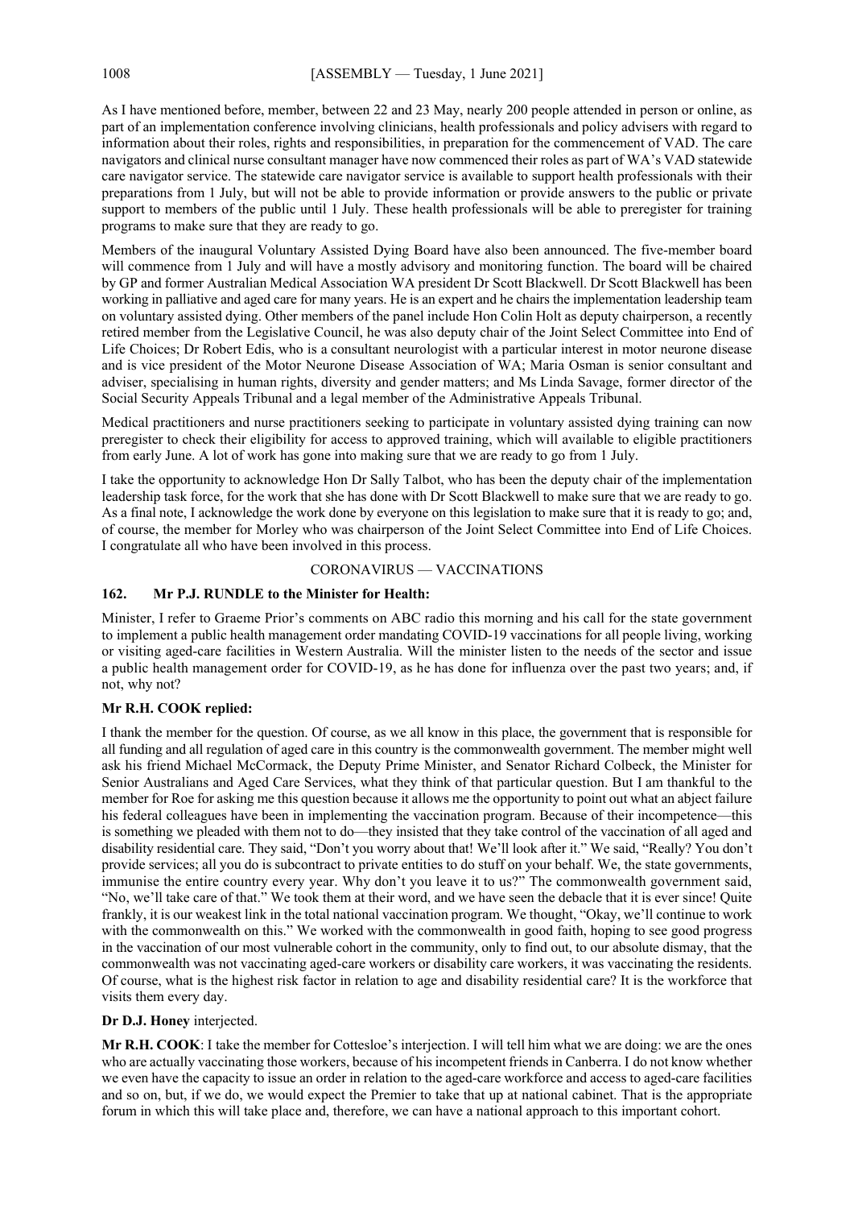As I have mentioned before, member, between 22 and 23 May, nearly 200 people attended in person or online, as part of an implementation conference involving clinicians, health professionals and policy advisers with regard to information about their roles, rights and responsibilities, in preparation for the commencement of VAD. The care navigators and clinical nurse consultant manager have now commenced their roles as part of WA's VAD statewide care navigator service. The statewide care navigator service is available to support health professionals with their preparations from 1 July, but will not be able to provide information or provide answers to the public or private support to members of the public until 1 July. These health professionals will be able to preregister for training programs to make sure that they are ready to go.

Members of the inaugural Voluntary Assisted Dying Board have also been announced. The five-member board will commence from 1 July and will have a mostly advisory and monitoring function. The board will be chaired by GP and former Australian Medical Association WA president Dr Scott Blackwell. Dr Scott Blackwell has been working in palliative and aged care for many years. He is an expert and he chairs the implementation leadership team on voluntary assisted dying. Other members of the panel include Hon Colin Holt as deputy chairperson, a recently retired member from the Legislative Council, he was also deputy chair of the Joint Select Committee into End of Life Choices; Dr Robert Edis, who is a consultant neurologist with a particular interest in motor neurone disease and is vice president of the Motor Neurone Disease Association of WA; Maria Osman is senior consultant and adviser, specialising in human rights, diversity and gender matters; and Ms Linda Savage, former director of the Social Security Appeals Tribunal and a legal member of the Administrative Appeals Tribunal.

Medical practitioners and nurse practitioners seeking to participate in voluntary assisted dying training can now preregister to check their eligibility for access to approved training, which will available to eligible practitioners from early June. A lot of work has gone into making sure that we are ready to go from 1 July.

I take the opportunity to acknowledge Hon Dr Sally Talbot, who has been the deputy chair of the implementation leadership task force, for the work that she has done with Dr Scott Blackwell to make sure that we are ready to go. As a final note, I acknowledge the work done by everyone on this legislation to make sure that it is ready to go; and, of course, the member for Morley who was chairperson of the Joint Select Committee into End of Life Choices. I congratulate all who have been involved in this process.

## CORONAVIRUS — VACCINATIONS

### 162. Mr P.J. RUNDLE to the Minister for Health:

Minister, I refer to Graeme Prior's comments on ABC radio this morning and his call for the state government to implement a public health management order mandating COVID-19 vaccinations for all people living, working or visiting aged-care facilities in Western Australia. Will the minister listen to the needs of the sector and issue a public health management order for COVID-19, as he has done for influenza over the past two years; and, if not, why not?

**Mr R.H. COOK replied:**

I thank the member for the question. Of course, as we all know in this place, the government that is responsible for all funding and all regulation of aged care in this country is the commonwealth government. The member might well ask his friend Michael McCormack, the Deputy Prime Minister, and Senator Richard Colbeck, the Minister for Senior Australians and Aged Care Services, what they think of that particular question. But I am thankful to the member for Roe for asking me this question because it allows me the opportunity to point out what an abject failure his federal colleagues have been in implementing the vaccination program. Because of their incompetence—this is something we pleaded with them not to do—they insisted that they take control of the vaccination of all aged and disability residential care. They said, "Don't you worry about that! We'll look after it." We said, "Really? You don't provide services; all you do is subcontract to private entities to do stuff on your behalf. We, the state governments, immunise the entire country every year. Why don't you leave it to us?" The commonwealth government said, "No, we'll take care of that." We took them at their word, and we have seen the debacle that it is ever since! Quite frankly, it is our weakest link in the total national vaccination program. We thought, "Okay, we'll continue to work with the commonwealth on this." We worked with the commonwealth in good faith, hoping to see good progress in the vaccination of our most vulnerable cohort in the community, only to find out, to our absolute dismay, that the commonwealth was not vaccinating aged-care workers or disability care workers, it was vaccinating the residents. Of course, what is the highest risk factor in relation to age and disability residential care? It is the workforce that visits them every day.

**Dr D.J. Honey** interjected.

**Mr R.H. COOK**: I take the member for Cottesloe's interjection. I will tell him what we are doing: we are the ones who are actually vaccinating those workers, because of his incompetent friends in Canberra. I do not know whether we even have the capacity to issue an order in relation to the aged-care workforce and access to aged-care facilities and so on, but, if we do, we would expect the Premier to take that up at national cabinet. That is the appropriate forum in which this will take place and, therefore, we can have a national approach to this important cohort.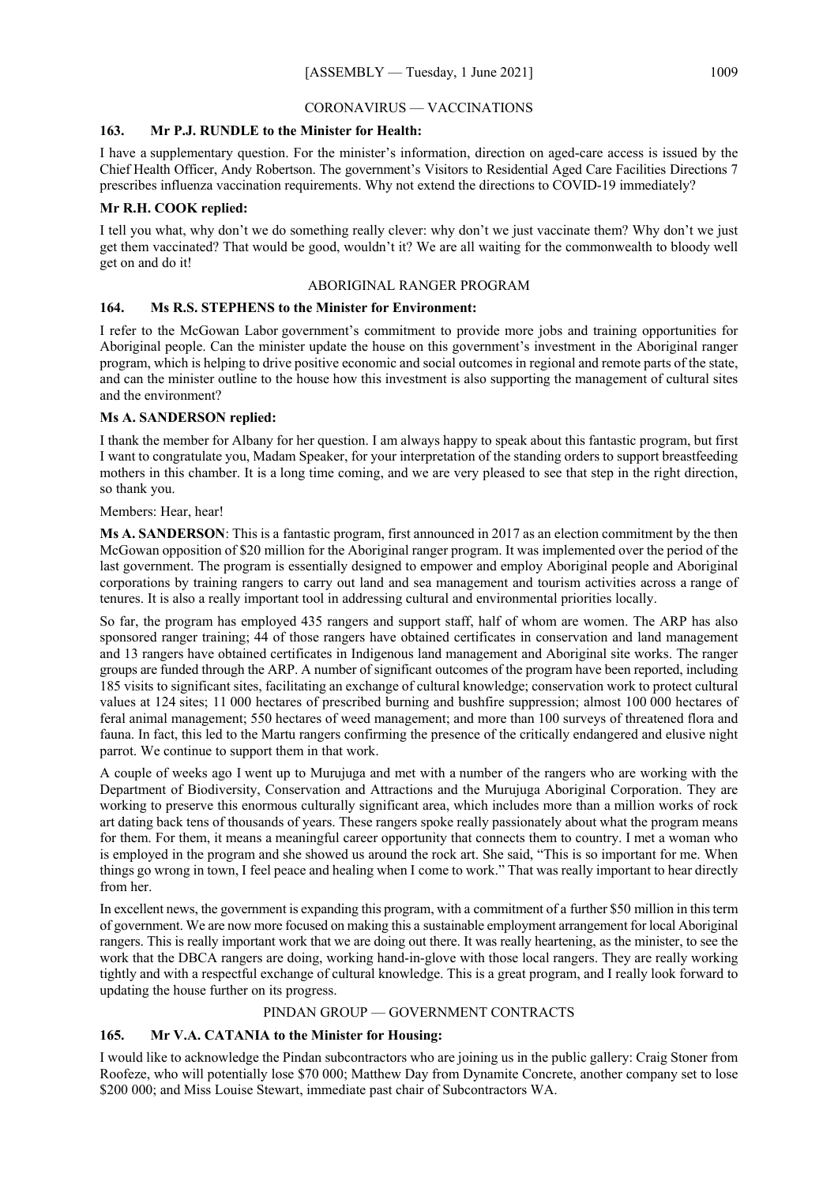## CORONAVIRUS — VACCINATIONS

### 163. Mr P.J. RUNDLE to the Minister for Health:

I have a supplementary question. For the minister's information, direction on aged-care access is issued by the Chief Health Officer, Andy Robertson. The government's Visitors to Residential Aged Care Facilities Directions 7 prescribes influenza vaccination requirements. Why not extend the directions to COVID-19 immediately?

**Mr R.H. COOK replied:**

I tell you what, why don't we do something really clever: why don't we just vaccinate them? Why don't we just get them vaccinated? That would be good, wouldn't it? We are all waiting for the commonwealth to bloody well get on and do it!

## ABORIGINAL RANGER PROGRAM

### 164. Ms R.S. STEPHENS to the Minister for Environment:

I refer to the McGowan Labor government's commitment to provide more jobs and training opportunities for Aboriginal people. Can the minister update the house on this government's investment in the Aboriginal ranger program, which is helping to drive positive economic and social outcomes in regional and remote parts of the state, and can the minister outline to the house how this investment is also supporting the management of cultural sites and the environment?

**Ms A. SANDERSON replied:**

I thank the member for Albany for her question. I am always happy to speak about this fantastic program, but first I want to congratulate you, Madam Speaker, for your interpretation of the standing orders to support breastfeeding mothers in this chamber. It is a long time coming, and we are very pleased to see that step in the right direction, so thank you.

Members: Hear, hear!

**Ms A. SANDERSON**: This is a fantastic program, first announced in 2017 as an election commitment by the then McGowan opposition of $20 million for the Aboriginal ranger program. It was implemented over the period of the last government. The program is essentially designed to empower and employ Aboriginal people and Aboriginal corporations by training rangers to carry out land and sea management and tourism activities across a range of tenures. It is also a really important tool in addressing cultural and environmental priorities locally.

So far, the program has employed 435 rangers and support staff, half of whom are women. The ARP has also sponsored ranger training; 44 of those rangers have obtained certificates in conservation and land management and 13 rangers have obtained certificates in Indigenous land management and Aboriginal site works. The ranger groups are funded through the ARP. A number of significant outcomes of the program have been reported, including 185 visits to significant sites, facilitating an exchange of cultural knowledge; conservation work to protect cultural values at 124 sites; 11 000 hectares of prescribed burning and bushfire suppression; almost 100 000 hectares of feral animal management; 550 hectares of weed management; and more than 100 surveys of threatened flora and fauna. In fact, this led to the Martu rangers confirming the presence of the critically endangered and elusive night parrot. We continue to support them in that work.

A couple of weeks ago I went up to Murujuga and met with a number of the rangers who are working with the Department of Biodiversity, Conservation and Attractions and the Murujuga Aboriginal Corporation. They are working to preserve this enormous culturally significant area, which includes more than a million works of rock art dating back tens of thousands of years. These rangers spoke really passionately about what the program means for them. For them, it means a meaningful career opportunity that connects them to country. I met a woman who is employed in the program and she showed us around the rock art. She said, "This is so important for me. When things go wrong in town, I feel peace and healing when I come to work." That was really important to hear directly from her.

In excellent news, the government is expanding this program, with a commitment of a further $50 million in this term of government. We are now more focused on making this a sustainable employment arrangement for local Aboriginal rangers. This is really important work that we are doing out there. It was really heartening, as the minister, to see the work that the DBCA rangers are doing, working hand-in-glove with those local rangers. They are really working tightly and with a respectful exchange of cultural knowledge. This is a great program, and I really look forward to updating the house further on its progress.

## PINDAN GROUP — GOVERNMENT CONTRACTS

### 165. Mr V.A. CATANIA to the Minister for Housing:

I would like to acknowledge the Pindan subcontractors who are joining us in the public gallery: Craig Stoner from Roofeze, who will potentially lose $70 000; Matthew Day from Dynamite Concrete, another company set to lose $200 000; and Miss Louise Stewart, immediate past chair of Subcontractors WA.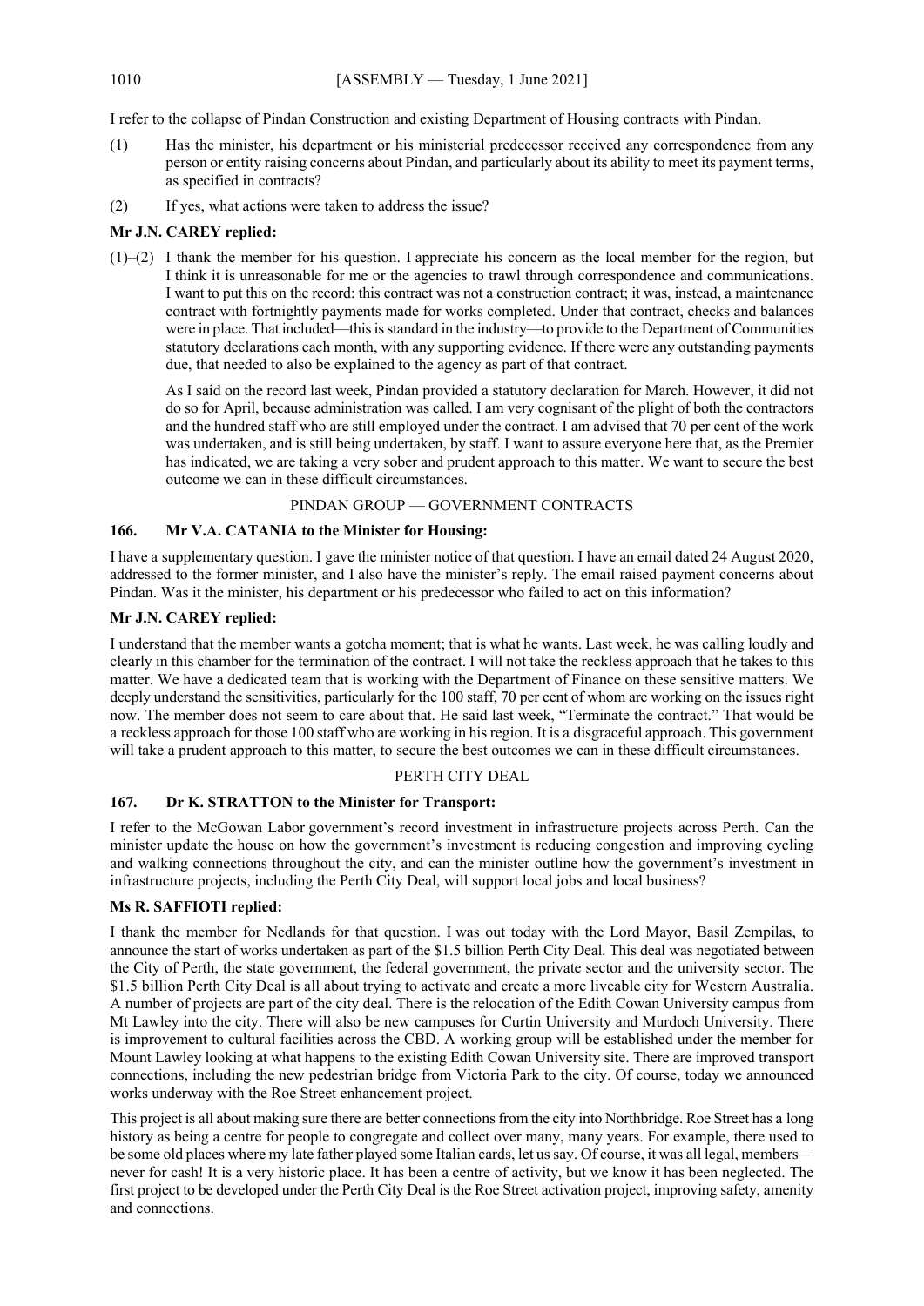I refer to the collapse of Pindan Construction and existing Department of Housing contracts with Pindan.

(1) Has the minister, his department or his ministerial predecessor received any correspondence from any person or entity raising concerns about Pindan, and particularly about its ability to meet its payment terms, as specified in contracts?

(2) If yes, what actions were taken to address the issue?

**Mr J.N. CAREY replied:**

(1)–(2) I thank the member for his question. I appreciate his concern as the local member for the region, but I think it is unreasonable for me or the agencies to trawl through correspondence and communications. I want to put this on the record: this contract was not a construction contract; it was, instead, a maintenance contract with fortnightly payments made for works completed. Under that contract, checks and balances were in place. That included—this is standard in the industry—to provide to the Department of Communities statutory declarations each month, with any supporting evidence. If there were any outstanding payments due, that needed to also be explained to the agency as part of that contract.

As I said on the record last week, Pindan provided a statutory declaration for March. However, it did not do so for April, because administration was called. I am very cognisant of the plight of both the contractors and the hundred staff who are still employed under the contract. I am advised that 70 per cent of the work was undertaken, and is still being undertaken, by staff. I want to assure everyone here that, as the Premier has indicated, we are taking a very sober and prudent approach to this matter. We want to secure the best outcome we can in these difficult circumstances.

PINDAN GROUP — GOVERNMENT CONTRACTS

### 166. Mr V.A. CATANIA to the Minister for Housing:

I have a supplementary question. I gave the minister notice of that question. I have an email dated 24 August 2020, addressed to the former minister, and I also have the minister's reply. The email raised payment concerns about Pindan. Was it the minister, his department or his predecessor who failed to act on this information?

**Mr J.N. CAREY replied:**

I understand that the member wants a gotcha moment; that is what he wants. Last week, he was calling loudly and clearly in this chamber for the termination of the contract. I will not take the reckless approach that he takes to this matter. We have a dedicated team that is working with the Department of Finance on these sensitive matters. We deeply understand the sensitivities, particularly for the 100 staff, 70 per cent of whom are working on the issues right now. The member does not seem to care about that. He said last week, "Terminate the contract." That would be a reckless approach for those 100 staff who are working in his region. It is a disgraceful approach. This government will take a prudent approach to this matter, to secure the best outcomes we can in these difficult circumstances.

PERTH CITY DEAL

### 167. Dr K. STRATTON to the Minister for Transport:

I refer to the McGowan Labor government's record investment in infrastructure projects across Perth. Can the minister update the house on how the government's investment is reducing congestion and improving cycling and walking connections throughout the city, and can the minister outline how the government's investment in infrastructure projects, including the Perth City Deal, will support local jobs and local business?

**Ms R. SAFFIOTI replied:**

I thank the member for Nedlands for that question. I was out today with the Lord Mayor, Basil Zempilas, to announce the start of works undertaken as part of the $1.5 billion Perth City Deal. This deal was negotiated between the City of Perth, the state government, the federal government, the private sector and the university sector. The $1.5 billion Perth City Deal is all about trying to activate and create a more liveable city for Western Australia. A number of projects are part of the city deal. There is the relocation of the Edith Cowan University campus from Mt Lawley into the city. There will also be new campuses for Curtin University and Murdoch University. There is improvement to cultural facilities across the CBD. A working group will be established under the member for Mount Lawley looking at what happens to the existing Edith Cowan University site. There are improved transport connections, including the new pedestrian bridge from Victoria Park to the city. Of course, today we announced works underway with the Roe Street enhancement project.

This project is all about making sure there are better connections from the city into Northbridge. Roe Street has a long history as being a centre for people to congregate and collect over many, many years. For example, there used to be some old places where my late father played some Italian cards, let us say. Of course, it was all legal, members—never for cash! It is a very historic place. It has been a centre of activity, but we know it has been neglected. The first project to be developed under the Perth City Deal is the Roe Street activation project, improving safety, amenity and connections.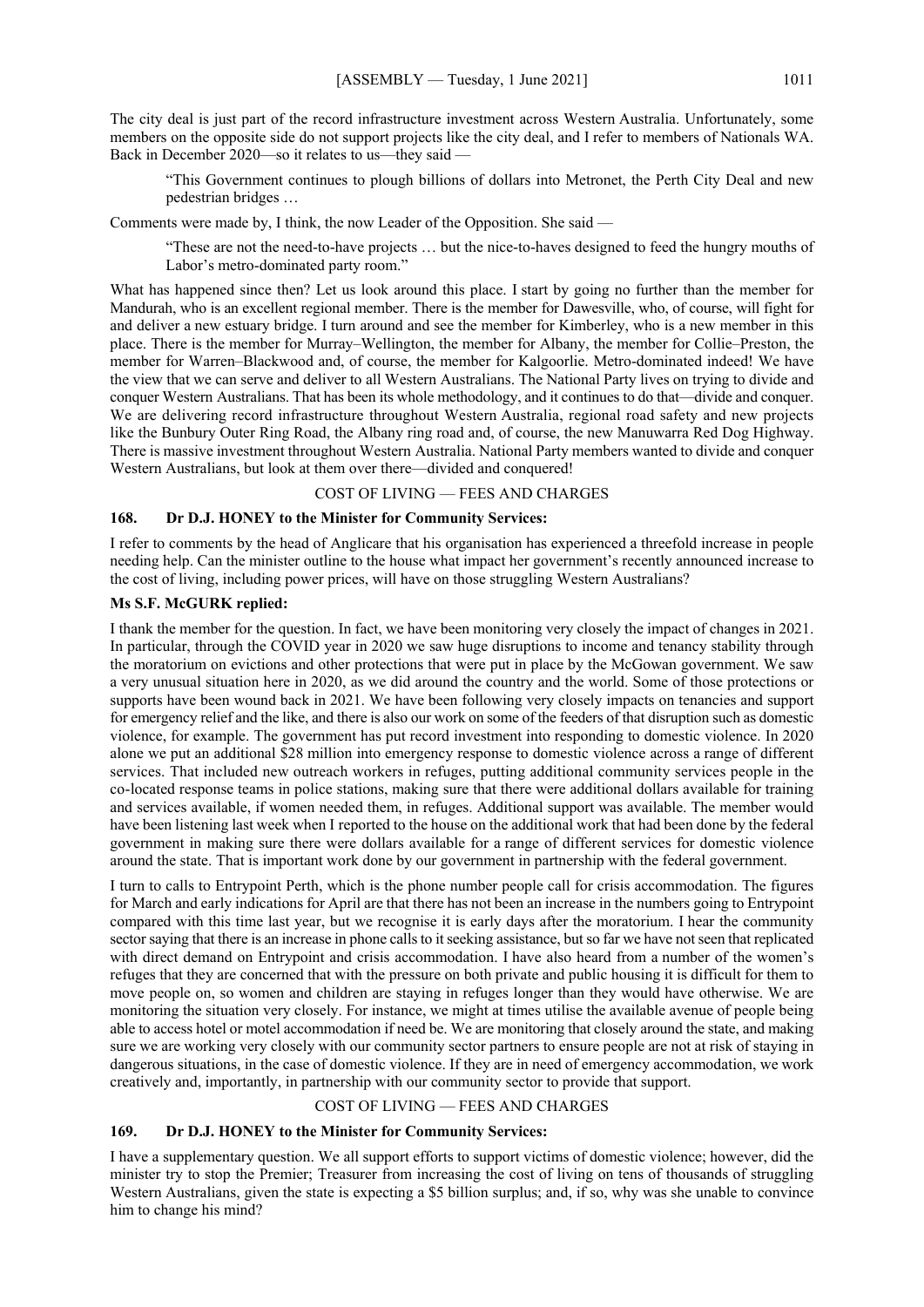The city deal is just part of the record infrastructure investment across Western Australia. Unfortunately, some members on the opposite side do not support projects like the city deal, and I refer to members of Nationals WA. Back in December 2020—so it relates to us—they said —

> "This Government continues to plough billions of dollars into Metronet, the Perth City Deal and new pedestrian bridges …

Comments were made by, I think, the now Leader of the Opposition. She said —

> "These are not the need-to-have projects … but the nice-to-haves designed to feed the hungry mouths of Labor's metro-dominated party room."

What has happened since then? Let us look around this place. I start by going no further than the member for Mandurah, who is an excellent regional member. There is the member for Dawesville, who, of course, will fight for and deliver a new estuary bridge. I turn around and see the member for Kimberley, who is a new member in this place. There is the member for Murray–Wellington, the member for Albany, the member for Collie–Preston, the member for Warren–Blackwood and, of course, the member for Kalgoorlie. Metro-dominated indeed! We have the view that we can serve and deliver to all Western Australians. The National Party lives on trying to divide and conquer Western Australians. That has been its whole methodology, and it continues to do that—divide and conquer. We are delivering record infrastructure throughout Western Australia, regional road safety and new projects like the Bunbury Outer Ring Road, the Albany ring road and, of course, the new Manuwarra Red Dog Highway. There is massive investment throughout Western Australia. National Party members wanted to divide and conquer Western Australians, but look at them over there—divided and conquered!

## COST OF LIVING — FEES AND CHARGES

### 168. Dr D.J. HONEY to the Minister for Community Services:

I refer to comments by the head of Anglicare that his organisation has experienced a threefold increase in people needing help. Can the minister outline to the house what impact her government's recently announced increase to the cost of living, including power prices, will have on those struggling Western Australians?

**Ms S.F. McGURK replied:**

I thank the member for the question. In fact, we have been monitoring very closely the impact of changes in 2021. In particular, through the COVID year in 2020 we saw huge disruptions to income and tenancy stability through the moratorium on evictions and other protections that were put in place by the McGowan government. We saw a very unusual situation here in 2020, as we did around the country and the world. Some of those protections or supports have been wound back in 2021. We have been following very closely impacts on tenancies and support for emergency relief and the like, and there is also our work on some of the feeders of that disruption such as domestic violence, for example. The government has put record investment into responding to domestic violence. In 2020 alone we put an additional $28 million into emergency response to domestic violence across a range of different services. That included new outreach workers in refuges, putting additional community services people in the co-located response teams in police stations, making sure that there were additional dollars available for training and services available, if women needed them, in refuges. Additional support was available. The member would have been listening last week when I reported to the house on the additional work that had been done by the federal government in making sure there were dollars available for a range of different services for domestic violence around the state. That is important work done by our government in partnership with the federal government.

I turn to calls to Entrypoint Perth, which is the phone number people call for crisis accommodation. The figures for March and early indications for April are that there has not been an increase in the numbers going to Entrypoint compared with this time last year, but we recognise it is early days after the moratorium. I hear the community sector saying that there is an increase in phone calls to it seeking assistance, but so far we have not seen that replicated with direct demand on Entrypoint and crisis accommodation. I have also heard from a number of the women's refuges that they are concerned that with the pressure on both private and public housing it is difficult for them to move people on, so women and children are staying in refuges longer than they would have otherwise. We are monitoring the situation very closely. For instance, we might at times utilise the available avenue of people being able to access hotel or motel accommodation if need be. We are monitoring that closely around the state, and making sure we are working very closely with our community sector partners to ensure people are not at risk of staying in dangerous situations, in the case of domestic violence. If they are in need of emergency accommodation, we work creatively and, importantly, in partnership with our community sector to provide that support.

## COST OF LIVING — FEES AND CHARGES

### 169. Dr D.J. HONEY to the Minister for Community Services:

I have a supplementary question. We all support efforts to support victims of domestic violence; however, did the minister try to stop the Premier; Treasurer from increasing the cost of living on tens of thousands of struggling Western Australians, given the state is expecting a $5 billion surplus; and, if so, why was she unable to convince him to change his mind?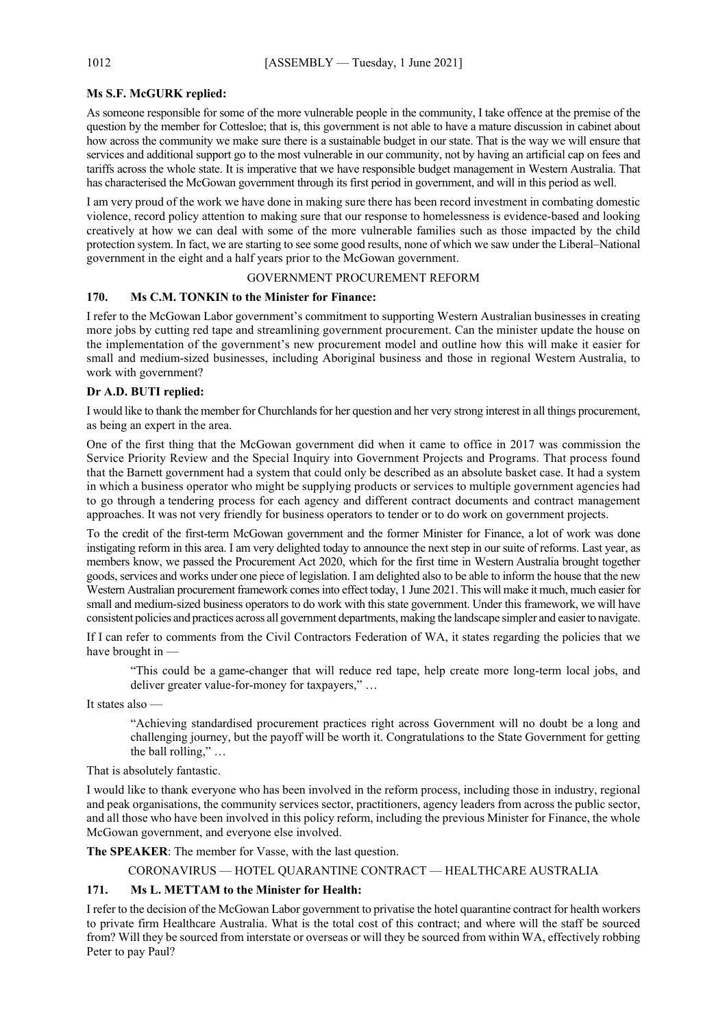**Ms S.F. McGURK replied:**

As someone responsible for some of the more vulnerable people in the community, I take offence at the premise of the question by the member for Cottesloe; that is, this government is not able to have a mature discussion in cabinet about how across the community we make sure there is a sustainable budget in our state. That is the way we will ensure that services and additional support go to the most vulnerable in our community, not by having an artificial cap on fees and tariffs across the whole state. It is imperative that we have responsible budget management in Western Australia. That has characterised the McGowan government through its first period in government, and will in this period as well.

I am very proud of the work we have done in making sure there has been record investment in combating domestic violence, record policy attention to making sure that our response to homelessness is evidence-based and looking creatively at how we can deal with some of the more vulnerable families such as those impacted by the child protection system. In fact, we are starting to see some good results, none of which we saw under the Liberal–National government in the eight and a half years prior to the McGowan government.

GOVERNMENT PROCUREMENT REFORM

**170. Ms C.M. TONKIN to the Minister for Finance:**

I refer to the McGowan Labor government's commitment to supporting Western Australian businesses in creating more jobs by cutting red tape and streamlining government procurement. Can the minister update the house on the implementation of the government's new procurement model and outline how this will make it easier for small and medium-sized businesses, including Aboriginal business and those in regional Western Australia, to work with government?

**Dr A.D. BUTI replied:**

I would like to thank the member for Churchlands for her question and her very strong interest in all things procurement, as being an expert in the area.

One of the first thing that the McGowan government did when it came to office in 2017 was commission the Service Priority Review and the Special Inquiry into Government Projects and Programs. That process found that the Barnett government had a system that could only be described as an absolute basket case. It had a system in which a business operator who might be supplying products or services to multiple government agencies had to go through a tendering process for each agency and different contract documents and contract management approaches. It was not very friendly for business operators to tender or to do work on government projects.

To the credit of the first-term McGowan government and the former Minister for Finance, a lot of work was done instigating reform in this area. I am very delighted today to announce the next step in our suite of reforms. Last year, as members know, we passed the Procurement Act 2020, which for the first time in Western Australia brought together goods, services and works under one piece of legislation. I am delighted also to be able to inform the house that the new Western Australian procurement framework comes into effect today, 1 June 2021. This will make it much, much easier for small and medium-sized business operators to do work with this state government. Under this framework, we will have consistent policies and practices across all government departments, making the landscape simpler and easier to navigate.

If I can refer to comments from the Civil Contractors Federation of WA, it states regarding the policies that we have brought in —

> "This could be a game-changer that will reduce red tape, help create more long-term local jobs, and deliver greater value-for-money for taxpayers," …

It states also —

> "Achieving standardised procurement practices right across Government will no doubt be a long and challenging journey, but the payoff will be worth it. Congratulations to the State Government for getting the ball rolling," …

That is absolutely fantastic.

I would like to thank everyone who has been involved in the reform process, including those in industry, regional and peak organisations, the community services sector, practitioners, agency leaders from across the public sector, and all those who have been involved in this policy reform, including the previous Minister for Finance, the whole McGowan government, and everyone else involved.

**The SPEAKER**: The member for Vasse, with the last question.

CORONAVIRUS — HOTEL QUARANTINE CONTRACT — HEALTHCARE AUSTRALIA

**171. Ms L. METTAM to the Minister for Health:**

I refer to the decision of the McGowan Labor government to privatise the hotel quarantine contract for health workers to private firm Healthcare Australia. What is the total cost of this contract; and where will the staff be sourced from? Will they be sourced from interstate or overseas or will they be sourced from within WA, effectively robbing Peter to pay Paul?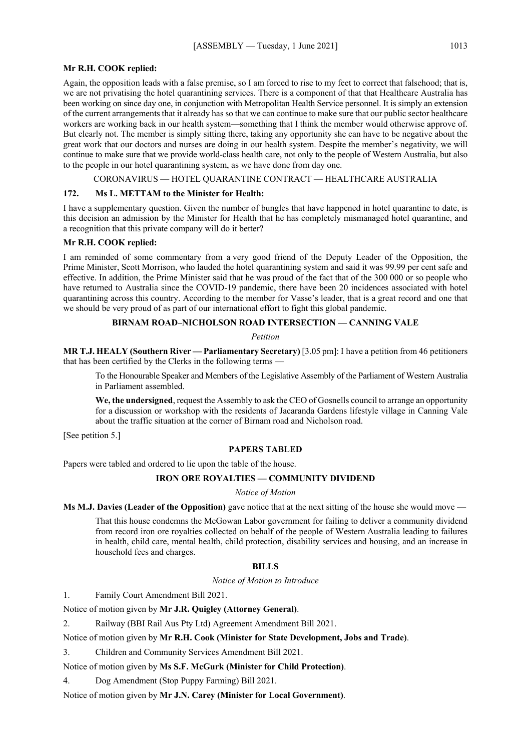**Mr R.H. COOK replied:**

Again, the opposition leads with a false premise, so I am forced to rise to my feet to correct that falsehood; that is, we are not privatising the hotel quarantining services. There is a component of that that Healthcare Australia has been working on since day one, in conjunction with Metropolitan Health Service personnel. It is simply an extension of the current arrangements that it already has so that we can continue to make sure that our public sector healthcare workers are working back in our health system—something that I think the member would otherwise approve of. But clearly not. The member is simply sitting there, taking any opportunity she can have to be negative about the great work that our doctors and nurses are doing in our health system. Despite the member's negativity, we will continue to make sure that we provide world-class health care, not only to the people of Western Australia, but also to the people in our hotel quarantining system, as we have done from day one.

CORONAVIRUS — HOTEL QUARANTINE CONTRACT — HEALTHCARE AUSTRALIA

**172. Ms L. METTAM to the Minister for Health:**

I have a supplementary question. Given the number of bungles that have happened in hotel quarantine to date, is this decision an admission by the Minister for Health that he has completely mismanaged hotel quarantine, and a recognition that this private company will do it better?

**Mr R.H. COOK replied:**

I am reminded of some commentary from a very good friend of the Deputy Leader of the Opposition, the Prime Minister, Scott Morrison, who lauded the hotel quarantining system and said it was 99.99 per cent safe and effective. In addition, the Prime Minister said that he was proud of the fact that of the 300 000 or so people who have returned to Australia since the COVID-19 pandemic, there have been 20 incidences associated with hotel quarantining across this country. According to the member for Vasse's leader, that is a great record and one that we should be very proud of as part of our international effort to fight this global pandemic.

## BIRNAM ROAD–NICHOLSON ROAD INTERSECTION — CANNING VALE

*Petition*

**MR T.J. HEALY (Southern River — Parliamentary Secretary)** [3.05 pm]: I have a petition from 46 petitioners that has been certified by the Clerks in the following terms —

> To the Honourable Speaker and Members of the Legislative Assembly of the Parliament of Western Australia in Parliament assembled.
>
> **We, the undersigned**, request the Assembly to ask the CEO of Gosnells council to arrange an opportunity for a discussion or workshop with the residents of Jacaranda Gardens lifestyle village in Canning Vale about the traffic situation at the corner of Birnam road and Nicholson road.

[See petition 5.]

## PAPERS TABLED

Papers were tabled and ordered to lie upon the table of the house.

## IRON ORE ROYALTIES — COMMUNITY DIVIDEND

*Notice of Motion*

**Ms M.J. Davies (Leader of the Opposition)** gave notice that at the next sitting of the house she would move —

> That this house condemns the McGowan Labor government for failing to deliver a community dividend from record iron ore royalties collected on behalf of the people of Western Australia leading to failures in health, child care, mental health, child protection, disability services and housing, and an increase in household fees and charges.

## BILLS

*Notice of Motion to Introduce*

1. Family Court Amendment Bill 2021.

Notice of motion given by **Mr J.R. Quigley (Attorney General)**.

2. Railway (BBI Rail Aus Pty Ltd) Agreement Amendment Bill 2021.

Notice of motion given by **Mr R.H. Cook (Minister for State Development, Jobs and Trade)**.

3. Children and Community Services Amendment Bill 2021.

Notice of motion given by **Ms S.F. McGurk (Minister for Child Protection)**.

4. Dog Amendment (Stop Puppy Farming) Bill 2021.

Notice of motion given by **Mr J.N. Carey (Minister for Local Government)**.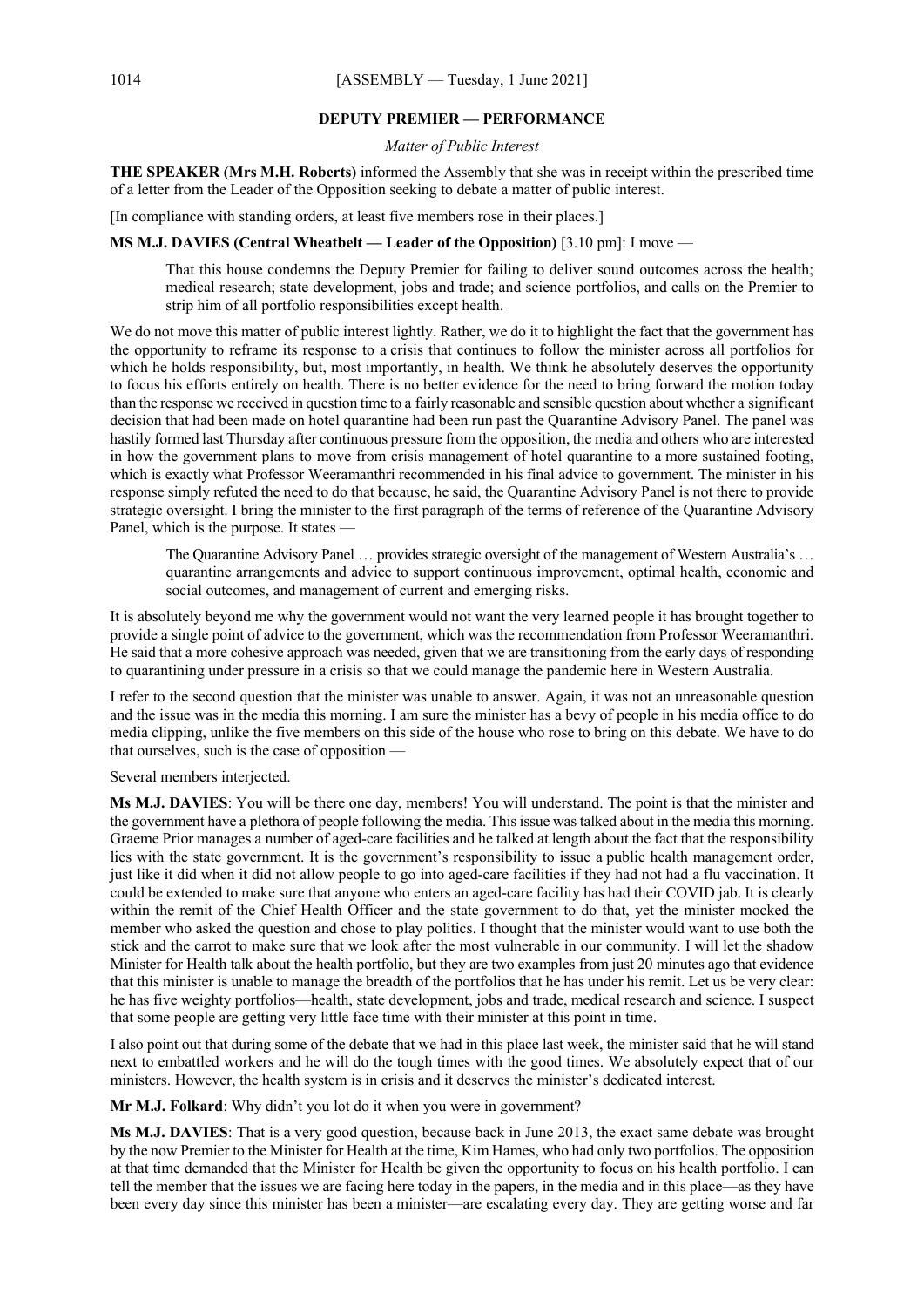## DEPUTY PREMIER — PERFORMANCE

*Matter of Public Interest*

**THE SPEAKER (Mrs M.H. Roberts)** informed the Assembly that she was in receipt within the prescribed time of a letter from the Leader of the Opposition seeking to debate a matter of public interest.

[In compliance with standing orders, at least five members rose in their places.]

**MS M.J. DAVIES (Central Wheatbelt — Leader of the Opposition)** [3.10 pm]: I move —

> That this house condemns the Deputy Premier for failing to deliver sound outcomes across the health; medical research; state development, jobs and trade; and science portfolios, and calls on the Premier to strip him of all portfolio responsibilities except health.

We do not move this matter of public interest lightly. Rather, we do it to highlight the fact that the government has the opportunity to reframe its response to a crisis that continues to follow the minister across all portfolios for which he holds responsibility, but, most importantly, in health. We think he absolutely deserves the opportunity to focus his efforts entirely on health. There is no better evidence for the need to bring forward the motion today than the response we received in question time to a fairly reasonable and sensible question about whether a significant decision that had been made on hotel quarantine had been run past the Quarantine Advisory Panel. The panel was hastily formed last Thursday after continuous pressure from the opposition, the media and others who are interested in how the government plans to move from crisis management of hotel quarantine to a more sustained footing, which is exactly what Professor Weeramanthri recommended in his final advice to government. The minister in his response simply refuted the need to do that because, he said, the Quarantine Advisory Panel is not there to provide strategic oversight. I bring the minister to the first paragraph of the terms of reference of the Quarantine Advisory Panel, which is the purpose. It states —

> The Quarantine Advisory Panel … provides strategic oversight of the management of Western Australia's … quarantine arrangements and advice to support continuous improvement, optimal health, economic and social outcomes, and management of current and emerging risks.

It is absolutely beyond me why the government would not want the very learned people it has brought together to provide a single point of advice to the government, which was the recommendation from Professor Weeramanthri. He said that a more cohesive approach was needed, given that we are transitioning from the early days of responding to quarantining under pressure in a crisis so that we could manage the pandemic here in Western Australia.

I refer to the second question that the minister was unable to answer. Again, it was not an unreasonable question and the issue was in the media this morning. I am sure the minister has a bevy of people in his media office to do media clipping, unlike the five members on this side of the house who rose to bring on this debate. We have to do that ourselves, such is the case of opposition —

Several members interjected.

**Ms M.J. DAVIES**: You will be there one day, members! You will understand. The point is that the minister and the government have a plethora of people following the media. This issue was talked about in the media this morning. Graeme Prior manages a number of aged-care facilities and he talked at length about the fact that the responsibility lies with the state government. It is the government's responsibility to issue a public health management order, just like it did when it did not allow people to go into aged-care facilities if they had not had a flu vaccination. It could be extended to make sure that anyone who enters an aged-care facility has had their COVID jab. It is clearly within the remit of the Chief Health Officer and the state government to do that, yet the minister mocked the member who asked the question and chose to play politics. I thought that the minister would want to use both the stick and the carrot to make sure that we look after the most vulnerable in our community. I will let the shadow Minister for Health talk about the health portfolio, but they are two examples from just 20 minutes ago that evidence that this minister is unable to manage the breadth of the portfolios that he has under his remit. Let us be very clear: he has five weighty portfolios—health, state development, jobs and trade, medical research and science. I suspect that some people are getting very little face time with their minister at this point in time.

I also point out that during some of the debate that we had in this place last week, the minister said that he will stand next to embattled workers and he will do the tough times with the good times. We absolutely expect that of our ministers. However, the health system is in crisis and it deserves the minister's dedicated interest.

**Mr M.J. Folkard**: Why didn't you lot do it when you were in government?

**Ms M.J. DAVIES**: That is a very good question, because back in June 2013, the exact same debate was brought by the now Premier to the Minister for Health at the time, Kim Hames, who had only two portfolios. The opposition at that time demanded that the Minister for Health be given the opportunity to focus on his health portfolio. I can tell the member that the issues we are facing here today in the papers, in the media and in this place—as they have been every day since this minister has been a minister—are escalating every day. They are getting worse and far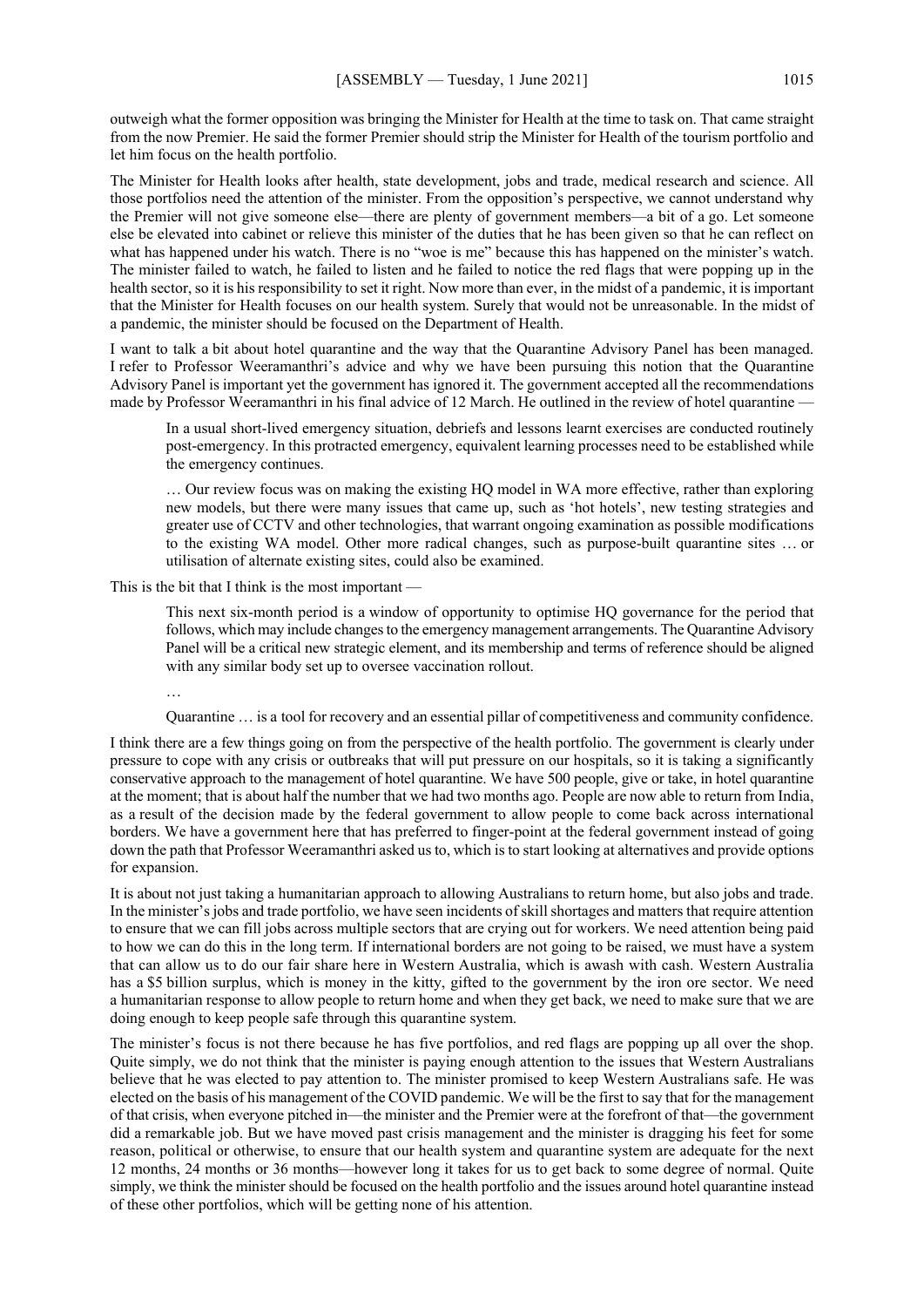outweigh what the former opposition was bringing the Minister for Health at the time to task on. That came straight from the now Premier. He said the former Premier should strip the Minister for Health of the tourism portfolio and let him focus on the health portfolio.

The Minister for Health looks after health, state development, jobs and trade, medical research and science. All those portfolios need the attention of the minister. From the opposition's perspective, we cannot understand why the Premier will not give someone else—there are plenty of government members—a bit of a go. Let someone else be elevated into cabinet or relieve this minister of the duties that he has been given so that he can reflect on what has happened under his watch. There is no "woe is me" because this has happened on the minister's watch. The minister failed to watch, he failed to listen and he failed to notice the red flags that were popping up in the health sector, so it is his responsibility to set it right. Now more than ever, in the midst of a pandemic, it is important that the Minister for Health focuses on our health system. Surely that would not be unreasonable. In the midst of a pandemic, the minister should be focused on the Department of Health.

I want to talk a bit about hotel quarantine and the way that the Quarantine Advisory Panel has been managed. I refer to Professor Weeramanthri's advice and why we have been pursuing this notion that the Quarantine Advisory Panel is important yet the government has ignored it. The government accepted all the recommendations made by Professor Weeramanthri in his final advice of 12 March. He outlined in the review of hotel quarantine —

> In a usual short-lived emergency situation, debriefs and lessons learnt exercises are conducted routinely post-emergency. In this protracted emergency, equivalent learning processes need to be established while the emergency continues.
>
> … Our review focus was on making the existing HQ model in WA more effective, rather than exploring new models, but there were many issues that came up, such as 'hot hotels', new testing strategies and greater use of CCTV and other technologies, that warrant ongoing examination as possible modifications to the existing WA model. Other more radical changes, such as purpose-built quarantine sites … or utilisation of alternate existing sites, could also be examined.

This is the bit that I think is the most important —

> This next six-month period is a window of opportunity to optimise HQ governance for the period that follows, which may include changes to the emergency management arrangements. The Quarantine Advisory Panel will be a critical new strategic element, and its membership and terms of reference should be aligned with any similar body set up to oversee vaccination rollout.
>
> …
>
> Quarantine … is a tool for recovery and an essential pillar of competitiveness and community confidence.

I think there are a few things going on from the perspective of the health portfolio. The government is clearly under pressure to cope with any crisis or outbreaks that will put pressure on our hospitals, so it is taking a significantly conservative approach to the management of hotel quarantine. We have 500 people, give or take, in hotel quarantine at the moment; that is about half the number that we had two months ago. People are now able to return from India, as a result of the decision made by the federal government to allow people to come back across international borders. We have a government here that has preferred to finger-point at the federal government instead of going down the path that Professor Weeramanthri asked us to, which is to start looking at alternatives and provide options for expansion.

It is about not just taking a humanitarian approach to allowing Australians to return home, but also jobs and trade. In the minister's jobs and trade portfolio, we have seen incidents of skill shortages and matters that require attention to ensure that we can fill jobs across multiple sectors that are crying out for workers. We need attention being paid to how we can do this in the long term. If international borders are not going to be raised, we must have a system that can allow us to do our fair share here in Western Australia, which is awash with cash. Western Australia has a $5 billion surplus, which is money in the kitty, gifted to the government by the iron ore sector. We need a humanitarian response to allow people to return home and when they get back, we need to make sure that we are doing enough to keep people safe through this quarantine system.

The minister's focus is not there because he has five portfolios, and red flags are popping up all over the shop. Quite simply, we do not think that the minister is paying enough attention to the issues that Western Australians believe that he was elected to pay attention to. The minister promised to keep Western Australians safe. He was elected on the basis of his management of the COVID pandemic. We will be the first to say that for the management of that crisis, when everyone pitched in—the minister and the Premier were at the forefront of that—the government did a remarkable job. But we have moved past crisis management and the minister is dragging his feet for some reason, political or otherwise, to ensure that our health system and quarantine system are adequate for the next 12 months, 24 months or 36 months—however long it takes for us to get back to some degree of normal. Quite simply, we think the minister should be focused on the health portfolio and the issues around hotel quarantine instead of these other portfolios, which will be getting none of his attention.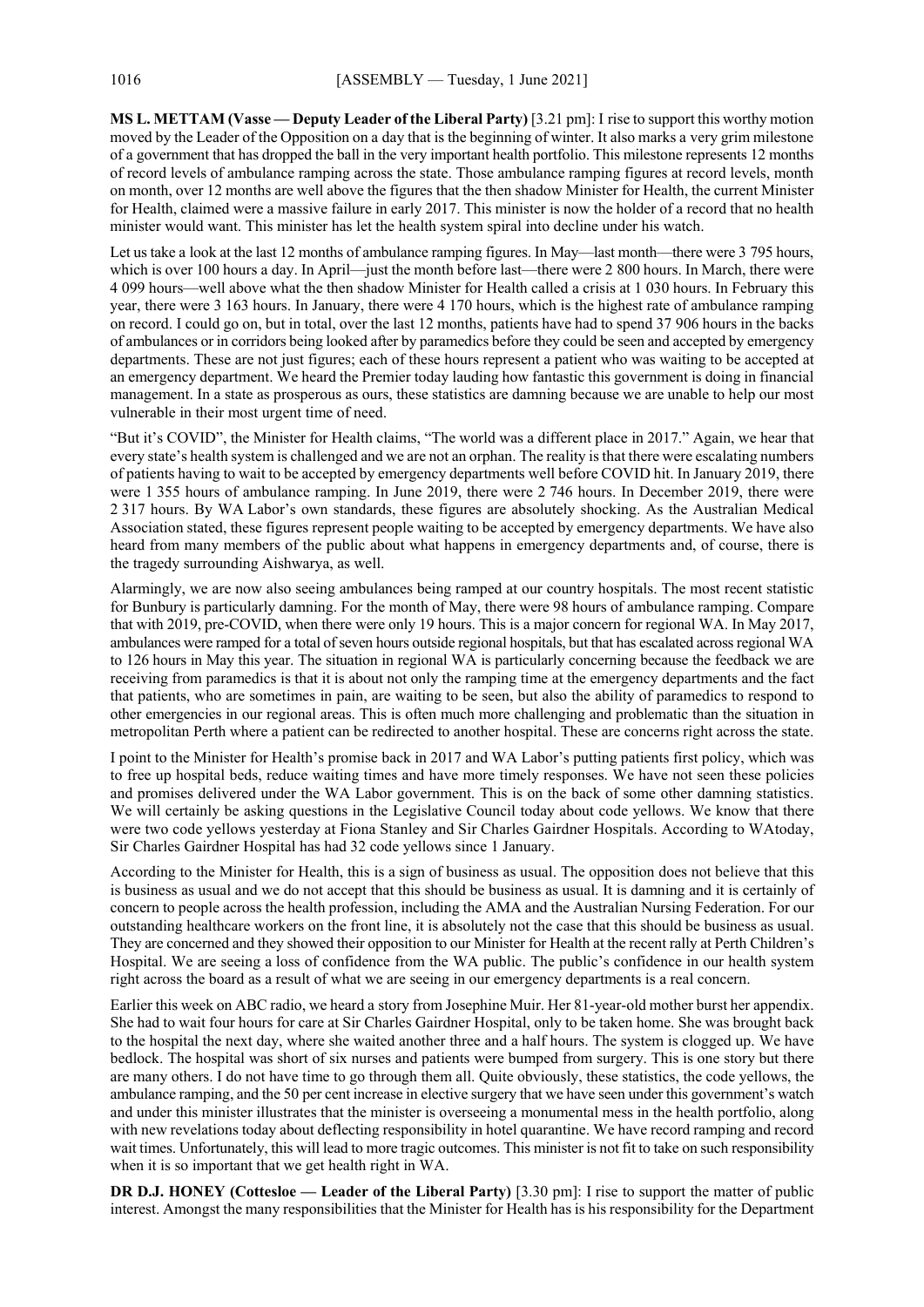**MS L. METTAM (Vasse — Deputy Leader of the Liberal Party)** [3.21 pm]: I rise to support this worthy motion moved by the Leader of the Opposition on a day that is the beginning of winter. It also marks a very grim milestone of a government that has dropped the ball in the very important health portfolio. This milestone represents 12 months of record levels of ambulance ramping across the state. Those ambulance ramping figures at record levels, month on month, over 12 months are well above the figures that the then shadow Minister for Health, the current Minister for Health, claimed were a massive failure in early 2017. This minister is now the holder of a record that no health minister would want. This minister has let the health system spiral into decline under his watch.

Let us take a look at the last 12 months of ambulance ramping figures. In May—last month—there were 3 795 hours, which is over 100 hours a day. In April—just the month before last—there were 2 800 hours. In March, there were 4 099 hours—well above what the then shadow Minister for Health called a crisis at 1 030 hours. In February this year, there were 3 163 hours. In January, there were 4 170 hours, which is the highest rate of ambulance ramping on record. I could go on, but in total, over the last 12 months, patients have had to spend 37 906 hours in the backs of ambulances or in corridors being looked after by paramedics before they could be seen and accepted by emergency departments. These are not just figures; each of these hours represent a patient who was waiting to be accepted at an emergency department. We heard the Premier today lauding how fantastic this government is doing in financial management. In a state as prosperous as ours, these statistics are damning because we are unable to help our most vulnerable in their most urgent time of need.

"But it's COVID", the Minister for Health claims, "The world was a different place in 2017." Again, we hear that every state's health system is challenged and we are not an orphan. The reality is that there were escalating numbers of patients having to wait to be accepted by emergency departments well before COVID hit. In January 2019, there were 1 355 hours of ambulance ramping. In June 2019, there were 2 746 hours. In December 2019, there were 2 317 hours. By WA Labor's own standards, these figures are absolutely shocking. As the Australian Medical Association stated, these figures represent people waiting to be accepted by emergency departments. We have also heard from many members of the public about what happens in emergency departments and, of course, there is the tragedy surrounding Aishwarya, as well.

Alarmingly, we are now also seeing ambulances being ramped at our country hospitals. The most recent statistic for Bunbury is particularly damning. For the month of May, there were 98 hours of ambulance ramping. Compare that with 2019, pre-COVID, when there were only 19 hours. This is a major concern for regional WA. In May 2017, ambulances were ramped for a total of seven hours outside regional hospitals, but that has escalated across regional WA to 126 hours in May this year. The situation in regional WA is particularly concerning because the feedback we are receiving from paramedics is that it is about not only the ramping time at the emergency departments and the fact that patients, who are sometimes in pain, are waiting to be seen, but also the ability of paramedics to respond to other emergencies in our regional areas. This is often much more challenging and problematic than the situation in metropolitan Perth where a patient can be redirected to another hospital. These are concerns right across the state.

I point to the Minister for Health's promise back in 2017 and WA Labor's putting patients first policy, which was to free up hospital beds, reduce waiting times and have more timely responses. We have not seen these policies and promises delivered under the WA Labor government. This is on the back of some other damning statistics. We will certainly be asking questions in the Legislative Council today about code yellows. We know that there were two code yellows yesterday at Fiona Stanley and Sir Charles Gairdner Hospitals. According to WAtoday, Sir Charles Gairdner Hospital has had 32 code yellows since 1 January.

According to the Minister for Health, this is a sign of business as usual. The opposition does not believe that this is business as usual and we do not accept that this should be business as usual. It is damning and it is certainly of concern to people across the health profession, including the AMA and the Australian Nursing Federation. For our outstanding healthcare workers on the front line, it is absolutely not the case that this should be business as usual. They are concerned and they showed their opposition to our Minister for Health at the recent rally at Perth Children's Hospital. We are seeing a loss of confidence from the WA public. The public's confidence in our health system right across the board as a result of what we are seeing in our emergency departments is a real concern.

Earlier this week on ABC radio, we heard a story from Josephine Muir. Her 81-year-old mother burst her appendix. She had to wait four hours for care at Sir Charles Gairdner Hospital, only to be taken home. She was brought back to the hospital the next day, where she waited another three and a half hours. The system is clogged up. We have bedlock. The hospital was short of six nurses and patients were bumped from surgery. This is one story but there are many others. I do not have time to go through them all. Quite obviously, these statistics, the code yellows, the ambulance ramping, and the 50 per cent increase in elective surgery that we have seen under this government's watch and under this minister illustrates that the minister is overseeing a monumental mess in the health portfolio, along with new revelations today about deflecting responsibility in hotel quarantine. We have record ramping and record wait times. Unfortunately, this will lead to more tragic outcomes. This minister is not fit to take on such responsibility when it is so important that we get health right in WA.

**DR D.J. HONEY (Cottesloe — Leader of the Liberal Party)** [3.30 pm]: I rise to support the matter of public interest. Amongst the many responsibilities that the Minister for Health has is his responsibility for the Department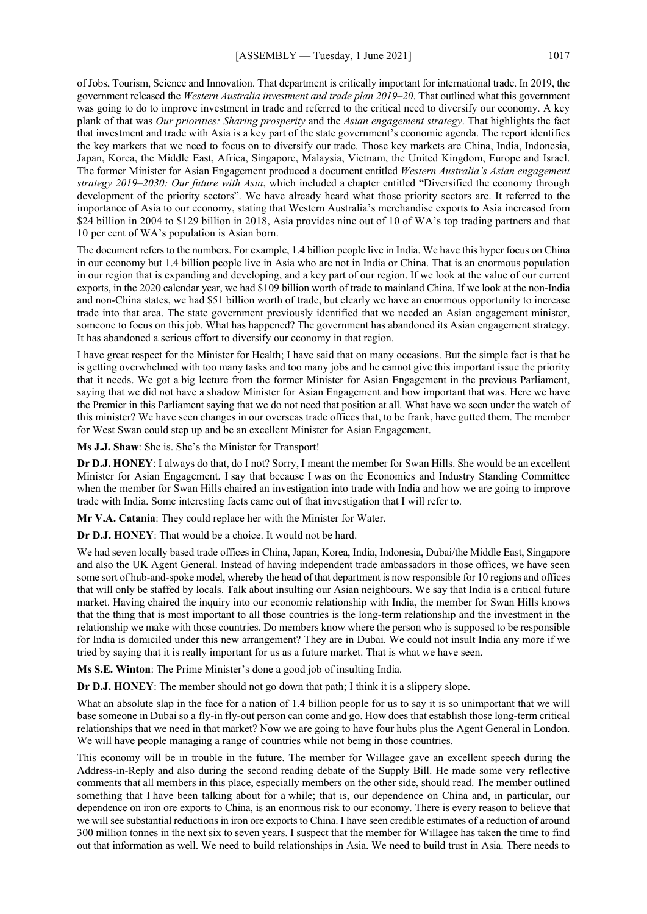of Jobs, Tourism, Science and Innovation. That department is critically important for international trade. In 2019, the government released the *Western Australia investment and trade plan 2019–20*. That outlined what this government was going to do to improve investment in trade and referred to the critical need to diversify our economy. A key plank of that was *Our priorities: Sharing prosperity* and the *Asian engagement strategy*. That highlights the fact that investment and trade with Asia is a key part of the state government's economic agenda. The report identifies the key markets that we need to focus on to diversify our trade. Those key markets are China, India, Indonesia, Japan, Korea, the Middle East, Africa, Singapore, Malaysia, Vietnam, the United Kingdom, Europe and Israel. The former Minister for Asian Engagement produced a document entitled *Western Australia's Asian engagement strategy 2019–2030: Our future with Asia*, which included a chapter entitled "Diversified the economy through development of the priority sectors". We have already heard what those priority sectors are. It referred to the importance of Asia to our economy, stating that Western Australia's merchandise exports to Asia increased from $24 billion in 2004 to $129 billion in 2018, Asia provides nine out of 10 of WA's top trading partners and that 10 per cent of WA's population is Asian born.

The document refers to the numbers. For example, 1.4 billion people live in India. We have this hyper focus on China in our economy but 1.4 billion people live in Asia who are not in India or China. That is an enormous population in our region that is expanding and developing, and a key part of our region. If we look at the value of our current exports, in the 2020 calendar year, we had $109 billion worth of trade to mainland China. If we look at the non-India and non-China states, we had $51 billion worth of trade, but clearly we have an enormous opportunity to increase trade into that area. The state government previously identified that we needed an Asian engagement minister, someone to focus on this job. What has happened? The government has abandoned its Asian engagement strategy. It has abandoned a serious effort to diversify our economy in that region.

I have great respect for the Minister for Health; I have said that on many occasions. But the simple fact is that he is getting overwhelmed with too many tasks and too many jobs and he cannot give this important issue the priority that it needs. We got a big lecture from the former Minister for Asian Engagement in the previous Parliament, saying that we did not have a shadow Minister for Asian Engagement and how important that was. Here we have the Premier in this Parliament saying that we do not need that position at all. What have we seen under the watch of this minister? We have seen changes in our overseas trade offices that, to be frank, have gutted them. The member for West Swan could step up and be an excellent Minister for Asian Engagement.

**Ms J.J. Shaw**: She is. She's the Minister for Transport!

**Dr D.J. HONEY**: I always do that, do I not? Sorry, I meant the member for Swan Hills. She would be an excellent Minister for Asian Engagement. I say that because I was on the Economics and Industry Standing Committee when the member for Swan Hills chaired an investigation into trade with India and how we are going to improve trade with India. Some interesting facts came out of that investigation that I will refer to.

**Mr V.A. Catania**: They could replace her with the Minister for Water.

**Dr D.J. HONEY**: That would be a choice. It would not be hard.

We had seven locally based trade offices in China, Japan, Korea, India, Indonesia, Dubai/the Middle East, Singapore and also the UK Agent General. Instead of having independent trade ambassadors in those offices, we have seen some sort of hub-and-spoke model, whereby the head of that department is now responsible for 10 regions and offices that will only be staffed by locals. Talk about insulting our Asian neighbours. We say that India is a critical future market. Having chaired the inquiry into our economic relationship with India, the member for Swan Hills knows that the thing that is most important to all those countries is the long-term relationship and the investment in the relationship we make with those countries. Do members know where the person who is supposed to be responsible for India is domiciled under this new arrangement? They are in Dubai. We could not insult India any more if we tried by saying that it is really important for us as a future market. That is what we have seen.

**Ms S.E. Winton**: The Prime Minister's done a good job of insulting India.

**Dr D.J. HONEY**: The member should not go down that path; I think it is a slippery slope.

What an absolute slap in the face for a nation of 1.4 billion people for us to say it is so unimportant that we will base someone in Dubai so a fly-in fly-out person can come and go. How does that establish those long-term critical relationships that we need in that market? Now we are going to have four hubs plus the Agent General in London. We will have people managing a range of countries while not being in those countries.

This economy will be in trouble in the future. The member for Willagee gave an excellent speech during the Address-in-Reply and also during the second reading debate of the Supply Bill. He made some very reflective comments that all members in this place, especially members on the other side, should read. The member outlined something that I have been talking about for a while; that is, our dependence on China and, in particular, our dependence on iron ore exports to China, is an enormous risk to our economy. There is every reason to believe that we will see substantial reductions in iron ore exports to China. I have seen credible estimates of a reduction of around 300 million tonnes in the next six to seven years. I suspect that the member for Willagee has taken the time to find out that information as well. We need to build relationships in Asia. We need to build trust in Asia. There needs to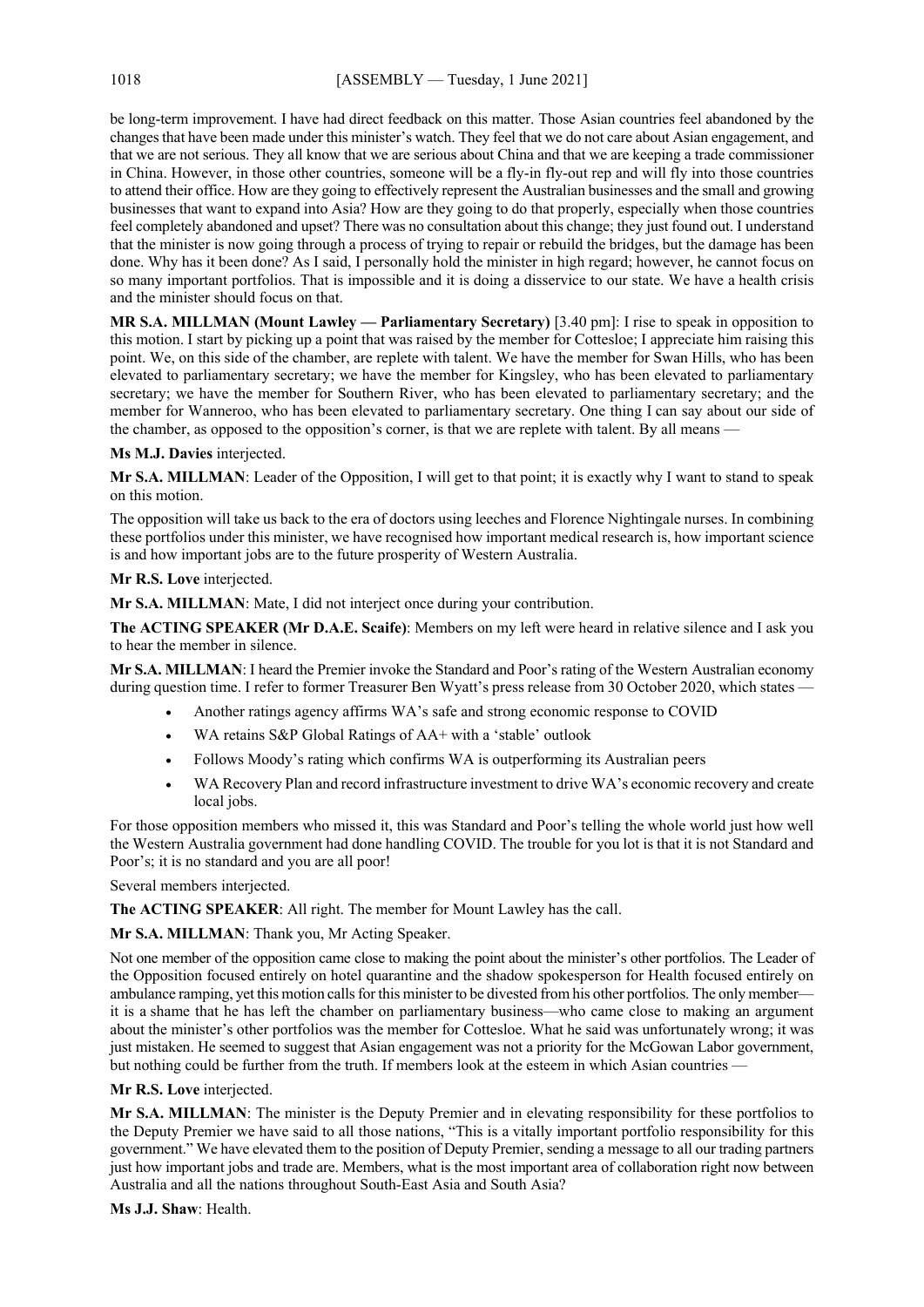be long-term improvement. I have had direct feedback on this matter. Those Asian countries feel abandoned by the changes that have been made under this minister's watch. They feel that we do not care about Asian engagement, and that we are not serious. They all know that we are serious about China and that we are keeping a trade commissioner in China. However, in those other countries, someone will be a fly-in fly-out rep and will fly into those countries to attend their office. How are they going to effectively represent the Australian businesses and the small and growing businesses that want to expand into Asia? How are they going to do that properly, especially when those countries feel completely abandoned and upset? There was no consultation about this change; they just found out. I understand that the minister is now going through a process of trying to repair or rebuild the bridges, but the damage has been done. Why has it been done? As I said, I personally hold the minister in high regard; however, he cannot focus on so many important portfolios. That is impossible and it is doing a disservice to our state. We have a health crisis and the minister should focus on that.

**MR S.A. MILLMAN (Mount Lawley — Parliamentary Secretary)** [3.40 pm]: I rise to speak in opposition to this motion. I start by picking up a point that was raised by the member for Cottesloe; I appreciate him raising this point. We, on this side of the chamber, are replete with talent. We have the member for Swan Hills, who has been elevated to parliamentary secretary; we have the member for Kingsley, who has been elevated to parliamentary secretary; we have the member for Southern River, who has been elevated to parliamentary secretary; and the member for Wanneroo, who has been elevated to parliamentary secretary. One thing I can say about our side of the chamber, as opposed to the opposition's corner, is that we are replete with talent. By all means —

**Ms M.J. Davies** interjected.

**Mr S.A. MILLMAN**: Leader of the Opposition, I will get to that point; it is exactly why I want to stand to speak on this motion.

The opposition will take us back to the era of doctors using leeches and Florence Nightingale nurses. In combining these portfolios under this minister, we have recognised how important medical research is, how important science is and how important jobs are to the future prosperity of Western Australia.

**Mr R.S. Love** interjected.

**Mr S.A. MILLMAN**: Mate, I did not interject once during your contribution.

**The ACTING SPEAKER (Mr D.A.E. Scaife)**: Members on my left were heard in relative silence and I ask you to hear the member in silence.

**Mr S.A. MILLMAN**: I heard the Premier invoke the Standard and Poor's rating of the Western Australian economy during question time. I refer to former Treasurer Ben Wyatt's press release from 30 October 2020, which states —

- Another ratings agency affirms WA's safe and strong economic response to COVID
- WA retains S&P Global Ratings of AA+ with a 'stable' outlook
- Follows Moody's rating which confirms WA is outperforming its Australian peers
- WA Recovery Plan and record infrastructure investment to drive WA's economic recovery and create local jobs.

For those opposition members who missed it, this was Standard and Poor's telling the whole world just how well the Western Australia government had done handling COVID. The trouble for you lot is that it is not Standard and Poor's; it is no standard and you are all poor!

Several members interjected.

**The ACTING SPEAKER**: All right. The member for Mount Lawley has the call.

**Mr S.A. MILLMAN**: Thank you, Mr Acting Speaker.

Not one member of the opposition came close to making the point about the minister's other portfolios. The Leader of the Opposition focused entirely on hotel quarantine and the shadow spokesperson for Health focused entirely on ambulance ramping, yet this motion calls for this minister to be divested from his other portfolios. The only member—it is a shame that he has left the chamber on parliamentary business—who came close to making an argument about the minister's other portfolios was the member for Cottesloe. What he said was unfortunately wrong; it was just mistaken. He seemed to suggest that Asian engagement was not a priority for the McGowan Labor government, but nothing could be further from the truth. If members look at the esteem in which Asian countries —

**Mr R.S. Love** interjected.

**Mr S.A. MILLMAN**: The minister is the Deputy Premier and in elevating responsibility for these portfolios to the Deputy Premier we have said to all those nations, "This is a vitally important portfolio responsibility for this government." We have elevated them to the position of Deputy Premier, sending a message to all our trading partners just how important jobs and trade are. Members, what is the most important area of collaboration right now between Australia and all the nations throughout South-East Asia and South Asia?

**Ms J.J. Shaw**: Health.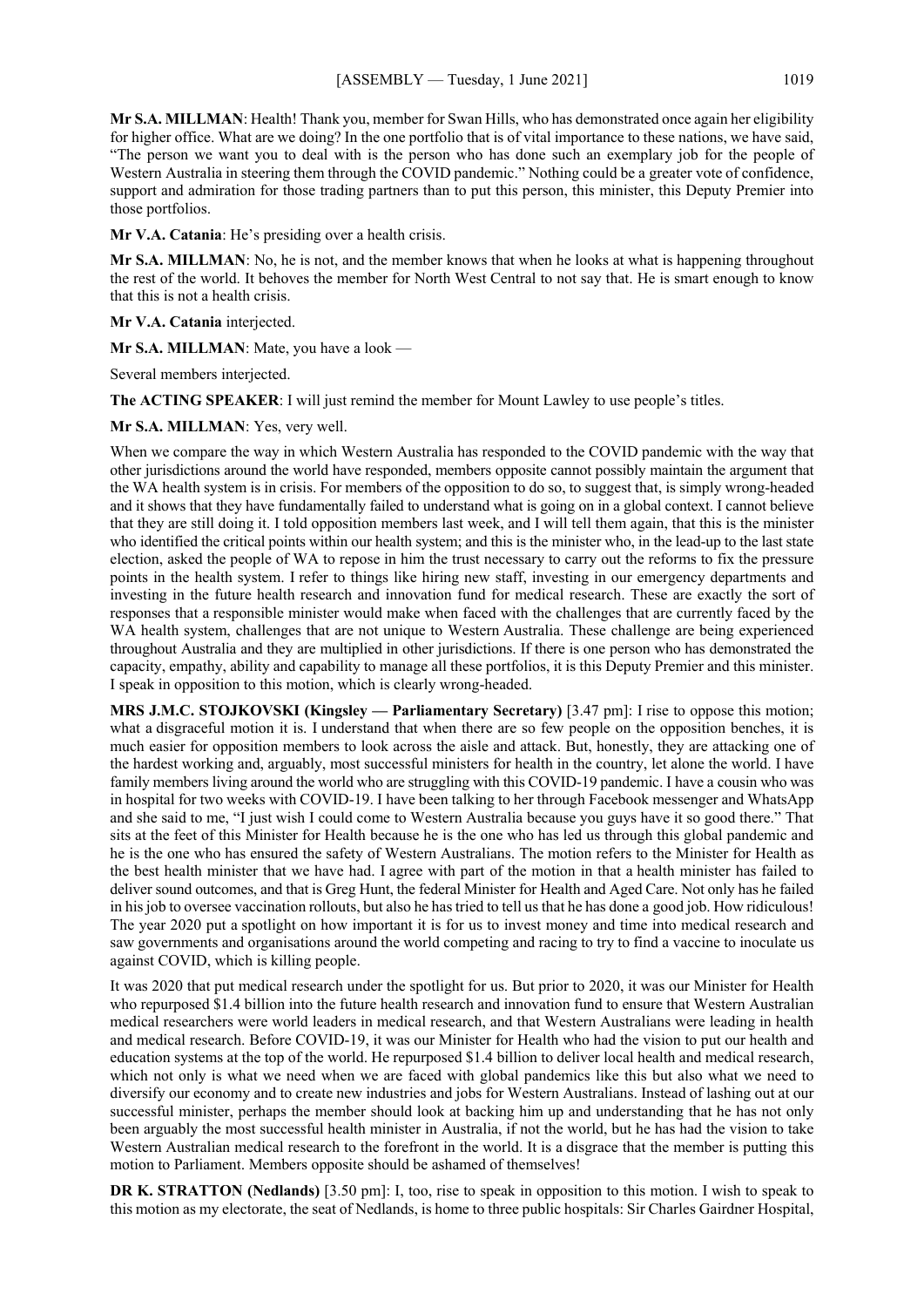**Mr S.A. MILLMAN**: Health! Thank you, member for Swan Hills, who has demonstrated once again her eligibility for higher office. What are we doing? In the one portfolio that is of vital importance to these nations, we have said, "The person we want you to deal with is the person who has done such an exemplary job for the people of Western Australia in steering them through the COVID pandemic." Nothing could be a greater vote of confidence, support and admiration for those trading partners than to put this person, this minister, this Deputy Premier into those portfolios.

**Mr V.A. Catania**: He's presiding over a health crisis.

**Mr S.A. MILLMAN**: No, he is not, and the member knows that when he looks at what is happening throughout the rest of the world. It behoves the member for North West Central to not say that. He is smart enough to know that this is not a health crisis.

**Mr V.A. Catania** interjected.

**Mr S.A. MILLMAN**: Mate, you have a look —

Several members interjected.

**The ACTING SPEAKER**: I will just remind the member for Mount Lawley to use people's titles.

**Mr S.A. MILLMAN**: Yes, very well.

When we compare the way in which Western Australia has responded to the COVID pandemic with the way that other jurisdictions around the world have responded, members opposite cannot possibly maintain the argument that the WA health system is in crisis. For members of the opposition to do so, to suggest that, is simply wrong-headed and it shows that they have fundamentally failed to understand what is going on in a global context. I cannot believe that they are still doing it. I told opposition members last week, and I will tell them again, that this is the minister who identified the critical points within our health system; and this is the minister who, in the lead-up to the last state election, asked the people of WA to repose in him the trust necessary to carry out the reforms to fix the pressure points in the health system. I refer to things like hiring new staff, investing in our emergency departments and investing in the future health research and innovation fund for medical research. These are exactly the sort of responses that a responsible minister would make when faced with the challenges that are currently faced by the WA health system, challenges that are not unique to Western Australia. These challenge are being experienced throughout Australia and they are multiplied in other jurisdictions. If there is one person who has demonstrated the capacity, empathy, ability and capability to manage all these portfolios, it is this Deputy Premier and this minister. I speak in opposition to this motion, which is clearly wrong-headed.

**MRS J.M.C. STOJKOVSKI (Kingsley — Parliamentary Secretary)** [3.47 pm]: I rise to oppose this motion; what a disgraceful motion it is. I understand that when there are so few people on the opposition benches, it is much easier for opposition members to look across the aisle and attack. But, honestly, they are attacking one of the hardest working and, arguably, most successful ministers for health in the country, let alone the world. I have family members living around the world who are struggling with this COVID-19 pandemic. I have a cousin who was in hospital for two weeks with COVID-19. I have been talking to her through Facebook messenger and WhatsApp and she said to me, "I just wish I could come to Western Australia because you guys have it so good there." That sits at the feet of this Minister for Health because he is the one who has led us through this global pandemic and he is the one who has ensured the safety of Western Australians. The motion refers to the Minister for Health as the best health minister that we have had. I agree with part of the motion in that a health minister has failed to deliver sound outcomes, and that is Greg Hunt, the federal Minister for Health and Aged Care. Not only has he failed in his job to oversee vaccination rollouts, but also he has tried to tell us that he has done a good job. How ridiculous! The year 2020 put a spotlight on how important it is for us to invest money and time into medical research and saw governments and organisations around the world competing and racing to try to find a vaccine to inoculate us against COVID, which is killing people.

It was 2020 that put medical research under the spotlight for us. But prior to 2020, it was our Minister for Health who repurposed $1.4 billion into the future health research and innovation fund to ensure that Western Australian medical researchers were world leaders in medical research, and that Western Australians were leading in health and medical research. Before COVID-19, it was our Minister for Health who had the vision to put our health and education systems at the top of the world. He repurposed $1.4 billion to deliver local health and medical research, which not only is what we need when we are faced with global pandemics like this but also what we need to diversify our economy and to create new industries and jobs for Western Australians. Instead of lashing out at our successful minister, perhaps the member should look at backing him up and understanding that he has not only been arguably the most successful health minister in Australia, if not the world, but he has had the vision to take Western Australian medical research to the forefront in the world. It is a disgrace that the member is putting this motion to Parliament. Members opposite should be ashamed of themselves!

**DR K. STRATTON (Nedlands)** [3.50 pm]: I, too, rise to speak in opposition to this motion. I wish to speak to this motion as my electorate, the seat of Nedlands, is home to three public hospitals: Sir Charles Gairdner Hospital,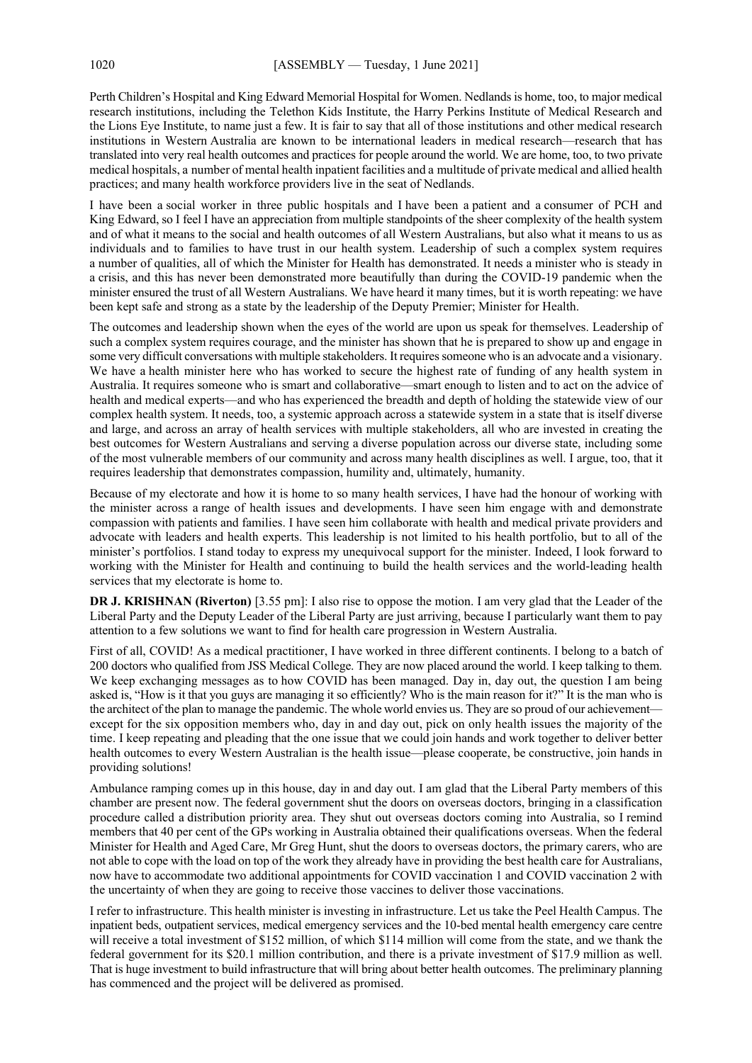Perth Children's Hospital and King Edward Memorial Hospital for Women. Nedlands is home, too, to major medical research institutions, including the Telethon Kids Institute, the Harry Perkins Institute of Medical Research and the Lions Eye Institute, to name just a few. It is fair to say that all of those institutions and other medical research institutions in Western Australia are known to be international leaders in medical research—research that has translated into very real health outcomes and practices for people around the world. We are home, too, to two private medical hospitals, a number of mental health inpatient facilities and a multitude of private medical and allied health practices; and many health workforce providers live in the seat of Nedlands.

I have been a social worker in three public hospitals and I have been a patient and a consumer of PCH and King Edward, so I feel I have an appreciation from multiple standpoints of the sheer complexity of the health system and of what it means to the social and health outcomes of all Western Australians, but also what it means to us as individuals and to families to have trust in our health system. Leadership of such a complex system requires a number of qualities, all of which the Minister for Health has demonstrated. It needs a minister who is steady in a crisis, and this has never been demonstrated more beautifully than during the COVID-19 pandemic when the minister ensured the trust of all Western Australians. We have heard it many times, but it is worth repeating: we have been kept safe and strong as a state by the leadership of the Deputy Premier; Minister for Health.

The outcomes and leadership shown when the eyes of the world are upon us speak for themselves. Leadership of such a complex system requires courage, and the minister has shown that he is prepared to show up and engage in some very difficult conversations with multiple stakeholders. It requires someone who is an advocate and a visionary. We have a health minister here who has worked to secure the highest rate of funding of any health system in Australia. It requires someone who is smart and collaborative—smart enough to listen and to act on the advice of health and medical experts—and who has experienced the breadth and depth of holding the statewide view of our complex health system. It needs, too, a systemic approach across a statewide system in a state that is itself diverse and large, and across an array of health services with multiple stakeholders, all who are invested in creating the best outcomes for Western Australians and serving a diverse population across our diverse state, including some of the most vulnerable members of our community and across many health disciplines as well. I argue, too, that it requires leadership that demonstrates compassion, humility and, ultimately, humanity.

Because of my electorate and how it is home to so many health services, I have had the honour of working with the minister across a range of health issues and developments. I have seen him engage with and demonstrate compassion with patients and families. I have seen him collaborate with health and medical private providers and advocate with leaders and health experts. This leadership is not limited to his health portfolio, but to all of the minister's portfolios. I stand today to express my unequivocal support for the minister. Indeed, I look forward to working with the Minister for Health and continuing to build the health services and the world-leading health services that my electorate is home to.

**DR J. KRISHNAN (Riverton)** [3.55 pm]: I also rise to oppose the motion. I am very glad that the Leader of the Liberal Party and the Deputy Leader of the Liberal Party are just arriving, because I particularly want them to pay attention to a few solutions we want to find for health care progression in Western Australia.

First of all, COVID! As a medical practitioner, I have worked in three different continents. I belong to a batch of 200 doctors who qualified from JSS Medical College. They are now placed around the world. I keep talking to them. We keep exchanging messages as to how COVID has been managed. Day in, day out, the question I am being asked is, "How is it that you guys are managing it so efficiently? Who is the main reason for it?" It is the man who is the architect of the plan to manage the pandemic. The whole world envies us. They are so proud of our achievement—except for the six opposition members who, day in and day out, pick on only health issues the majority of the time. I keep repeating and pleading that the one issue that we could join hands and work together to deliver better health outcomes to every Western Australian is the health issue—please cooperate, be constructive, join hands in providing solutions!

Ambulance ramping comes up in this house, day in and day out. I am glad that the Liberal Party members of this chamber are present now. The federal government shut the doors on overseas doctors, bringing in a classification procedure called a distribution priority area. They shut out overseas doctors coming into Australia, so I remind members that 40 per cent of the GPs working in Australia obtained their qualifications overseas. When the federal Minister for Health and Aged Care, Mr Greg Hunt, shut the doors to overseas doctors, the primary carers, who are not able to cope with the load on top of the work they already have in providing the best health care for Australians, now have to accommodate two additional appointments for COVID vaccination 1 and COVID vaccination 2 with the uncertainty of when they are going to receive those vaccines to deliver those vaccinations.

I refer to infrastructure. This health minister is investing in infrastructure. Let us take the Peel Health Campus. The inpatient beds, outpatient services, medical emergency services and the 10-bed mental health emergency care centre will receive a total investment of $152 million, of which $114 million will come from the state, and we thank the federal government for its $20.1 million contribution, and there is a private investment of $17.9 million as well. That is huge investment to build infrastructure that will bring about better health outcomes. The preliminary planning has commenced and the project will be delivered as promised.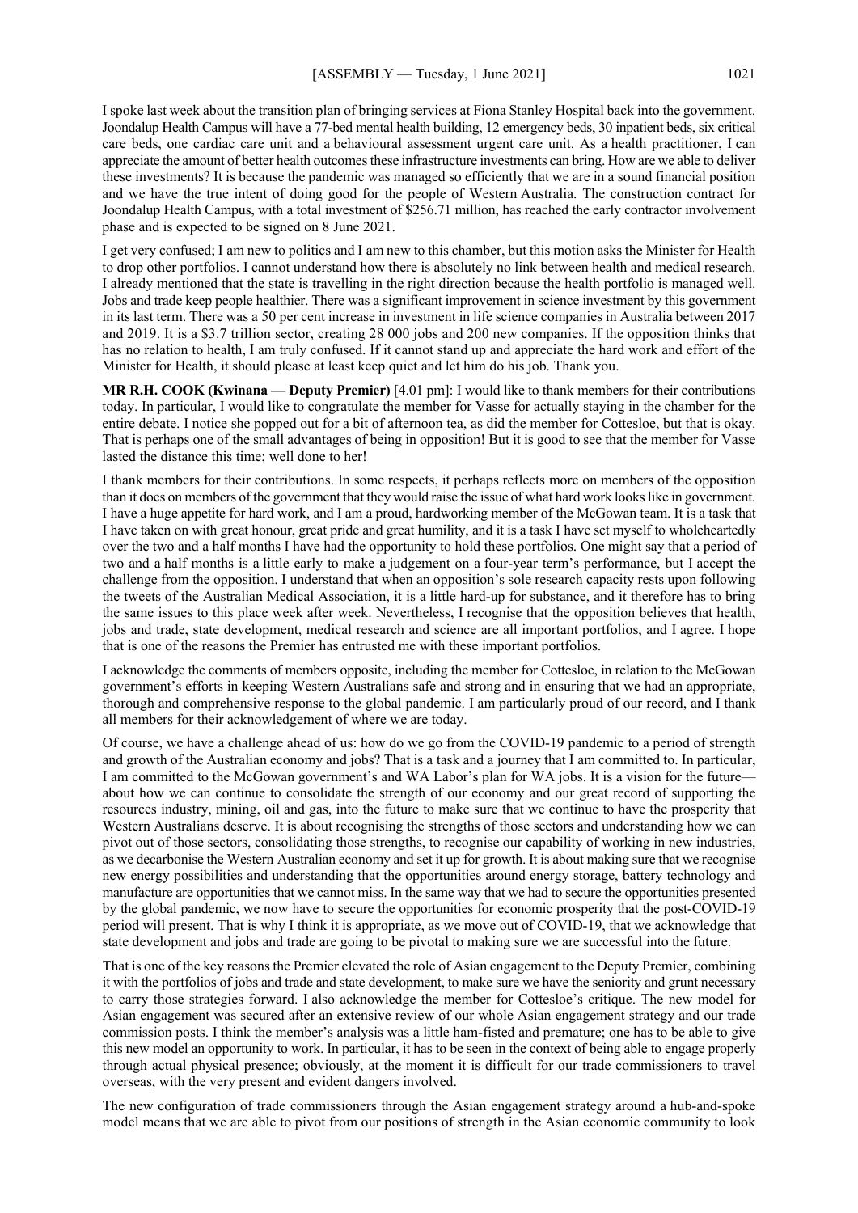I spoke last week about the transition plan of bringing services at Fiona Stanley Hospital back into the government. Joondalup Health Campus will have a 77-bed mental health building, 12 emergency beds, 30 inpatient beds, six critical care beds, one cardiac care unit and a behavioural assessment urgent care unit. As a health practitioner, I can appreciate the amount of better health outcomes these infrastructure investments can bring. How are we able to deliver these investments? It is because the pandemic was managed so efficiently that we are in a sound financial position and we have the true intent of doing good for the people of Western Australia. The construction contract for Joondalup Health Campus, with a total investment of $256.71 million, has reached the early contractor involvement phase and is expected to be signed on 8 June 2021.

I get very confused; I am new to politics and I am new to this chamber, but this motion asks the Minister for Health to drop other portfolios. I cannot understand how there is absolutely no link between health and medical research. I already mentioned that the state is travelling in the right direction because the health portfolio is managed well. Jobs and trade keep people healthier. There was a significant improvement in science investment by this government in its last term. There was a 50 per cent increase in investment in life science companies in Australia between 2017 and 2019. It is a $3.7 trillion sector, creating 28 000 jobs and 200 new companies. If the opposition thinks that has no relation to health, I am truly confused. If it cannot stand up and appreciate the hard work and effort of the Minister for Health, it should please at least keep quiet and let him do his job. Thank you.

**MR R.H. COOK (Kwinana — Deputy Premier)** [4.01 pm]: I would like to thank members for their contributions today. In particular, I would like to congratulate the member for Vasse for actually staying in the chamber for the entire debate. I notice she popped out for a bit of afternoon tea, as did the member for Cottesloe, but that is okay. That is perhaps one of the small advantages of being in opposition! But it is good to see that the member for Vasse lasted the distance this time; well done to her!

I thank members for their contributions. In some respects, it perhaps reflects more on members of the opposition than it does on members of the government that they would raise the issue of what hard work looks like in government. I have a huge appetite for hard work, and I am a proud, hardworking member of the McGowan team. It is a task that I have taken on with great honour, great pride and great humility, and it is a task I have set myself to wholeheartedly over the two and a half months I have had the opportunity to hold these portfolios. One might say that a period of two and a half months is a little early to make a judgement on a four-year term's performance, but I accept the challenge from the opposition. I understand that when an opposition's sole research capacity rests upon following the tweets of the Australian Medical Association, it is a little hard-up for substance, and it therefore has to bring the same issues to this place week after week. Nevertheless, I recognise that the opposition believes that health, jobs and trade, state development, medical research and science are all important portfolios, and I agree. I hope that is one of the reasons the Premier has entrusted me with these important portfolios.

I acknowledge the comments of members opposite, including the member for Cottesloe, in relation to the McGowan government's efforts in keeping Western Australians safe and strong and in ensuring that we had an appropriate, thorough and comprehensive response to the global pandemic. I am particularly proud of our record, and I thank all members for their acknowledgement of where we are today.

Of course, we have a challenge ahead of us: how do we go from the COVID-19 pandemic to a period of strength and growth of the Australian economy and jobs? That is a task and a journey that I am committed to. In particular, I am committed to the McGowan government's and WA Labor's plan for WA jobs. It is a vision for the future—about how we can continue to consolidate the strength of our economy and our great record of supporting the resources industry, mining, oil and gas, into the future to make sure that we continue to have the prosperity that Western Australians deserve. It is about recognising the strengths of those sectors and understanding how we can pivot out of those sectors, consolidating those strengths, to recognise our capability of working in new industries, as we decarbonise the Western Australian economy and set it up for growth. It is about making sure that we recognise new energy possibilities and understanding that the opportunities around energy storage, battery technology and manufacture are opportunities that we cannot miss. In the same way that we had to secure the opportunities presented by the global pandemic, we now have to secure the opportunities for economic prosperity that the post-COVID-19 period will present. That is why I think it is appropriate, as we move out of COVID-19, that we acknowledge that state development and jobs and trade are going to be pivotal to making sure we are successful into the future.

That is one of the key reasons the Premier elevated the role of Asian engagement to the Deputy Premier, combining it with the portfolios of jobs and trade and state development, to make sure we have the seniority and grunt necessary to carry those strategies forward. I also acknowledge the member for Cottesloe's critique. The new model for Asian engagement was secured after an extensive review of our whole Asian engagement strategy and our trade commission posts. I think the member's analysis was a little ham-fisted and premature; one has to be able to give this new model an opportunity to work. In particular, it has to be seen in the context of being able to engage properly through actual physical presence; obviously, at the moment it is difficult for our trade commissioners to travel overseas, with the very present and evident dangers involved.

The new configuration of trade commissioners through the Asian engagement strategy around a hub-and-spoke model means that we are able to pivot from our positions of strength in the Asian economic community to look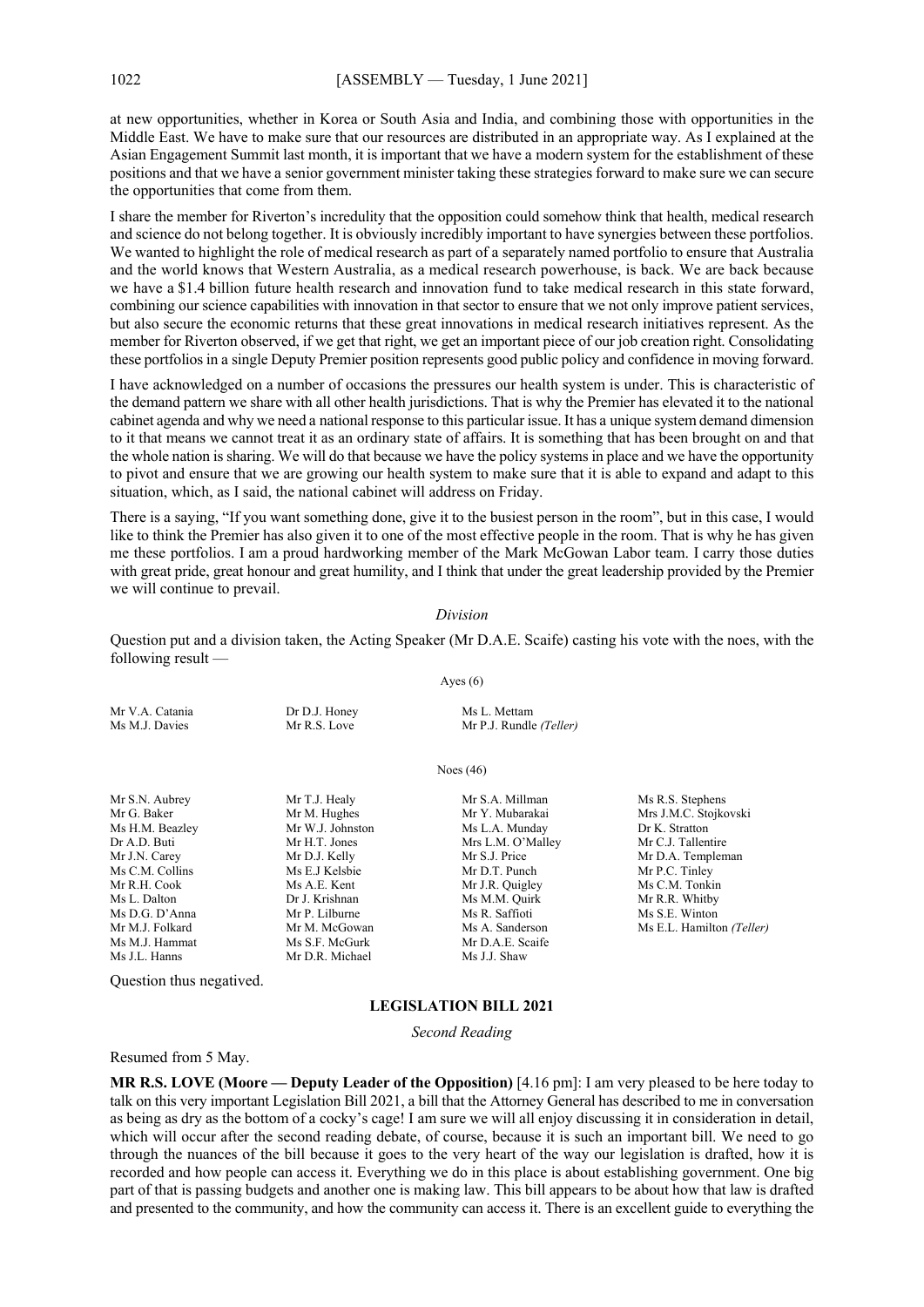at new opportunities, whether in Korea or South Asia and India, and combining those with opportunities in the Middle East. We have to make sure that our resources are distributed in an appropriate way. As I explained at the Asian Engagement Summit last month, it is important that we have a modern system for the establishment of these positions and that we have a senior government minister taking these strategies forward to make sure we can secure the opportunities that come from them.

I share the member for Riverton's incredulity that the opposition could somehow think that health, medical research and science do not belong together. It is obviously incredibly important to have synergies between these portfolios. We wanted to highlight the role of medical research as part of a separately named portfolio to ensure that Australia and the world knows that Western Australia, as a medical research powerhouse, is back. We are back because we have a $1.4 billion future health research and innovation fund to take medical research in this state forward, combining our science capabilities with innovation in that sector to ensure that we not only improve patient services, but also secure the economic returns that these great innovations in medical research initiatives represent. As the member for Riverton observed, if we get that right, we get an important piece of our job creation right. Consolidating these portfolios in a single Deputy Premier position represents good public policy and confidence in moving forward.

I have acknowledged on a number of occasions the pressures our health system is under. This is characteristic of the demand pattern we share with all other health jurisdictions. That is why the Premier has elevated it to the national cabinet agenda and why we need a national response to this particular issue. It has a unique system demand dimension to it that means we cannot treat it as an ordinary state of affairs. It is something that has been brought on and that the whole nation is sharing. We will do that because we have the policy systems in place and we have the opportunity to pivot and ensure that we are growing our health system to make sure that it is able to expand and adapt to this situation, which, as I said, the national cabinet will address on Friday.

There is a saying, "If you want something done, give it to the busiest person in the room", but in this case, I would like to think the Premier has also given it to one of the most effective people in the room. That is why he has given me these portfolios. I am a proud hardworking member of the Mark McGowan Labor team. I carry those duties with great pride, great honour and great humility, and I think that under the great leadership provided by the Premier we will continue to prevail.

*Division*

Question put and a division taken, the Acting Speaker (Mr D.A.E. Scaife) casting his vote with the noes, with the following result —

Ayes (6)

| | | |
|---|---|---|
| Mr V.A. Catania | Dr D.J. Honey | Ms L. Mettam |
| Ms M.J. Davies | Mr R.S. Love | Mr P.J. Rundle *(Teller)* |

Noes (46)

| | | | |
|---|---|---|---|
| Mr S.N. Aubrey | Mr T.J. Healy | Mr S.A. Millman | Ms R.S. Stephens |
| Mr G. Baker | Mr M. Hughes | Mr Y. Mubarakai | Mrs J.M.C. Stojkovski |
| Ms H.M. Beazley | Mr W.J. Johnston | Ms L.A. Munday | Dr K. Stratton |
| Dr A.D. Buti | Mr H.T. Jones | Mrs L.M. O'Malley | Mr C.J. Tallentire |
| Mr J.N. Carey | Mr D.J. Kelly | Mr S.J. Price | Mr D.A. Templeman |
| Ms C.M. Collins | Ms E.J Kelsbie | Mr D.T. Punch | Mr P.C. Tinley |
| Mr R.H. Cook | Ms A.E. Kent | Mr J.R. Quigley | Ms C.M. Tonkin |
| Ms L. Dalton | Dr J. Krishnan | Ms M.M. Quirk | Mr R.R. Whitby |
| Ms D.G. D'Anna | Mr P. Lilburne | Ms R. Saffioti | Ms S.E. Winton |
| Mr M.J. Folkard | Mr M. McGowan | Ms A. Sanderson | Ms E.L. Hamilton *(Teller)* |
| Ms M.J. Hammat | Ms S.F. McGurk | Mr D.A.E. Scaife | |
| Ms J.L. Hanns | Mr D.R. Michael | Ms J.J. Shaw | |

Question thus negatived.

## LEGISLATION BILL 2021

*Second Reading*

Resumed from 5 May.

**MR R.S. LOVE (Moore — Deputy Leader of the Opposition)** [4.16 pm]: I am very pleased to be here today to talk on this very important Legislation Bill 2021, a bill that the Attorney General has described to me in conversation as being as dry as the bottom of a cocky's cage! I am sure we will all enjoy discussing it in consideration in detail, which will occur after the second reading debate, of course, because it is such an important bill. We need to go through the nuances of the bill because it goes to the very heart of the way our legislation is drafted, how it is recorded and how people can access it. Everything we do in this place is about establishing government. One big part of that is passing budgets and another one is making law. This bill appears to be about how that law is drafted and presented to the community, and how the community can access it. There is an excellent guide to everything the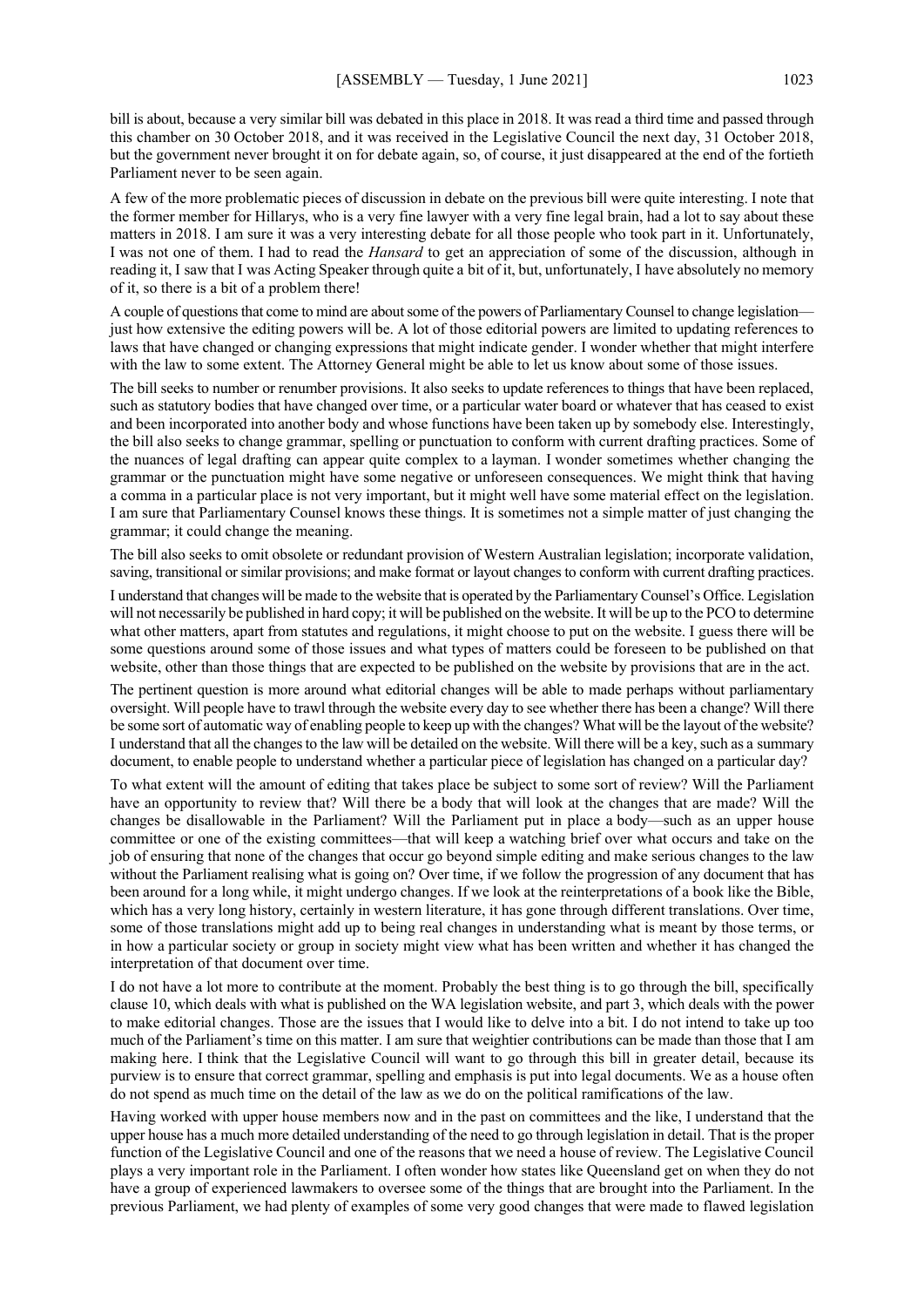bill is about, because a very similar bill was debated in this place in 2018. It was read a third time and passed through this chamber on 30 October 2018, and it was received in the Legislative Council the next day, 31 October 2018, but the government never brought it on for debate again, so, of course, it just disappeared at the end of the fortieth Parliament never to be seen again.

A few of the more problematic pieces of discussion in debate on the previous bill were quite interesting. I note that the former member for Hillarys, who is a very fine lawyer with a very fine legal brain, had a lot to say about these matters in 2018. I am sure it was a very interesting debate for all those people who took part in it. Unfortunately, I was not one of them. I had to read the *Hansard* to get an appreciation of some of the discussion, although in reading it, I saw that I was Acting Speaker through quite a bit of it, but, unfortunately, I have absolutely no memory of it, so there is a bit of a problem there!

A couple of questions that come to mind are about some of the powers of Parliamentary Counsel to change legislation— just how extensive the editing powers will be. A lot of those editorial powers are limited to updating references to laws that have changed or changing expressions that might indicate gender. I wonder whether that might interfere with the law to some extent. The Attorney General might be able to let us know about some of those issues.

The bill seeks to number or renumber provisions. It also seeks to update references to things that have been replaced, such as statutory bodies that have changed over time, or a particular water board or whatever that has ceased to exist and been incorporated into another body and whose functions have been taken up by somebody else. Interestingly, the bill also seeks to change grammar, spelling or punctuation to conform with current drafting practices. Some of the nuances of legal drafting can appear quite complex to a layman. I wonder sometimes whether changing the grammar or the punctuation might have some negative or unforeseen consequences. We might think that having a comma in a particular place is not very important, but it might well have some material effect on the legislation. I am sure that Parliamentary Counsel knows these things. It is sometimes not a simple matter of just changing the grammar; it could change the meaning.

The bill also seeks to omit obsolete or redundant provision of Western Australian legislation; incorporate validation, saving, transitional or similar provisions; and make format or layout changes to conform with current drafting practices.

I understand that changes will be made to the website that is operated by the Parliamentary Counsel's Office. Legislation will not necessarily be published in hard copy; it will be published on the website. It will be up to the PCO to determine what other matters, apart from statutes and regulations, it might choose to put on the website. I guess there will be some questions around some of those issues and what types of matters could be foreseen to be published on that website, other than those things that are expected to be published on the website by provisions that are in the act.

The pertinent question is more around what editorial changes will be able to be made perhaps without parliamentary oversight. Will people have to trawl through the website every day to see whether there has been a change? Will there be some sort of automatic way of enabling people to keep up with the changes? What will be the layout of the website? I understand that all the changes to the law will be detailed on the website. Will there will be a key, such as a summary document, to enable people to understand whether a particular piece of legislation has changed on a particular day?

To what extent will the amount of editing that takes place be subject to some sort of review? Will the Parliament have an opportunity to review that? Will there be a body that will look at the changes that are made? Will the changes be disallowable in the Parliament? Will the Parliament put in place a body—such as an upper house committee or one of the existing committees—that will keep a watching brief over what occurs and take on the job of ensuring that none of the changes that occur go beyond simple editing and make serious changes to the law without the Parliament realising what is going on? Over time, if we follow the progression of any document that has been around for a long while, it might undergo changes. If we look at the reinterpretations of a book like the Bible, which has a very long history, certainly in western literature, it has gone through different translations. Over time, some of those translations might add up to being real changes in understanding what is meant by those terms, or in how a particular society or group in society might view what has been written and whether it has changed the interpretation of that document over time.

I do not have a lot more to contribute at the moment. Probably the best thing is to go through the bill, specifically clause 10, which deals with what is published on the WA legislation website, and part 3, which deals with the power to make editorial changes. Those are the issues that I would like to delve into a bit. I do not intend to take up too much of the Parliament's time on this matter. I am sure that weightier contributions can be made than those that I am making here. I think that the Legislative Council will want to go through this bill in greater detail, because its purview is to ensure that correct grammar, spelling and emphasis is put into legal documents. We as a house often do not spend as much time on the detail of the law as we do on the political ramifications of the law.

Having worked with upper house members now and in the past on committees and the like, I understand that the upper house has a much more detailed understanding of the need to go through legislation in detail. That is the proper function of the Legislative Council and one of the reasons that we need a house of review. The Legislative Council plays a very important role in the Parliament. I often wonder how states like Queensland get on when they do not have a group of experienced lawmakers to oversee some of the things that are brought into the Parliament. In the previous Parliament, we had plenty of examples of some very good changes that were made to flawed legislation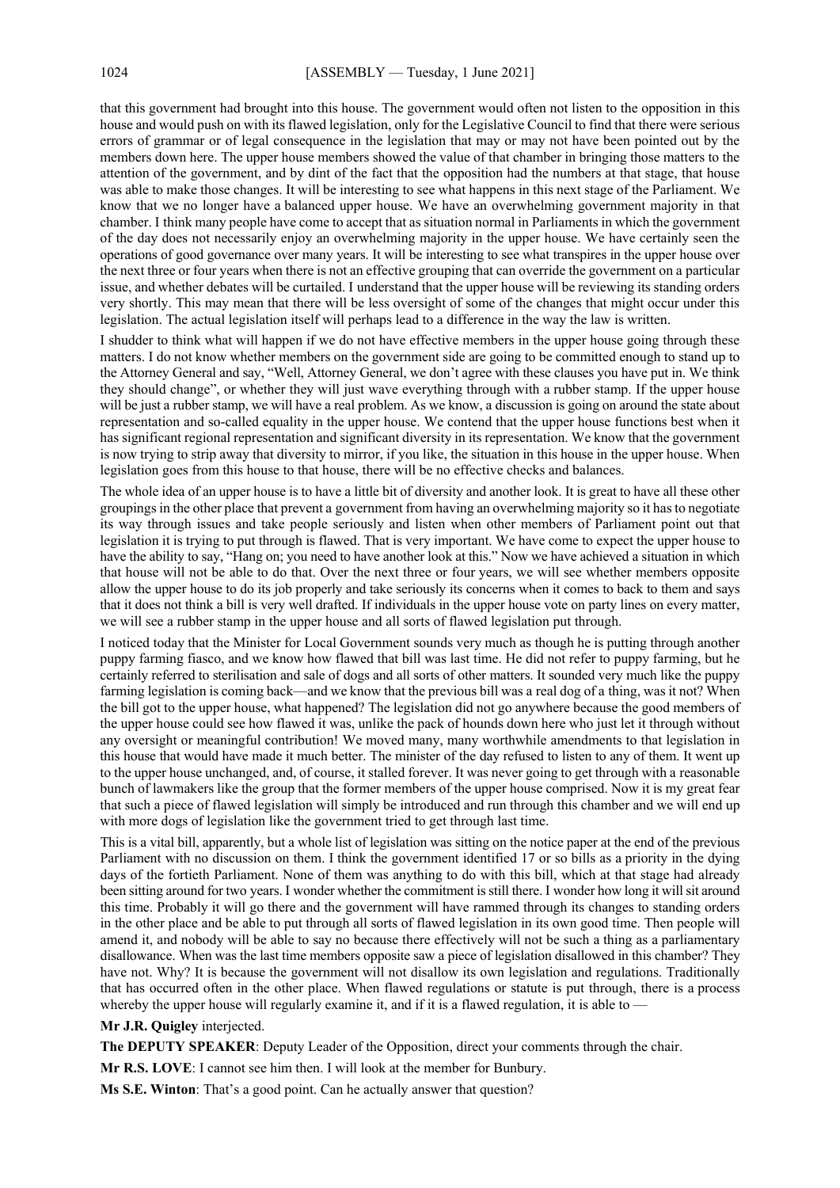that this government had brought into this house. The government would often not listen to the opposition in this house and would push on with its flawed legislation, only for the Legislative Council to find that there were serious errors of grammar or of legal consequence in the legislation that may or may not have been pointed out by the members down here. The upper house members showed the value of that chamber in bringing those matters to the attention of the government, and by dint of the fact that the opposition had the numbers at that stage, that house was able to make those changes. It will be interesting to see what happens in this next stage of the Parliament. We know that we no longer have a balanced upper house. We have an overwhelming government majority in that chamber. I think many people have come to accept that as situation normal in Parliaments in which the government of the day does not necessarily enjoy an overwhelming majority in the upper house. We have certainly seen the operations of good governance over many years. It will be interesting to see what transpires in the upper house over the next three or four years when there is not an effective grouping that can override the government on a particular issue, and whether debates will be curtailed. I understand that the upper house will be reviewing its standing orders very shortly. This may mean that there will be less oversight of some of the changes that might occur under this legislation. The actual legislation itself will perhaps lead to a difference in the way the law is written.

I shudder to think what will happen if we do not have effective members in the upper house going through these matters. I do not know whether members on the government side are going to be committed enough to stand up to the Attorney General and say, "Well, Attorney General, we don't agree with these clauses you have put in. We think they should change", or whether they will just wave everything through with a rubber stamp. If the upper house will be just a rubber stamp, we will have a real problem. As we know, a discussion is going on around the state about representation and so-called equality in the upper house. We contend that the upper house functions best when it has significant regional representation and significant diversity in its representation. We know that the government is now trying to strip away that diversity to mirror, if you like, the situation in this house in the upper house. When legislation goes from this house to that house, there will be no effective checks and balances.

The whole idea of an upper house is to have a little bit of diversity and another look. It is great to have all these other groupings in the other place that prevent a government from having an overwhelming majority so it has to negotiate its way through issues and take people seriously and listen when other members of Parliament point out that legislation it is trying to put through is flawed. That is very important. We have come to expect the upper house to have the ability to say, "Hang on; you need to have another look at this." Now we have achieved a situation in which that house will not be able to do that. Over the next three or four years, we will see whether members opposite allow the upper house to do its job properly and take seriously its concerns when it comes to back to them and says that it does not think a bill is very well drafted. If individuals in the upper house vote on party lines on every matter, we will see a rubber stamp in the upper house and all sorts of flawed legislation put through.

I noticed today that the Minister for Local Government sounds very much as though he is putting through another puppy farming fiasco, and we know how flawed that bill was last time. He did not refer to puppy farming, but he certainly referred to sterilisation and sale of dogs and all sorts of other matters. It sounded very much like the puppy farming legislation is coming back—and we know that the previous bill was a real dog of a thing, was it not? When the bill got to the upper house, what happened? The legislation did not go anywhere because the good members of the upper house could see how flawed it was, unlike the pack of hounds down here who just let it through without any oversight or meaningful contribution! We moved many, many worthwhile amendments to that legislation in this house that would have made it much better. The minister of the day refused to listen to any of them. It went up to the upper house unchanged, and, of course, it stalled forever. It was never going to get through with a reasonable bunch of lawmakers like the group that the former members of the upper house comprised. Now it is my great fear that such a piece of flawed legislation will simply be introduced and run through this chamber and we will end up with more dogs of legislation like the government tried to get through last time.

This is a vital bill, apparently, but a whole list of legislation was sitting on the notice paper at the end of the previous Parliament with no discussion on them. I think the government identified 17 or so bills as a priority in the dying days of the fortieth Parliament. None of them was anything to do with this bill, which at that stage had already been sitting around for two years. I wonder whether the commitment is still there. I wonder how long it will sit around this time. Probably it will go there and the government will have rammed through its changes to standing orders in the other place and be able to put through all sorts of flawed legislation in its own good time. Then people will amend it, and nobody will be able to say no because there effectively will not be such a thing as a parliamentary disallowance. When was the last time members opposite saw a piece of legislation disallowed in this chamber? They have not. Why? It is because the government will not disallow its own legislation and regulations. Traditionally that has occurred often in the other place. When flawed regulations or statute is put through, there is a process whereby the upper house will regularly examine it, and if it is a flawed regulation, it is able to —

**Mr J.R. Quigley** interjected.

**The DEPUTY SPEAKER**: Deputy Leader of the Opposition, direct your comments through the chair.

**Mr R.S. LOVE**: I cannot see him then. I will look at the member for Bunbury.

**Ms S.E. Winton**: That's a good point. Can he actually answer that question?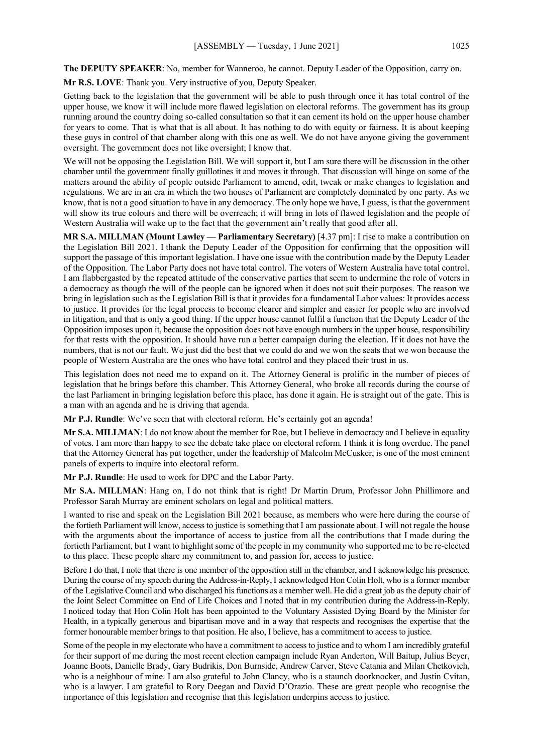**The DEPUTY SPEAKER**: No, member for Wanneroo, he cannot. Deputy Leader of the Opposition, carry on.

**Mr R.S. LOVE**: Thank you. Very instructive of you, Deputy Speaker.

Getting back to the legislation that the government will be able to push through once it has total control of the upper house, we know it will include more flawed legislation on electoral reforms. The government has its group running around the country doing so-called consultation so that it can cement its hold on the upper house chamber for years to come. That is what that is all about. It has nothing to do with equity or fairness. It is about keeping these guys in control of that chamber along with this one as well. We do not have anyone giving the government oversight. The government does not like oversight; I know that.

We will not be opposing the Legislation Bill. We will support it, but I am sure there will be discussion in the other chamber until the government finally guillotines it and moves it through. That discussion will hinge on some of the matters around the ability of people outside Parliament to amend, edit, tweak or make changes to legislation and regulations. We are in an era in which the two houses of Parliament are completely dominated by one party. As we know, that is not a good situation to have in any democracy. The only hope we have, I guess, is that the government will show its true colours and there will be overreach; it will bring in lots of flawed legislation and the people of Western Australia will wake up to the fact that the government ain't really that good after all.

**MR S.A. MILLMAN (Mount Lawley — Parliamentary Secretary)** [4.37 pm]: I rise to make a contribution on the Legislation Bill 2021. I thank the Deputy Leader of the Opposition for confirming that the opposition will support the passage of this important legislation. I have one issue with the contribution made by the Deputy Leader of the Opposition. The Labor Party does not have total control. The voters of Western Australia have total control. I am flabbergasted by the repeated attitude of the conservative parties that seem to undermine the role of voters in a democracy as though the will of the people can be ignored when it does not suit their purposes. The reason we bring in legislation such as the Legislation Bill is that it provides for a fundamental Labor values: It provides access to justice. It provides for the legal process to become clearer and simpler and easier for people who are involved in litigation, and that is only a good thing. If the upper house cannot fulfil a function that the Deputy Leader of the Opposition imposes upon it, because the opposition does not have enough numbers in the upper house, responsibility for that rests with the opposition. It should have run a better campaign during the election. If it does not have the numbers, that is not our fault. We just did the best that we could do and we won the seats that we won because the people of Western Australia are the ones who have total control and they placed their trust in us.

This legislation does not need me to expand on it. The Attorney General is prolific in the number of pieces of legislation that he brings before this chamber. This Attorney General, who broke all records during the course of the last Parliament in bringing legislation before this place, has done it again. He is straight out of the gate. This is a man with an agenda and he is driving that agenda.

**Mr P.J. Rundle**: We've seen that with electoral reform. He's certainly got an agenda!

**Mr S.A. MILLMAN**: I do not know about the member for Roe, but I believe in democracy and I believe in equality of votes. I am more than happy to see the debate take place on electoral reform. I think it is long overdue. The panel that the Attorney General has put together, under the leadership of Malcolm McCusker, is one of the most eminent panels of experts to inquire into electoral reform.

**Mr P.J. Rundle**: He used to work for DPC and the Labor Party.

**Mr S.A. MILLMAN**: Hang on, I do not think that is right! Dr Martin Drum, Professor John Phillimore and Professor Sarah Murray are eminent scholars on legal and political matters.

I wanted to rise and speak on the Legislation Bill 2021 because, as members who were here during the course of the fortieth Parliament will know, access to justice is something that I am passionate about. I will not regale the house with the arguments about the importance of access to justice from all the contributions that I made during the fortieth Parliament, but I want to highlight some of the people in my community who supported me to be re-elected to this place. These people share my commitment to, and passion for, access to justice.

Before I do that, I note that there is one member of the opposition still in the chamber, and I acknowledge his presence. During the course of my speech during the Address-in-Reply, I acknowledged Hon Colin Holt, who is a former member of the Legislative Council and who discharged his functions as a member well. He did a great job as the deputy chair of the Joint Select Committee on End of Life Choices and I noted that in my contribution during the Address-in-Reply. I noticed today that Hon Colin Holt has been appointed to the Voluntary Assisted Dying Board by the Minister for Health, in a typically generous and bipartisan move and in a way that respects and recognises the expertise that the former honourable member brings to that position. He also, I believe, has a commitment to access to justice.

Some of the people in my electorate who have a commitment to access to justice and to whom I am incredibly grateful for their support of me during the most recent election campaign include Ryan Anderton, Will Baitup, Julius Beyer, Joanne Boots, Danielle Brady, Gary Budrikis, Don Burnside, Andrew Carver, Steve Catania and Milan Chetkovich, who is a neighbour of mine. I am also grateful to John Clancy, who is a staunch doorknocker, and Justin Cvitan, who is a lawyer. I am grateful to Rory Deegan and David D'Orazio. These are great people who recognise the importance of this legislation and recognise that this legislation underpins access to justice.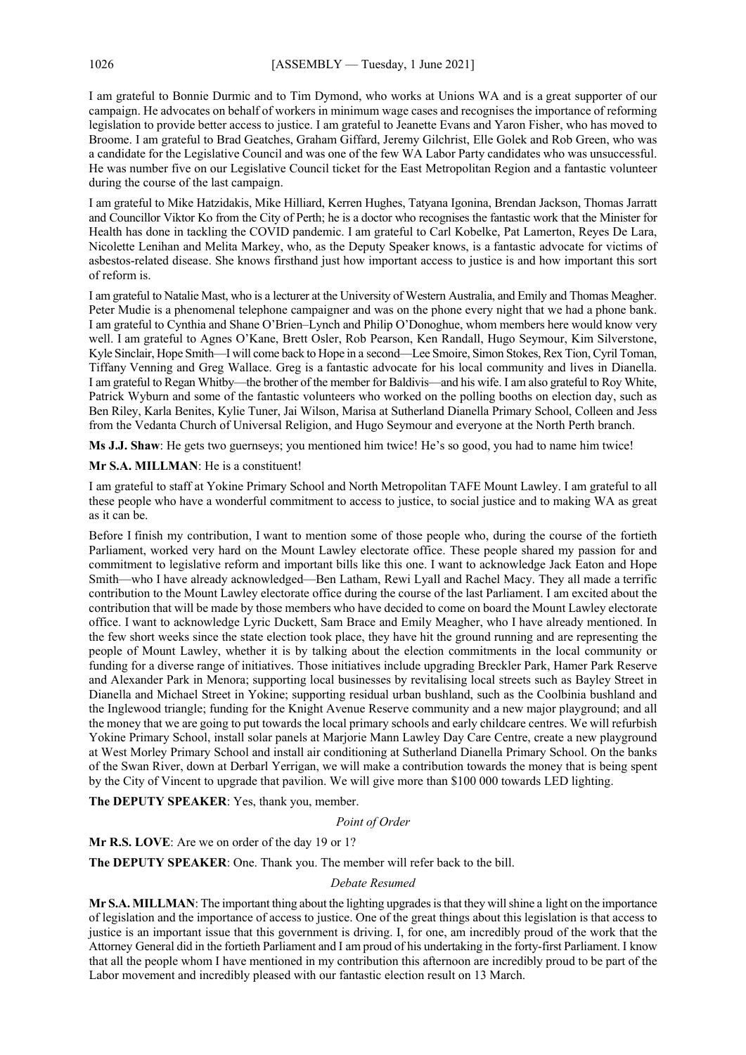I am grateful to Bonnie Durmic and to Tim Dymond, who works at Unions WA and is a great supporter of our campaign. He advocates on behalf of workers in minimum wage cases and recognises the importance of reforming legislation to provide better access to justice. I am grateful to Jeanette Evans and Yaron Fisher, who has moved to Broome. I am grateful to Brad Geatches, Graham Giffard, Jeremy Gilchrist, Elle Golek and Rob Green, who was a candidate for the Legislative Council and was one of the few WA Labor Party candidates who was unsuccessful. He was number five on our Legislative Council ticket for the East Metropolitan Region and a fantastic volunteer during the course of the last campaign.

I am grateful to Mike Hatzidakis, Mike Hilliard, Kerren Hughes, Tatyana Igonina, Brendan Jackson, Thomas Jarratt and Councillor Viktor Ko from the City of Perth; he is a doctor who recognises the fantastic work that the Minister for Health has done in tackling the COVID pandemic. I am grateful to Carl Kobelke, Pat Lamerton, Reyes De Lara, Nicolette Lenihan and Melita Markey, who, as the Deputy Speaker knows, is a fantastic advocate for victims of asbestos-related disease. She knows firsthand just how important access to justice is and how important this sort of reform is.

I am grateful to Natalie Mast, who is a lecturer at the University of Western Australia, and Emily and Thomas Meagher. Peter Mudie is a phenomenal telephone campaigner and was on the phone every night that we had a phone bank. I am grateful to Cynthia and Shane O'Brien–Lynch and Philip O'Donoghue, whom members here would know very well. I am grateful to Agnes O'Kane, Brett Osler, Rob Pearson, Ken Randall, Hugo Seymour, Kim Silverstone, Kyle Sinclair, Hope Smith—I will come back to Hope in a second—Lee Smoire, Simon Stokes, Rex Tion, Cyril Toman, Tiffany Venning and Greg Wallace. Greg is a fantastic advocate for his local community and lives in Dianella. I am grateful to Regan Whitby—the brother of the member for Baldivis—and his wife. I am also grateful to Roy White, Patrick Wyburn and some of the fantastic volunteers who worked on the polling booths on election day, such as Ben Riley, Karla Benites, Kylie Tuner, Jai Wilson, Marisa at Sutherland Dianella Primary School, Colleen and Jess from the Vedanta Church of Universal Religion, and Hugo Seymour and everyone at the North Perth branch.

**Ms J.J. Shaw**: He gets two guernseys; you mentioned him twice! He's so good, you had to name him twice!

**Mr S.A. MILLMAN**: He is a constituent!

I am grateful to staff at Yokine Primary School and North Metropolitan TAFE Mount Lawley. I am grateful to all these people who have a wonderful commitment to access to justice, to social justice and to making WA as great as it can be.

Before I finish my contribution, I want to mention some of those people who, during the course of the fortieth Parliament, worked very hard on the Mount Lawley electorate office. These people shared my passion for and commitment to legislative reform and important bills like this one. I want to acknowledge Jack Eaton and Hope Smith—who I have already acknowledged—Ben Latham, Rewi Lyall and Rachel Macy. They all made a terrific contribution to the Mount Lawley electorate office during the course of the last Parliament. I am excited about the contribution that will be made by those members who have decided to come on board the Mount Lawley electorate office. I want to acknowledge Lyric Duckett, Sam Brace and Emily Meagher, who I have already mentioned. In the few short weeks since the state election took place, they have hit the ground running and are representing the people of Mount Lawley, whether it is by talking about the election commitments in the local community or funding for a diverse range of initiatives. Those initiatives include upgrading Breckler Park, Hamer Park Reserve and Alexander Park in Menora; supporting local businesses by revitalising local streets such as Bayley Street in Dianella and Michael Street in Yokine; supporting residual urban bushland, such as the Coolbinia bushland and the Inglewood triangle; funding for the Knight Avenue Reserve community and a new major playground; and all the money that we are going to put towards the local primary schools and early childcare centres. We will refurbish Yokine Primary School, install solar panels at Marjorie Mann Lawley Day Care Centre, create a new playground at West Morley Primary School and install air conditioning at Sutherland Dianella Primary School. On the banks of the Swan River, down at Derbarl Yerrigan, we will make a contribution towards the money that is being spent by the City of Vincent to upgrade that pavilion. We will give more than $100 000 towards LED lighting.

**The DEPUTY SPEAKER**: Yes, thank you, member.

*Point of Order*

**Mr R.S. LOVE**: Are we on order of the day 19 or 1?

**The DEPUTY SPEAKER**: One. Thank you. The member will refer back to the bill.

*Debate Resumed*

**Mr S.A. MILLMAN**: The important thing about the lighting upgrades is that they will shine a light on the importance of legislation and the importance of access to justice. One of the great things about this legislation is that access to justice is an important issue that this government is driving. I, for one, am incredibly proud of the work that the Attorney General did in the fortieth Parliament and I am proud of his undertaking in the forty-first Parliament. I know that all the people whom I have mentioned in my contribution this afternoon are incredibly proud to be part of the Labor movement and incredibly pleased with our fantastic election result on 13 March.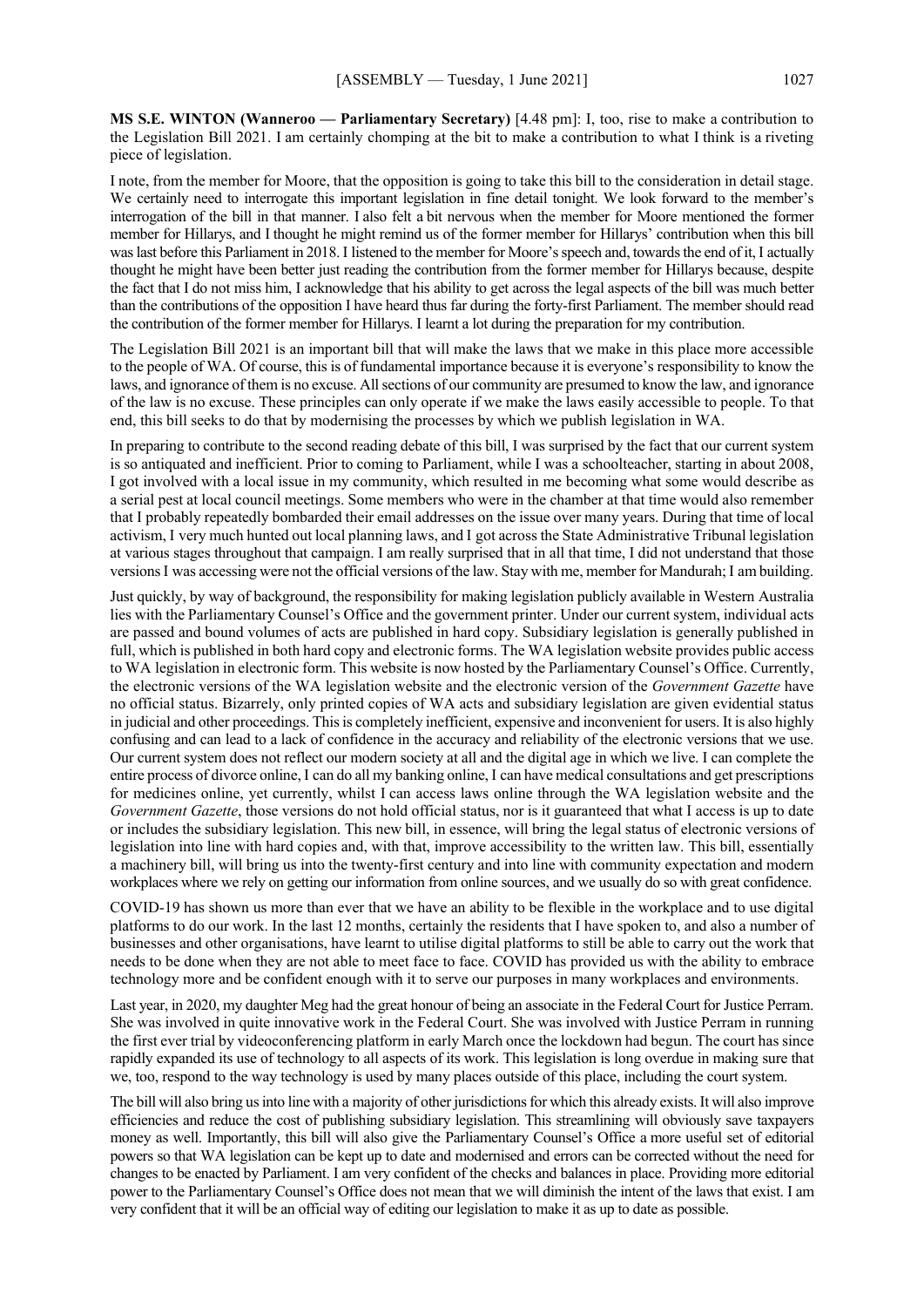**MS S.E. WINTON (Wanneroo — Parliamentary Secretary)** [4.48 pm]: I, too, rise to make a contribution to the Legislation Bill 2021. I am certainly chomping at the bit to make a contribution to what I think is a riveting piece of legislation.

I note, from the member for Moore, that the opposition is going to take this bill to the consideration in detail stage. We certainly need to interrogate this important legislation in fine detail tonight. We look forward to the member's interrogation of the bill in that manner. I also felt a bit nervous when the member for Moore mentioned the former member for Hillarys, and I thought he might remind us of the former member for Hillarys' contribution when this bill was last before this Parliament in 2018. I listened to the member for Moore's speech and, towards the end of it, I actually thought he might have been better just reading the contribution from the former member for Hillarys because, despite the fact that I do not miss him, I acknowledge that his ability to get across the legal aspects of the bill was much better than the contributions of the opposition I have heard thus far during the forty-first Parliament. The member should read the contribution of the former member for Hillarys. I learnt a lot during the preparation for my contribution.

The Legislation Bill 2021 is an important bill that will make the laws that we make in this place more accessible to the people of WA. Of course, this is of fundamental importance because it is everyone's responsibility to know the laws, and ignorance of them is no excuse. All sections of our community are presumed to know the law, and ignorance of the law is no excuse. These principles can only operate if we make the laws easily accessible to people. To that end, this bill seeks to do that by modernising the processes by which we publish legislation in WA.

In preparing to contribute to the second reading debate of this bill, I was surprised by the fact that our current system is so antiquated and inefficient. Prior to coming to Parliament, while I was a schoolteacher, starting in about 2008, I got involved with a local issue in my community, which resulted in me becoming what some would describe as a serial pest at local council meetings. Some members who were in the chamber at that time would also remember that I probably repeatedly bombarded their email addresses on the issue over many years. During that time of local activism, I very much hunted out local planning laws, and I got across the State Administrative Tribunal legislation at various stages throughout that campaign. I am really surprised that in all that time, I did not understand that those versions I was accessing were not the official versions of the law. Stay with me, member for Mandurah; I am building.

Just quickly, by way of background, the responsibility for making legislation publicly available in Western Australia lies with the Parliamentary Counsel's Office and the government printer. Under our current system, individual acts are passed and bound volumes of acts are published in hard copy. Subsidiary legislation is generally published in full, which is published in both hard copy and electronic forms. The WA legislation website provides public access to WA legislation in electronic form. This website is now hosted by the Parliamentary Counsel's Office. Currently, the electronic versions of the WA legislation website and the electronic version of the *Government Gazette* have no official status. Bizarrely, only printed copies of WA acts and subsidiary legislation are given evidential status in judicial and other proceedings. This is completely inefficient, expensive and inconvenient for users. It is also highly confusing and can lead to a lack of confidence in the accuracy and reliability of the electronic versions that we use. Our current system does not reflect our modern society at all and the digital age in which we live. I can complete the entire process of divorce online, I can do all my banking online, I can have medical consultations and get prescriptions for medicines online, yet currently, whilst I can access laws online through the WA legislation website and the *Government Gazette*, those versions do not hold official status, nor is it guaranteed that what I access is up to date or includes the subsidiary legislation. This new bill, in essence, will bring the legal status of electronic versions of legislation into line with hard copies and, with that, improve accessibility to the written law. This bill, essentially a machinery bill, will bring us into the twenty-first century and into line with community expectation and modern workplaces where we rely on getting our information from online sources, and we usually do so with great confidence.

COVID-19 has shown us more than ever that we have an ability to be flexible in the workplace and to use digital platforms to do our work. In the last 12 months, certainly the residents that I have spoken to, and also a number of businesses and other organisations, have learnt to utilise digital platforms to still be able to carry out the work that needs to be done when they are not able to meet face to face. COVID has provided us with the ability to embrace technology more and be confident enough with it to serve our purposes in many workplaces and environments.

Last year, in 2020, my daughter Meg had the great honour of being an associate in the Federal Court for Justice Perram. She was involved in quite innovative work in the Federal Court. She was involved with Justice Perram in running the first ever trial by videoconferencing platform in early March once the lockdown had begun. The court has since rapidly expanded its use of technology to all aspects of its work. This legislation is long overdue in making sure that we, too, respond to the way technology is used by many places outside of this place, including the court system.

The bill will also bring us into line with a majority of other jurisdictions for which this already exists. It will also improve efficiencies and reduce the cost of publishing subsidiary legislation. This streamlining will obviously save taxpayers money as well. Importantly, this bill will also give the Parliamentary Counsel's Office a more useful set of editorial powers so that WA legislation can be kept up to date and modernised and errors can be corrected without the need for changes to be enacted by Parliament. I am very confident of the checks and balances in place. Providing more editorial power to the Parliamentary Counsel's Office does not mean that we will diminish the intent of the laws that exist. I am very confident that it will be an official way of editing our legislation to make it as up to date as possible.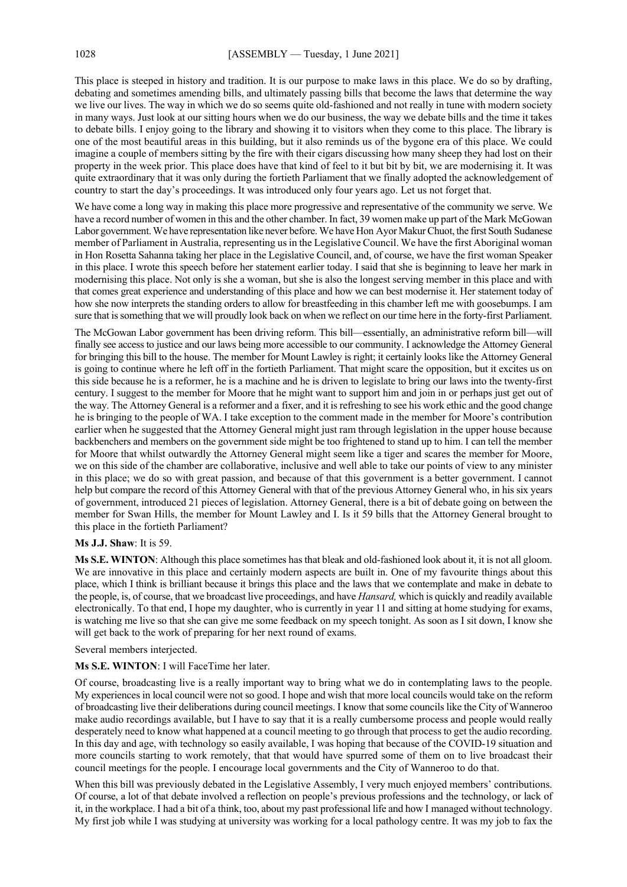This place is steeped in history and tradition. It is our purpose to make laws in this place. We do so by drafting, debating and sometimes amending bills, and ultimately passing bills that become the laws that determine the way we live our lives. The way in which we do so seems quite old-fashioned and not really in tune with modern society in many ways. Just look at our sitting hours when we do our business, the way we debate bills and the time it takes to debate bills. I enjoy going to the library and showing it to visitors when they come to this place. The library is one of the most beautiful areas in this building, but it also reminds us of the bygone era of this place. We could imagine a couple of members sitting by the fire with their cigars discussing how many sheep they had lost on their property in the week prior. This place does have that kind of feel to it but bit by bit, we are modernising it. It was quite extraordinary that it was only during the fortieth Parliament that we finally adopted the acknowledgement of country to start the day's proceedings. It was introduced only four years ago. Let us not forget that.

We have come a long way in making this place more progressive and representative of the community we serve. We have a record number of women in this and the other chamber. In fact, 39 women make up part of the Mark McGowan Labor government. We have representation like never before. We have Hon Ayor Makur Chuot, the first South Sudanese member of Parliament in Australia, representing us in the Legislative Council. We have the first Aboriginal woman in Hon Rosetta Sahanna taking her place in the Legislative Council, and, of course, we have the first woman Speaker in this place. I wrote this speech before her statement earlier today. I said that she is beginning to leave her mark in modernising this place. Not only is she a woman, but she is also the longest serving member in this place and with that comes great experience and understanding of this place and how we can best modernise it. Her statement today of how she now interprets the standing orders to allow for breastfeeding in this chamber left me with goosebumps. I am sure that is something that we will proudly look back on when we reflect on our time here in the forty-first Parliament.

The McGowan Labor government has been driving reform. This bill—essentially, an administrative reform bill—will finally see access to justice and our laws being more accessible to our community. I acknowledge the Attorney General for bringing this bill to the house. The member for Mount Lawley is right; it certainly looks like the Attorney General is going to continue where he left off in the fortieth Parliament. That might scare the opposition, but it excites us on this side because he is a reformer, he is a machine and he is driven to legislate to bring our laws into the twenty-first century. I suggest to the member for Moore that he might want to support him and join in or perhaps just get out of the way. The Attorney General is a reformer and a fixer, and it is refreshing to see his work ethic and the good change he is bringing to the people of WA. I take exception to the comment made in the member for Moore's contribution earlier when he suggested that the Attorney General might just ram through legislation in the upper house because backbenchers and members on the government side might be too frightened to stand up to him. I can tell the member for Moore that whilst outwardly the Attorney General might seem like a tiger and scares the member for Moore, we on this side of the chamber are collaborative, inclusive and well able to take our points of view to any minister in this place; we do so with great passion, and because of that this government is a better government. I cannot help but compare the record of this Attorney General with that of the previous Attorney General who, in his six years of government, introduced 21 pieces of legislation. Attorney General, there is a bit of debate going on between the member for Swan Hills, the member for Mount Lawley and I. Is it 59 bills that the Attorney General brought to this place in the fortieth Parliament?

**Ms J.J. Shaw**: It is 59.

**Ms S.E. WINTON**: Although this place sometimes has that bleak and old-fashioned look about it, it is not all gloom. We are innovative in this place and certainly modern aspects are built in. One of my favourite things about this place, which I think is brilliant because it brings this place and the laws that we contemplate and make in debate to the people, is, of course, that we broadcast live proceedings, and have *Hansard,* which is quickly and readily available electronically. To that end, I hope my daughter, who is currently in year 11 and sitting at home studying for exams, is watching me live so that she can give me some feedback on my speech tonight. As soon as I sit down, I know she will get back to the work of preparing for her next round of exams.

Several members interjected.

**Ms S.E. WINTON**: I will FaceTime her later.

Of course, broadcasting live is a really important way to bring what we do in contemplating laws to the people. My experiences in local council were not so good. I hope and wish that more local councils would take on the reform of broadcasting live their deliberations during council meetings. I know that some councils like the City of Wanneroo make audio recordings available, but I have to say that it is a really cumbersome process and people would really desperately need to know what happened at a council meeting to go through that process to get the audio recording. In this day and age, with technology so easily available, I was hoping that because of the COVID-19 situation and more councils starting to work remotely, that that would have spurred some of them on to live broadcast their council meetings for the people. I encourage local governments and the City of Wanneroo to do that.

When this bill was previously debated in the Legislative Assembly, I very much enjoyed members' contributions. Of course, a lot of that debate involved a reflection on people's previous professions and the technology, or lack of it, in the workplace. I had a bit of a think, too, about my past professional life and how I managed without technology. My first job while I was studying at university was working for a local pathology centre. It was my job to fax the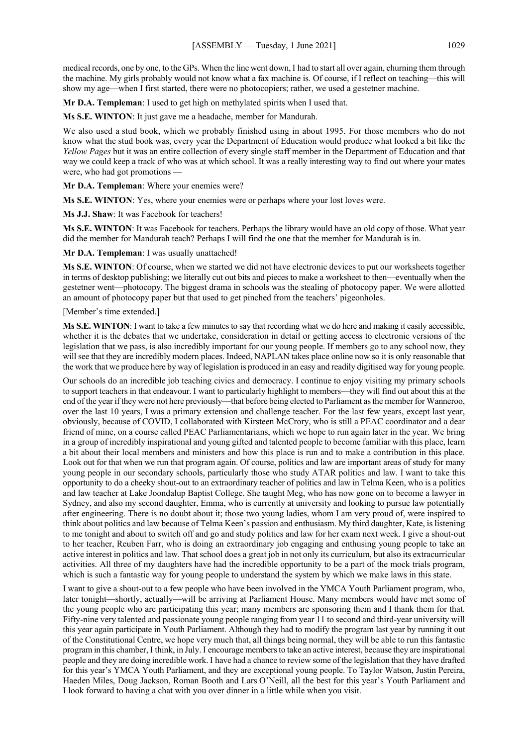medical records, one by one, to the GPs. When the line went down, I had to start all over again, churning them through the machine. My girls probably would not know what a fax machine is. Of course, if I reflect on teaching—this will show my age—when I first started, there were no photocopiers; rather, we used a gestetner machine.

**Mr D.A. Templeman**: I used to get high on methylated spirits when I used that.

**Ms S.E. WINTON**: It just gave me a headache, member for Mandurah.

We also used a stud book, which we probably finished using in about 1995. For those members who do not know what the stud book was, every year the Department of Education would produce what looked a bit like the *Yellow Pages* but it was an entire collection of every single staff member in the Department of Education and that way we could keep a track of who was at which school. It was a really interesting way to find out where your mates were, who had got promotions —

**Mr D.A. Templeman**: Where your enemies were?

**Ms S.E. WINTON**: Yes, where your enemies were or perhaps where your lost loves were.

**Ms J.J. Shaw**: It was Facebook for teachers!

**Ms S.E. WINTON**: It was Facebook for teachers. Perhaps the library would have an old copy of those. What year did the member for Mandurah teach? Perhaps I will find the one that the member for Mandurah is in.

**Mr D.A. Templeman**: I was usually unattached!

**Ms S.E. WINTON**: Of course, when we started we did not have electronic devices to put our worksheets together in terms of desktop publishing; we literally cut out bits and pieces to make a worksheet to then—eventually when the gestetner went—photocopy. The biggest drama in schools was the stealing of photocopy paper. We were allotted an amount of photocopy paper but that used to get pinched from the teachers' pigeonholes.

[Member's time extended.]

**Ms S.E. WINTON**: I want to take a few minutes to say that recording what we do here and making it easily accessible, whether it is the debates that we undertake, consideration in detail or getting access to electronic versions of the legislation that we pass, is also incredibly important for our young people. If members go to any school now, they will see that they are incredibly modern places. Indeed, NAPLAN takes place online now so it is only reasonable that the work that we produce here by way of legislation is produced in an easy and readily digitised way for young people.

Our schools do an incredible job teaching civics and democracy. I continue to enjoy visiting my primary schools to support teachers in that endeavour. I want to particularly highlight to members—they will find out about this at the end of the year if they were not here previously—that before being elected to Parliament as the member for Wanneroo, over the last 10 years, I was a primary extension and challenge teacher. For the last few years, except last year, obviously, because of COVID, I collaborated with Kirsteen McCrory, who is still a PEAC coordinator and a dear friend of mine, on a course called PEAC Parliamentarians, which we hope to run again later in the year. We bring in a group of incredibly inspirational and young gifted and talented people to become familiar with this place, learn a bit about their local members and ministers and how this place is run and to make a contribution in this place. Look out for that when we run that program again. Of course, politics and law are important areas of study for many young people in our secondary schools, particularly those who study ATAR politics and law. I want to take this opportunity to do a cheeky shout-out to an extraordinary teacher of politics and law in Telma Keen, who is a politics and law teacher at Lake Joondalup Baptist College. She taught Meg, who has now gone on to become a lawyer in Sydney, and also my second daughter, Emma, who is currently at university and looking to pursue law potentially after engineering. There is no doubt about it; those two young ladies, whom I am very proud of, were inspired to think about politics and law because of Telma Keen's passion and enthusiasm. My third daughter, Kate, is listening to me tonight and about to switch off and go and study politics and law for her exam next week. I give a shout-out to her teacher, Reuben Farr, who is doing an extraordinary job engaging and enthusing young people to take an active interest in politics and law. That school does a great job in not only its curriculum, but also its extracurricular activities. All three of my daughters have had the incredible opportunity to be a part of the mock trials program, which is such a fantastic way for young people to understand the system by which we make laws in this state.

I want to give a shout-out to a few people who have been involved in the YMCA Youth Parliament program, who, later tonight—shortly, actually—will be arriving at Parliament House. Many members would have met some of the young people who are participating this year; many members are sponsoring them and I thank them for that. Fifty-nine very talented and passionate young people ranging from year 11 to second and third-year university will this year again participate in Youth Parliament. Although they had to modify the program last year by running it out of the Constitutional Centre, we hope very much that, all things being normal, they will be able to run this fantastic program in this chamber, I think, in July. I encourage members to take an active interest, because they are inspirational people and they are doing incredible work. I have had a chance to review some of the legislation that they have drafted for this year's YMCA Youth Parliament, and they are exceptional young people. To Taylor Watson, Justin Pereira, Haeden Miles, Doug Jackson, Roman Booth and Lars O'Neill, all the best for this year's Youth Parliament and I look forward to having a chat with you over dinner in a little while when you visit.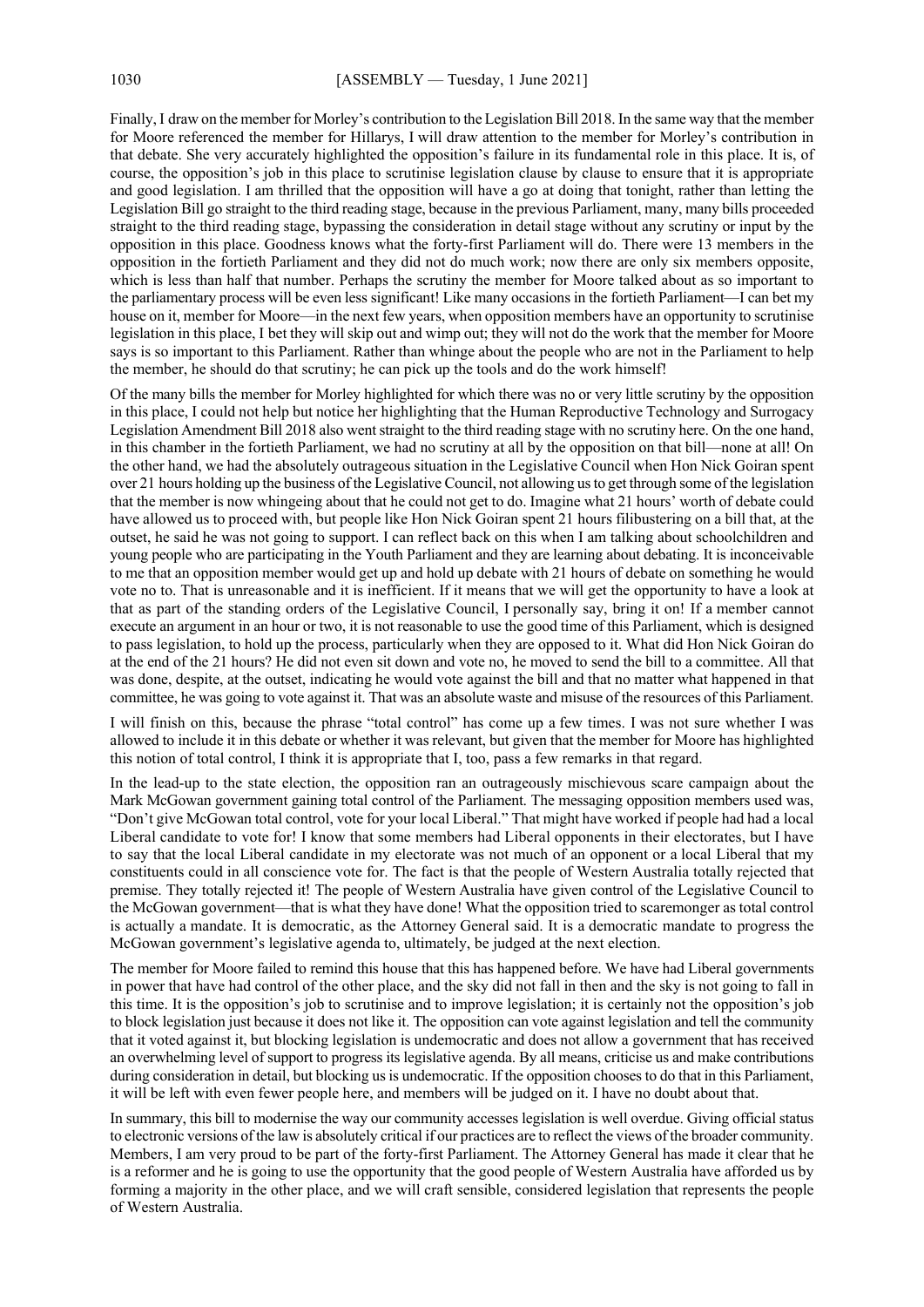Finally, I draw on the member for Morley's contribution to the Legislation Bill 2018. In the same way that the member for Moore referenced the member for Hillarys, I will draw attention to the member for Morley's contribution in that debate. She very accurately highlighted the opposition's failure in its fundamental role in this place, of course. It is, of course, the opposition's job in this place to scrutinise legislation clause by clause to ensure that it is appropriate and good legislation. I am thrilled that the opposition will have a go at doing that tonight, rather than letting the Legislation Bill go straight to the third reading stage, because in the previous Parliament, many, many bills proceeded straight to the third reading stage, bypassing the consideration in detail stage without any scrutiny or input by the opposition in this place. Goodness knows what the forty-first Parliament will do. There were 13 members in the opposition in the fortieth Parliament and they did not do much work; now there are only six members opposite, which is less than half that number. Perhaps the scrutiny the member for Moore talked about as so important to the parliamentary process will be even less significant! Like many occasions in the fortieth Parliament—I can bet my house on it, member for Moore—in the next few years, when opposition members have an opportunity to scrutinise legislation in this place, I bet they will skip out and wimp out; they will not do the work that the member for Moore says is so important to this Parliament. Rather than whinge about the people who are not in the Parliament to help the member, he should do that scrutiny; he can pick up the tools and do the work himself!

Of the many bills the member for Morley highlighted for which there was no or very little scrutiny by the opposition in this place, I could not help but notice her highlighting that the Human Reproductive Technology and Surrogacy Legislation Amendment Bill 2018 also went straight to the third reading stage with no scrutiny here. On the one hand, in this chamber in the fortieth Parliament, we had no scrutiny at all by the opposition on that bill—none at all! On the other hand, we had the absolutely outrageous situation in the Legislative Council when Hon Nick Goiran spent over 21 hours holding up the business of the Legislative Council, not allowing us to get through some of the legislation that the member is now whingeing about that he could not get to do. Imagine what 21 hours' worth of debate could have allowed us to proceed with, but people like Hon Nick Goiran spent 21 hours filibustering on a bill that, at the outset, he said he was not going to support. I can reflect back on this when I am talking about schoolchildren and young people who are participating in the Youth Parliament and they are learning about debating. It is inconceivable to me that an opposition member would get up and hold up debate with 21 hours of debate on something he would vote no to. That is unreasonable and it is inefficient. If it means that we will get the opportunity to have a look at that as part of the standing orders of the Legislative Council, I personally say, bring it on! If a member cannot execute an argument in an hour or two, it is not reasonable to use the good time of this Parliament, which is designed to pass legislation, to hold up the process, particularly when they are opposed to it. What did Hon Nick Goiran do at the end of the 21 hours? He did not even sit down and vote no, he moved to send the bill to a committee. All that was done, despite, at the outset, indicating he would vote against the bill and that no matter what happened in that committee, he was going to vote against it. That was an absolute waste and misuse of the resources of this Parliament.

I will finish on this, because the phrase "total control" has come up a few times. I was not sure whether I was allowed to include it in this debate or whether it was relevant, but given that the member for Moore has highlighted this notion of total control, I think it is appropriate that I, too, pass a few remarks in that regard.

In the lead-up to the state election, the opposition ran an outrageously mischievous scare campaign about the Mark McGowan government gaining total control of the Parliament. The messaging opposition members used was, "Don't give McGowan total control, vote for your local Liberal." That might have worked if people had had a local Liberal candidate to vote for! I know that some members had Liberal opponents in their electorates, but I have to say that the local Liberal candidate in my electorate was not much of an opponent or a local Liberal that my constituents could in all conscience vote for. The fact is that the people of Western Australia totally rejected that premise. They totally rejected it! The people of Western Australia have given control of the Legislative Council to the McGowan government—that is what they have done! What the opposition tried to scaremonger as total control is actually a mandate. It is democratic, as the Attorney General said. It is a democratic mandate to progress the McGowan government's legislative agenda to, ultimately, be judged at the next election.

The member for Moore failed to remind this house that this has happened before. We have had Liberal governments in power that have had control of the other place, and the sky did not fall in then and the sky is not going to fall in this time. It is the opposition's job to scrutinise and to improve legislation; it is certainly not the opposition's job to block legislation just because it does not like it. The opposition can vote against legislation and tell the community that it voted against it, but blocking legislation is undemocratic and does not allow a government that has received an overwhelming level of support to progress its legislative agenda. By all means, criticise us and make contributions during consideration in detail, but blocking us is undemocratic. If the opposition chooses to do that in this Parliament, it will be left with even fewer people here, and members will be judged on it. I have no doubt about that.

In summary, this bill to modernise the way our community accesses legislation is well overdue. Giving official status to electronic versions of the law is absolutely critical if our practices are to reflect the views of the broader community. Members, I am very proud to be part of the forty-first Parliament. The Attorney General has made it clear that he is a reformer and he is going to use the opportunity that the good people of Western Australia have afforded us by forming a majority in the other place, and we will craft sensible, considered legislation that represents the people of Western Australia.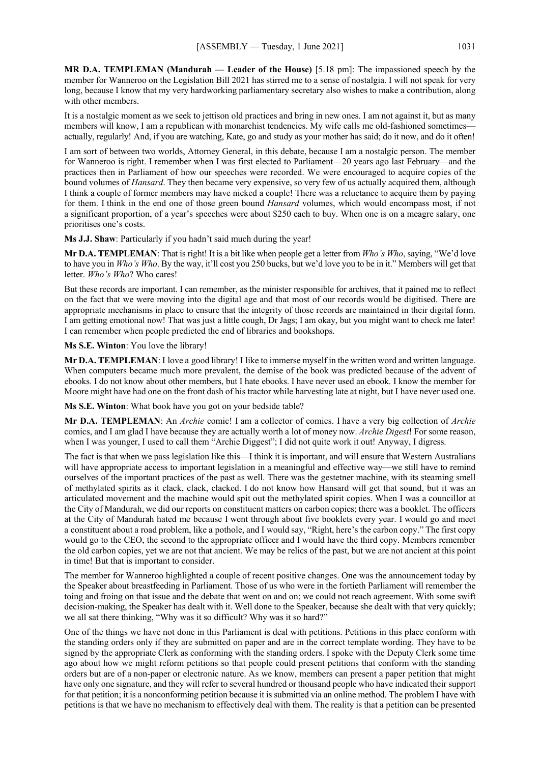**MR D.A. TEMPLEMAN (Mandurah — Leader of the House)** [5.18 pm]: The impassioned speech by the member for Wanneroo on the Legislation Bill 2021 has stirred me to a sense of nostalgia. I will not speak for very long, because I know that my very hardworking parliamentary secretary also wishes to make a contribution, along with other members.

It is a nostalgic moment as we seek to jettison old practices and bring in new ones. I am not against it, but as many members will know, I am a republican with monarchist tendencies. My wife calls me old-fashioned sometimes—actually, regularly! And, if you are watching, Kate, go and study as your mother has said; do it now, and do it often!

I am sort of between two worlds, Attorney General, in this debate, because I am a nostalgic person. The member for Wanneroo is right. I remember when I was first elected to Parliament—20 years ago last February—and the practices then in Parliament of how our speeches were recorded. We were encouraged to acquire copies of the bound volumes of *Hansard*. They then became very expensive, so very few of us actually acquired them, although I think a couple of former members may have nicked a couple! There was a reluctance to acquire them by paying for them. I think in the end one of those green bound *Hansard* volumes, which would encompass most, if not a significant proportion, of a year's speeches were about $250 each to buy. When one is on a meagre salary, one prioritises one's costs.

**Ms J.J. Shaw**: Particularly if you hadn't said much during the year!

**Mr D.A. TEMPLEMAN**: That is right! It is a bit like when people get a letter from *Who's Who*, saying, "We'd love to have you in *Who's Who*. By the way, it'll cost you 250 bucks, but we'd love you to be in it." Members will get that letter. *Who's Who*? Who cares!

But these records are important. I can remember, as the minister responsible for archives, that it pained me to reflect on the fact that we were moving into the digital age and that most of our records would be digitised. There are appropriate mechanisms in place to ensure that the integrity of those records are maintained in their digital form. I am getting emotional now! That was just a little cough, Dr Jags; I am okay, but you might want to check me later! I can remember when people predicted the end of libraries and bookshops.

**Ms S.E. Winton**: You love the library!

**Mr D.A. TEMPLEMAN**: I love a good library! I like to immerse myself in the written word and written language. When computers became much more prevalent, the demise of the book was predicted because of the advent of ebooks. I do not know about other members, but I hate ebooks. I have never used an ebook. I know the member for Moore might have had one on the front dash of his tractor while harvesting late at night, but I have never used one.

**Ms S.E. Winton**: What book have you got on your bedside table?

**Mr D.A. TEMPLEMAN**: An *Archie* comic! I am a collector of comics. I have a very big collection of *Archie* comics, and I am glad I have because they are actually worth a lot of money now. *Archie Digest*! For some reason, when I was younger, I used to call them "Archie Diggest"; I did not quite work it out! Anyway, I digress.

The fact is that when we pass legislation like this—I think it is important, and will ensure that Western Australians will have appropriate access to important legislation in a meaningful and effective way—we still have to remind ourselves of the important practices of the past as well. There was the gestetner machine, with its steaming smell of methylated spirits as it clack, clack, clacked. I do not know how Hansard will get that sound, but it was an articulated movement and the machine would spit out the methylated spirit copies. When I was a councillor at the City of Mandurah, we did our reports on constituent matters on carbon copies; there was a booklet. The officers at the City of Mandurah hated me because I went through about five booklets every year. I would go and meet a constituent about a road problem, like a pothole, and I would say, "Right, here's the carbon copy." The first copy would go to the CEO, the second to the appropriate officer and I would have the third copy. Members remember the old carbon copies, yet we are not that ancient. We may be relics of the past, but we are not ancient at this point in time! But that is important to consider.

The member for Wanneroo highlighted a couple of recent positive changes. One was the announcement today by the Speaker about breastfeeding in Parliament. Those of us who were in the fortieth Parliament will remember the toing and froing on that issue and the debate that went on and on; we could not reach agreement. With some swift decision-making, the Speaker has dealt with it. Well done to the Speaker, because she dealt with that very quickly; we all sat there thinking, "Why was it so difficult? Why was it so hard?"

One of the things we have not done in this Parliament is deal with petitions. Petitions in this place conform with the standing orders only if they are submitted on paper and are in the correct template wording. They have to be signed by the appropriate Clerk as conforming with the standing orders. I spoke with the Deputy Clerk some time ago about how we might reform petitions so that people could present petitions that conform with the standing orders but are of a non-paper or electronic nature. As we know, members can present a paper petition that might have only one signature, and they will refer to several hundred or thousand people who have indicated their support for that petition; it is a nonconforming petition because it is submitted via an online method. The problem I have with petitions is that we have no mechanism to effectively deal with them. The reality is that a petition can be presented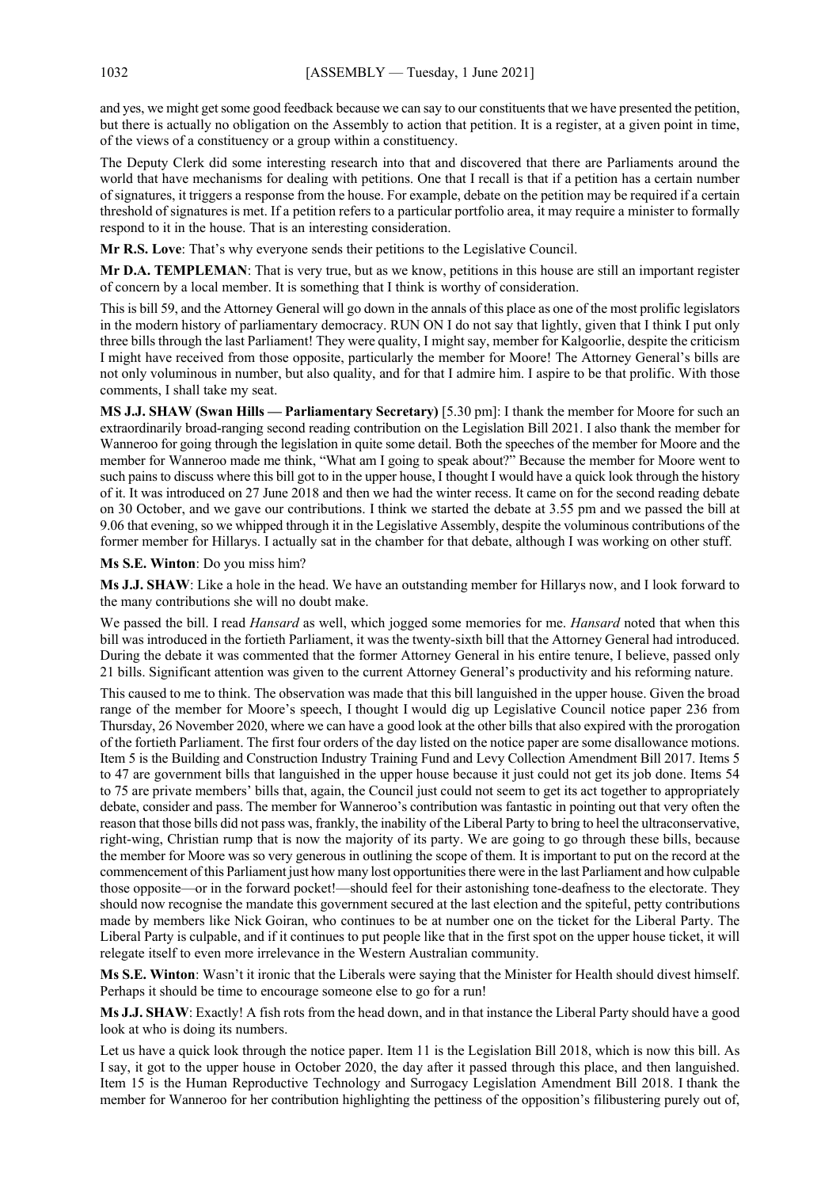and yes, we might get some good feedback because we can say to our constituents that we have presented the petition, but there is actually no obligation on the Assembly to action that petition. It is a register, at a given point in time, of the views of a constituency or a group within a constituency.

The Deputy Clerk did some interesting research into that and discovered that there are Parliaments around the world that have mechanisms for dealing with petitions. One that I recall is that if a petition has a certain number of signatures, it triggers a response from the house. For example, debate on the petition may be required if a certain threshold of signatures is met. If a petition refers to a particular portfolio area, it may require a minister to formally respond to it in the house. That is an interesting consideration.

**Mr R.S. Love**: That's why everyone sends their petitions to the Legislative Council.

**Mr D.A. TEMPLEMAN**: That is very true, but as we know, petitions in this house are still an important register of concern by a local member. It is something that I think is worthy of consideration.

This is bill 59, and the Attorney General will go down in the annals of this place as one of the most prolific legislators in the modern history of parliamentary democracy. RUN ON I do not say that lightly, given that I think I put only three bills through the last Parliament! They were quality, I might say, member for Kalgoorlie, despite the criticism I might have received from those opposite, particularly the member for Moore! The Attorney General's bills are not only voluminous in number, but also quality, and for that I admire him. I aspire to be that prolific. With those comments, I shall take my seat.

**MS J.J. SHAW (Swan Hills — Parliamentary Secretary)** [5.30 pm]: I thank the member for Moore for such an extraordinarily broad-ranging second reading contribution on the Legislation Bill 2021. I also thank the member for Wanneroo for going through the legislation in quite some detail. Both the speeches of the member for Moore and the member for Wanneroo made me think, "What am I going to speak about?" Because the member for Moore went to such pains to discuss where this bill got to in the upper house, I thought I would have a quick look through the history of it. It was introduced on 27 June 2018 and then we had the winter recess. It came on for the second reading debate on 30 October, and we gave our contributions. I think we started the debate at 3.55 pm and we passed the bill at 9.06 that evening, so we whipped through it in the Legislative Assembly, despite the voluminous contributions of the former member for Hillarys. I actually sat in the chamber for that debate, although I was working on other stuff.

**Ms S.E. Winton**: Do you miss him?

**Ms J.J. SHAW**: Like a hole in the head. We have an outstanding member for Hillarys now, and I look forward to the many contributions she will no doubt make.

We passed the bill. I read *Hansard* as well, which jogged some memories for me. *Hansard* noted that when this bill was introduced in the fortieth Parliament, it was the twenty-sixth bill that the Attorney General had introduced. During the debate it was commented that the former Attorney General in his entire tenure, I believe, passed only 21 bills. Significant attention was given to the current Attorney General's productivity and his reforming nature.

This caused to me to think. The observation was made that this bill languished in the upper house. Given the broad range of the member for Moore's speech, I thought I would dig up Legislative Council notice paper 236 from Thursday, 26 November 2020, where we can have a good look at the other bills that also expired with the prorogation of the fortieth Parliament. The first four orders of the day listed on the notice paper are some disallowance motions. Item 5 is the Building and Construction Industry Training Fund and Levy Collection Amendment Bill 2017. Items 5 to 47 are government bills that languished in the upper house because it just could not get its job done. Items 54 to 75 are private members' bills that, again, the Council just could not seem to get its act together to appropriately debate, consider and pass. The member for Wanneroo's contribution was fantastic in pointing out that very often the reason that those bills did not pass was, frankly, the inability of the Liberal Party to bring to heel the ultraconservative, right-wing, Christian rump that is now the majority of its party. We are going to go through these bills, because the member for Moore was so very generous in outlining the scope of them. It is important to put on the record at the commencement of this Parliament just how many lost opportunities there were in the last Parliament and how culpable those opposite—or in the forward pocket!—should feel for their astonishing tone-deafness to the electorate. They should now recognise the mandate this government secured at the last election and the spiteful, petty contributions made by members like Nick Goiran, who continues to be at number one on the ticket for the Liberal Party. The Liberal Party is culpable, and if it continues to put people like that in the first spot on the upper house ticket, it will relegate itself to even more irrelevance in the Western Australian community.

**Ms S.E. Winton**: Wasn't it ironic that the Liberals were saying that the Minister for Health should divest himself. Perhaps it should be time to encourage someone else to go for a run!

**Ms J.J. SHAW**: Exactly! A fish rots from the head down, and in that instance the Liberal Party should have a good look at who is doing its numbers.

Let us have a quick look through the notice paper. Item 11 is the Legislation Bill 2018, which is now this bill. As I say, it got to the upper house in October 2020, the day after it passed through this place, and then languished. Item 15 is the Human Reproductive Technology and Surrogacy Legislation Amendment Bill 2018. I thank the member for Wanneroo for her contribution highlighting the pettiness of the opposition's filibustering purely out of,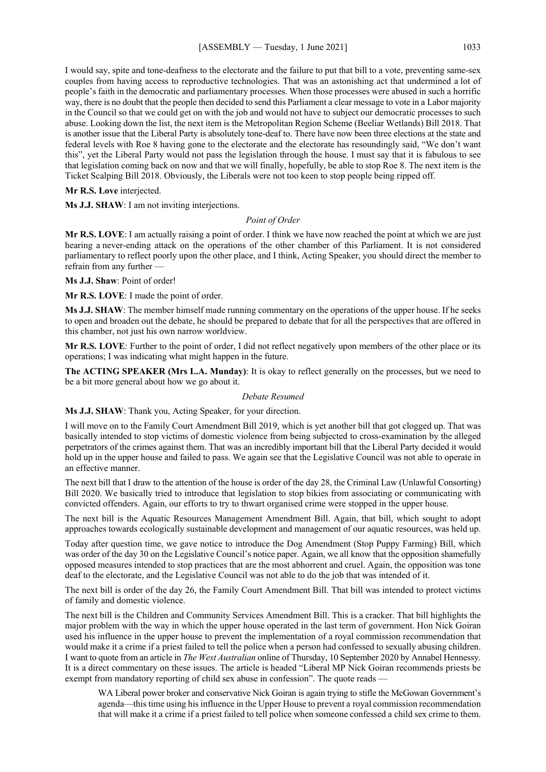I would say, spite and tone-deafness to the electorate and the failure to put that bill to a vote, preventing same-sex couples from having access to reproductive technologies. That was an astonishing act that undermined a lot of people's faith in the democratic and parliamentary processes. When those processes were abused in such a horrific way, there is no doubt that the people then decided to send this Parliament a clear message to vote in a Labor majority in the Council so that we could get on with the job and would not have to subject our democratic processes to such abuse. Looking down the list, the next item is the Metropolitan Region Scheme (Beeliar Wetlands) Bill 2018. That is another issue that the Liberal Party is absolutely tone-deaf to. There have now been three elections at the state and federal levels with Roe 8 having gone to the electorate and the electorate has resoundingly said, "We don't want this", yet the Liberal Party would not pass the legislation through the house. I must say that it is fabulous to see that legislation coming back on now and that we will finally, hopefully, be able to stop Roe 8. The next item is the Ticket Scalping Bill 2018. Obviously, the Liberals were not too keen to stop people being ripped off.

**Mr R.S. Love** interjected.

**Ms J.J. SHAW**: I am not inviting interjections.

*Point of Order*

**Mr R.S. LOVE**: I am actually raising a point of order. I think we have now reached the point at which we are just hearing a never-ending attack on the operations of the other chamber of this Parliament. It is not considered parliamentary to reflect poorly upon the other place, and I think, Acting Speaker, you should direct the member to refrain from any further —

**Ms J.J. Shaw**: Point of order!

**Mr R.S. LOVE**: I made the point of order.

**Ms J.J. SHAW**: The member himself made running commentary on the operations of the upper house. If he seeks to open and broaden out the debate, he should be prepared to debate that for all the perspectives that are offered in this chamber, not just his own narrow worldview.

**Mr R.S. LOVE**: Further to the point of order, I did not reflect negatively upon members of the other place or its operations; I was indicating what might happen in the future.

**The ACTING SPEAKER (Mrs L.A. Munday)**: It is okay to reflect generally on the processes, but we need to be a bit more general about how we go about it.

*Debate Resumed*

**Ms J.J. SHAW**: Thank you, Acting Speaker, for your direction.

I will move on to the Family Court Amendment Bill 2019, which is yet another bill that got clogged up. That was basically intended to stop victims of domestic violence from being subjected to cross-examination by the alleged perpetrators of the crimes against them. That was an incredibly important bill that the Liberal Party decided it would hold up in the upper house and failed to pass. We again see that the Legislative Council was not able to operate in an effective manner.

The next bill that I draw to the attention of the house is order of the day 28, the Criminal Law (Unlawful Consorting) Bill 2020. We basically tried to introduce that legislation to stop bikies from associating or communicating with convicted offenders. Again, our efforts to try to thwart organised crime were stopped in the upper house.

The next bill is the Aquatic Resources Management Amendment Bill. Again, that bill, which sought to adopt approaches towards ecologically sustainable development and management of our aquatic resources, was held up.

Today after question time, we gave notice to introduce the Dog Amendment (Stop Puppy Farming) Bill, which was order of the day 30 on the Legislative Council's notice paper. Again, we all know that the opposition shamefully opposed measures intended to stop practices that are the most abhorrent and cruel. Again, the opposition was tone deaf to the electorate, and the Legislative Council was not able to do the job that was intended of it.

The next bill is order of the day 26, the Family Court Amendment Bill. That bill was intended to protect victims of family and domestic violence.

The next bill is the Children and Community Services Amendment Bill. This is a cracker. That bill highlights the major problem with the way in which the upper house operated in the last term of government. Hon Nick Goiran used his influence in the upper house to prevent the implementation of a royal commission recommendation that would make it a crime if a priest failed to tell the police when a person had confessed to sexually abusing children. I want to quote from an article in *The West Australian* online of Thursday, 10 September 2020 by Annabel Hennessy. It is a direct commentary on these issues. The article is headed "Liberal MP Nick Goiran recommends priests be exempt from mandatory reporting of child sex abuse in confession". The quote reads —

> WA Liberal power broker and conservative Nick Goiran is again trying to stifle the McGowan Government's agenda—this time using his influence in the Upper House to prevent a royal commission recommendation that will make it a crime if a priest failed to tell police when someone confessed a child sex crime to them.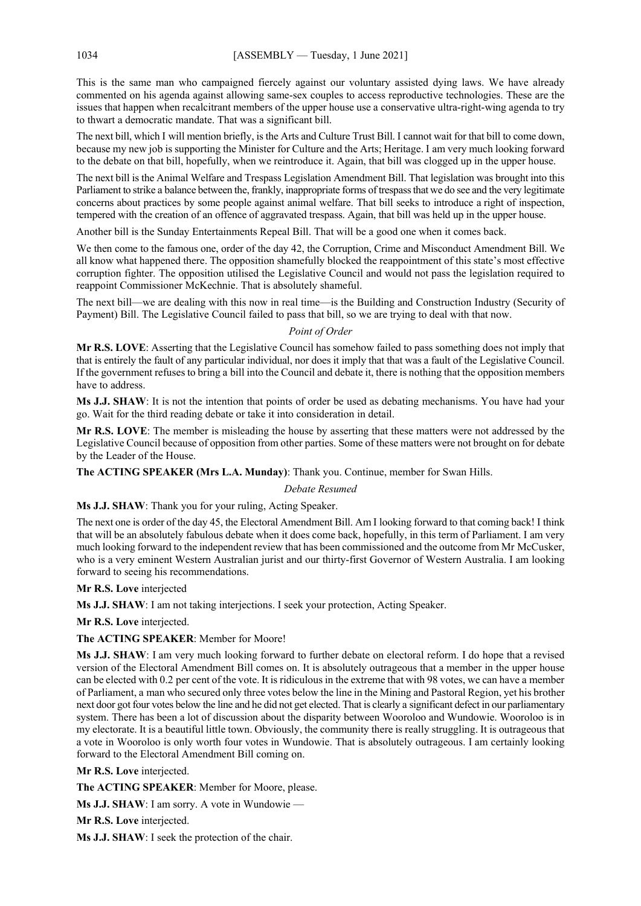This is the same man who campaigned fiercely against our voluntary assisted dying laws. We have already commented on his agenda against allowing same-sex couples to access reproductive technologies. These are the issues that happen when recalcitrant members of the upper house use a conservative ultra-right-wing agenda to try to thwart a democratic mandate. That was a significant bill.

The next bill, which I will mention briefly, is the Arts and Culture Trust Bill. I cannot wait for that bill to come down, because my new job is supporting the Minister for Culture and the Arts; Heritage. I am very much looking forward to the debate on that bill, hopefully, when we reintroduce it. Again, that bill was clogged up in the upper house.

The next bill is the Animal Welfare and Trespass Legislation Amendment Bill. That legislation was brought into this Parliament to strike a balance between the, frankly, inappropriate forms of trespass that we do see and the very legitimate concerns about practices by some people against animal welfare. That bill seeks to introduce a right of inspection, tempered with the creation of an offence of aggravated trespass. Again, that bill was held up in the upper house.

Another bill is the Sunday Entertainments Repeal Bill. That will be a good one when it comes back.

We then come to the famous one, order of the day 42, the Corruption, Crime and Misconduct Amendment Bill. We all know what happened there. The opposition shamefully blocked the reappointment of this state's most effective corruption fighter. The opposition utilised the Legislative Council and would not pass the legislation required to reappoint Commissioner McKechnie. That is absolutely shameful.

The next bill—we are dealing with this now in real time—is the Building and Construction Industry (Security of Payment) Bill. The Legislative Council failed to pass that bill, so we are trying to deal with that now.

*Point of Order*

**Mr R.S. LOVE**: Asserting that the Legislative Council has somehow failed to pass something does not imply that that is entirely the fault of any particular individual, nor does it imply that that was a fault of the Legislative Council. If the government refuses to bring a bill into the Council and debate it, there is nothing that the opposition members have to address.

**Ms J.J. SHAW**: It is not the intention that points of order be used as debating mechanisms. You have had your go. Wait for the third reading debate or take it into consideration in detail.

**Mr R.S. LOVE**: The member is misleading the house by asserting that these matters were not addressed by the Legislative Council because of opposition from other parties. Some of these matters were not brought on for debate by the Leader of the House.

**The ACTING SPEAKER (Mrs L.A. Munday)**: Thank you. Continue, member for Swan Hills.

*Debate Resumed*

**Ms J.J. SHAW**: Thank you for your ruling, Acting Speaker.

The next one is order of the day 45, the Electoral Amendment Bill. Am I looking forward to that coming back! I think that will be an absolutely fabulous debate when it does come back, hopefully, in this term of Parliament. I am very much looking forward to the independent review that has been commissioned and the outcome from Mr McCusker, who is a very eminent Western Australian jurist and our thirty-first Governor of Western Australia. I am looking forward to seeing his recommendations.

**Mr R.S. Love** interjected

**Ms J.J. SHAW**: I am not taking interjections. I seek your protection, Acting Speaker.

**Mr R.S. Love** interjected.

**The ACTING SPEAKER**: Member for Moore!

**Ms J.J. SHAW**: I am very much looking forward to further debate on electoral reform. I do hope that a revised version of the Electoral Amendment Bill comes on. It is absolutely outrageous that a member in the upper house can be elected with 0.2 per cent of the vote. It is ridiculous in the extreme that with 98 votes, we can have a member of Parliament, a man who secured only three votes below the line in the Mining and Pastoral Region, yet his brother next door got four votes below the line and he did not get elected. That is clearly a significant defect in our parliamentary system. There has been a lot of discussion about the disparity between Wooroloo and Wundowie. Wooroloo is in my electorate. It is a beautiful little town. Obviously, the community there is really struggling. It is outrageous that a vote in Wooroloo is only worth four votes in Wundowie. That is absolutely outrageous. I am certainly looking forward to the Electoral Amendment Bill coming on.

**Mr R.S. Love** interjected.

**The ACTING SPEAKER**: Member for Moore, please.

**Ms J.J. SHAW**: I am sorry. A vote in Wundowie —

**Mr R.S. Love** interjected.

**Ms J.J. SHAW**: I seek the protection of the chair.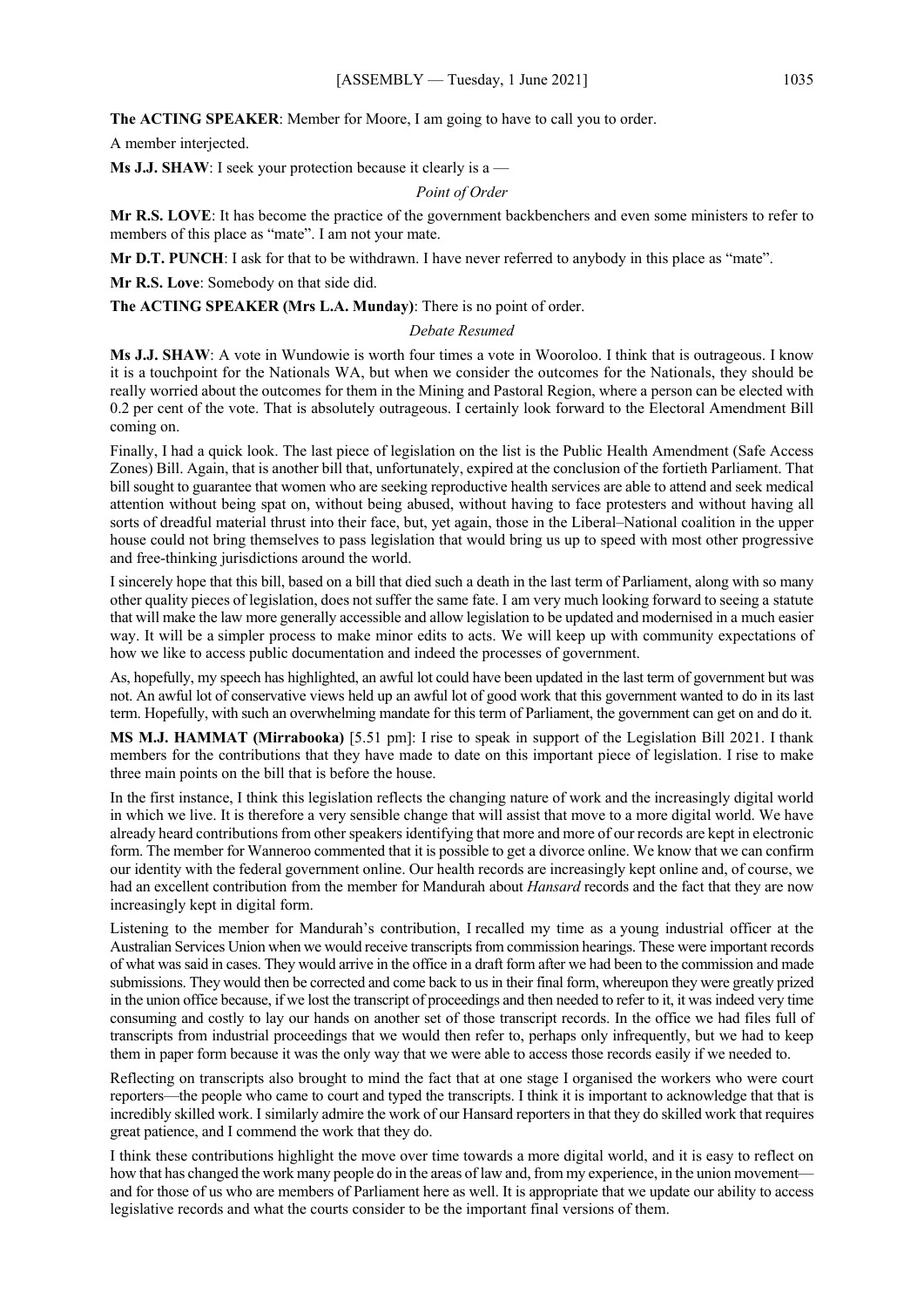**The ACTING SPEAKER**: Member for Moore, I am going to have to call you to order.

A member interjected.

**Ms J.J. SHAW**: I seek your protection because it clearly is a —

*Point of Order*

**Mr R.S. LOVE**: It has become the practice of the government backbenchers and even some ministers to refer to members of this place as "mate". I am not your mate.

**Mr D.T. PUNCH**: I ask for that to be withdrawn. I have never referred to anybody in this place as "mate".

**Mr R.S. Love**: Somebody on that side did.

**The ACTING SPEAKER (Mrs L.A. Munday)**: There is no point of order.

*Debate Resumed*

**Ms J.J. SHAW**: A vote in Wundowie is worth four times a vote in Wooroloo. I think that is outrageous. I know it is a touchpoint for the Nationals WA, but when we consider the outcomes for the Nationals, they should be really worried about the outcomes for them in the Mining and Pastoral Region, where a person can be elected with 0.2 per cent of the vote. That is absolutely outrageous. I certainly look forward to the Electoral Amendment Bill coming on.

Finally, I had a quick look. The last piece of legislation on the list is the Public Health Amendment (Safe Access Zones) Bill. Again, that is another bill that, unfortunately, expired at the conclusion of the fortieth Parliament. That bill sought to guarantee that women who are seeking reproductive health services are able to attend and seek medical attention without being spat on, without being abused, without having to face protesters and without having all sorts of dreadful material thrust into their face, but, yet again, those in the Liberal–National coalition in the upper house could not bring themselves to pass legislation that would bring us up to speed with most other progressive and free-thinking jurisdictions around the world.

I sincerely hope that this bill, based on a bill that died such a death in the last term of Parliament, along with so many other quality pieces of legislation, does not suffer the same fate. I am very much looking forward to seeing a statute that will make the law more generally accessible and allow legislation to be updated and modernised in a much easier way. It will be a simpler process to make minor edits to acts. We will keep up with community expectations of how we like to access public documentation and indeed the processes of government.

As, hopefully, my speech has highlighted, an awful lot could have been updated in the last term of government but was not. An awful lot of conservative views held up an awful lot of good work that this government wanted to do in its last term. Hopefully, with such an overwhelming mandate for this term of Parliament, the government can get on and do it.

**MS M.J. HAMMAT (Mirrabooka)** [5.51 pm]: I rise to speak in support of the Legislation Bill 2021. I thank members for the contributions that they have made to date on this important piece of legislation. I rise to make three main points on the bill that is before the house.

In the first instance, I think this legislation reflects the changing nature of work and the increasingly digital world in which we live. It is therefore a very sensible change that will assist that move to a more digital world. We have already heard contributions from other speakers identifying that more and more of our records are kept in electronic form. The member for Wanneroo commented that it is possible to get a divorce online. We know that we can confirm our identity with the federal government online. Our health records are increasingly kept online and, of course, we had an excellent contribution from the member for Mandurah about *Hansard* records and the fact that they are now increasingly kept in digital form.

Listening to the member for Mandurah's contribution, I recalled my time as a young industrial officer at the Australian Services Union when we would receive transcripts from commission hearings. These were important records of what was said in cases. They would arrive in the office in a draft form after we had been to the commission and made submissions. They would then be corrected and come back to us in their final form, whereupon they were greatly prized in the union office because, if we lost the transcript of proceedings and then needed to refer to it, it was indeed very time consuming and costly to lay our hands on another set of those transcript records. In the office we had files full of transcripts from industrial proceedings that we would then refer to, perhaps only infrequently, but we had to keep them in paper form because it was the only way that we were able to access those records easily if we needed to.

Reflecting on transcripts also brought to mind the fact that at one stage I organised the workers who were court reporters—the people who came to court and typed the transcripts. I think it is important to acknowledge that that is incredibly skilled work. I similarly admire the work of our Hansard reporters in that they do skilled work that requires great patience, and I commend the work that they do.

I think these contributions highlight the move over time towards a more digital world, and it is easy to reflect on how that has changed the work many people do in the areas of law and, from my experience, in the union movement—and for those of us who are members of Parliament here as well. It is appropriate that we update our ability to access legislative records and what the courts consider to be the important final versions of them.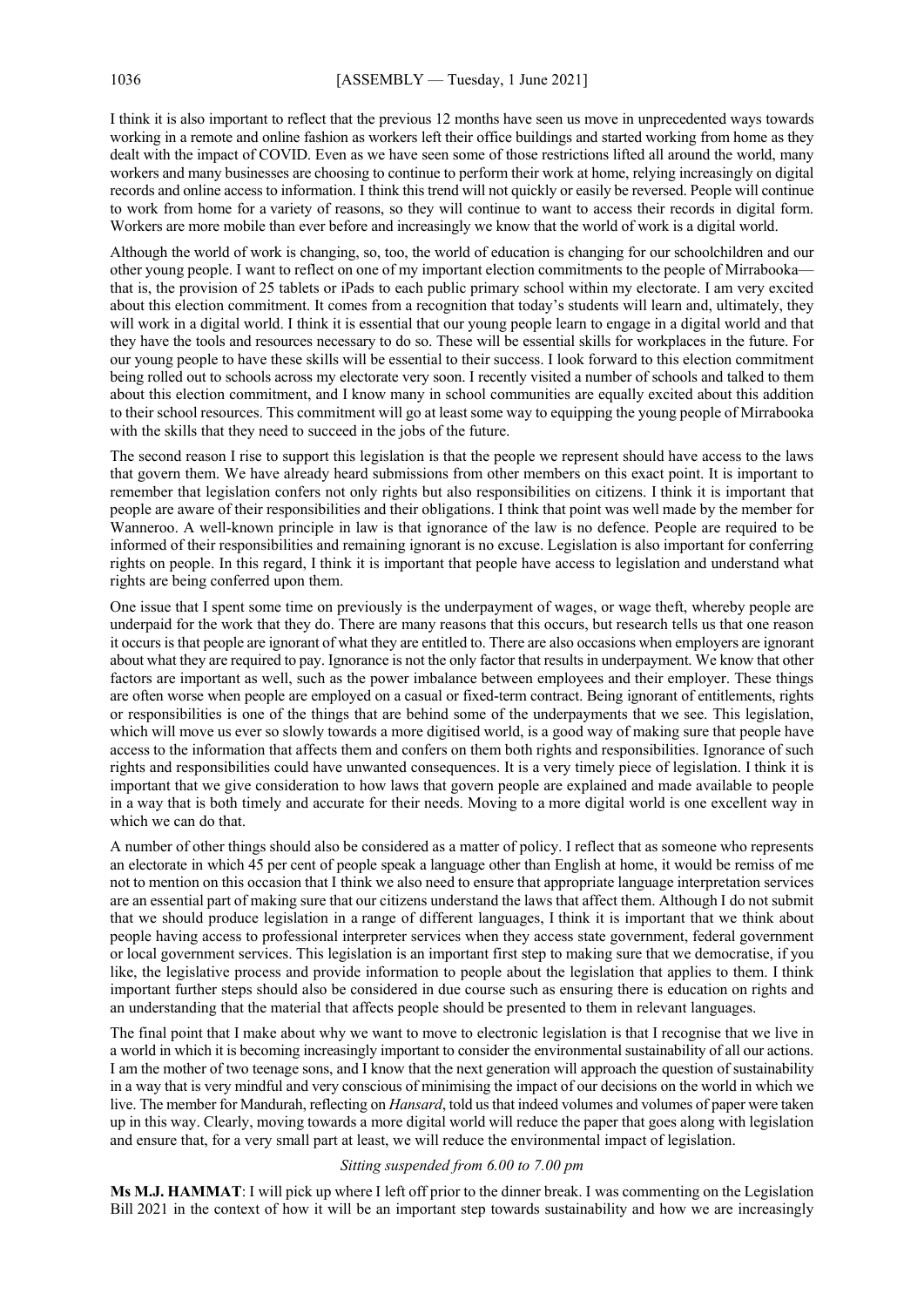I think it is also important to reflect that the previous 12 months have seen us move in unprecedented ways towards working in a remote and online fashion as workers left their office buildings and started working from home as they dealt with the impact of COVID. Even as we have seen some of those restrictions lifted all around the world, many workers and many businesses are choosing to continue to perform their work at home, relying increasingly on digital records and online access to information. I think this trend will not quickly or easily be reversed. People will continue to work from home for a variety of reasons, so they will continue to want to access their records in digital form. Workers are more mobile than ever before and increasingly we know that the world of work is a digital world.

Although the world of work is changing, so, too, the world of education is changing for our schoolchildren and our other young people. I want to reflect on one of my important election commitments to the people of Mirrabooka—that is, the provision of 25 tablets or iPads to each public primary school within my electorate. I am very excited about this election commitment. It comes from a recognition that today's students will learn and, ultimately, they will work in a digital world. I think it is essential that our young people learn to engage in a digital world and that they have the tools and resources necessary to do so. These will be essential skills for workplaces in the future. For our young people to have these skills will be essential to their success. I look forward to this election commitment being rolled out to schools across my electorate very soon. I recently visited a number of schools and talked to them about this election commitment, and I know many in school communities are equally excited about this addition to their school resources. This commitment will go at least some way to equipping the young people of Mirrabooka with the skills that they need to succeed in the jobs of the future.

The second reason I rise to support this legislation is that the people we represent should have access to the laws that govern them. We have already heard submissions from other members on this exact point. It is important to remember that legislation confers not only rights but also responsibilities on citizens. I think it is important that people are aware of their responsibilities and their obligations. I think that point was well made by the member for Wanneroo. A well-known principle in law is that ignorance of the law is no defence. People are required to be informed of their responsibilities and remaining ignorant is no excuse. Legislation is also important for conferring rights on people. In this regard, I think it is important that people have access to legislation and understand what rights are being conferred upon them.

One issue that I spent some time on previously is the underpayment of wages, or wage theft, whereby people are underpaid for the work that they do. There are many reasons that this occurs, but research tells us that one reason it occurs is that people are ignorant of what they are entitled to. There are also occasions when employers are ignorant about what they are required to pay. Ignorance is not the only factor that results in underpayment. We know that other factors are important as well, such as the power imbalance between employees and their employer. These things are often worse when people are employed on a casual or fixed-term contract. Being ignorant of entitlements, rights or responsibilities is one of the things that are behind some of the underpayments that we see. This legislation, which will move us ever so slowly towards a more digitised world, is a good way of making sure that people have access to the information that affects them and confers on them both rights and responsibilities. Ignorance of such rights and responsibilities could have unwanted consequences. It is a very timely piece of legislation. I think it is important that we give consideration to how laws that govern people are explained and made available to people in a way that is both timely and accurate for their needs. Moving to a more digital world is one excellent way in which we can do that.

A number of other things should also be considered as a matter of policy. I reflect that as someone who represents an electorate in which 45 per cent of people speak a language other than English at home, it would be remiss of me not to mention on this occasion that I think we also need to ensure that appropriate language interpretation services are an essential part of making sure that our citizens understand the laws that affect them. Although I do not submit that we should produce legislation in a range of different languages, I think it is important that we think about people having access to professional interpreter services when they access state government, federal government or local government services. This legislation is an important first step to making sure that we democratise, if you like, the legislative process and provide information to people about the legislation that applies to them. I think important further steps should also be considered in due course such as ensuring there is education on rights and an understanding that the material that affects people should be presented to them in relevant languages.

The final point that I make about why we want to move to electronic legislation is that I recognise that we live in a world in which it is becoming increasingly important to consider the environmental sustainability of all our actions. I am the mother of two teenage sons, and I know that the next generation will approach the question of sustainability in a way that is very mindful and very conscious of minimising the impact of our decisions on the world in which we live. The member for Mandurah, reflecting on *Hansard*, told us that indeed volumes and volumes of paper were taken up in this way. Clearly, moving towards a more digital world will reduce the paper that goes along with legislation and ensure that, for a very small part at least, we will reduce the environmental impact of legislation.

*Sitting suspended from 6.00 to 7.00 pm*

**Ms M.J. HAMMAT**: I will pick up where I left off prior to the dinner break. I was commenting on the Legislation Bill 2021 in the context of how it will be an important step towards sustainability and how we are increasingly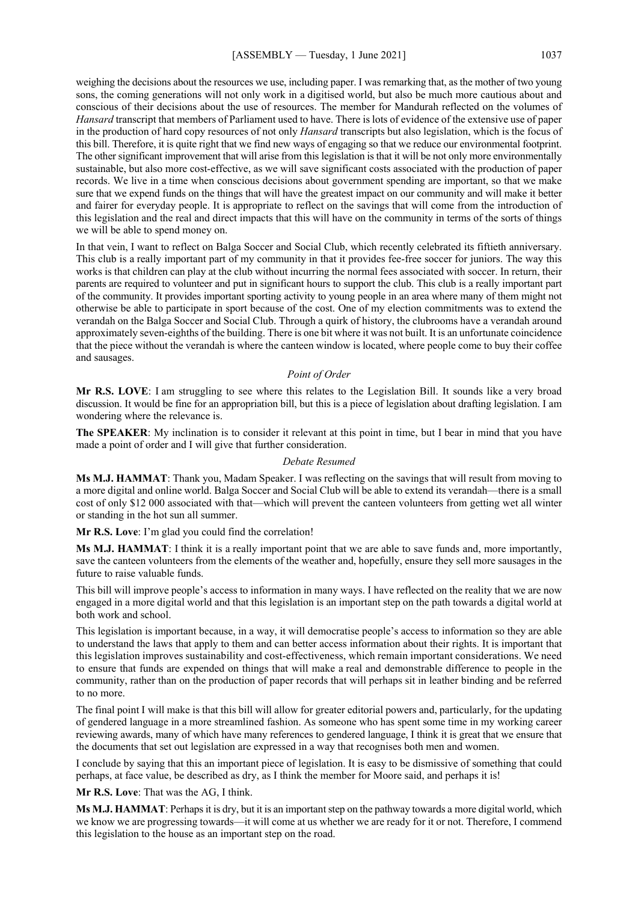weighing the decisions about the resources we use, including paper. I was remarking that, as the mother of two young sons, the coming generations will not only work in a digitised world, but also be much more cautious about and conscious of their decisions about the use of resources. The member for Mandurah reflected on the volumes of *Hansard* transcript that members of Parliament used to have. There is lots of evidence of the extensive use of paper in the production of hard copy resources of not only *Hansard* transcripts but also legislation, which is the focus of this bill. Therefore, it is quite right that we find new ways of engaging so that we reduce our environmental footprint. The other significant improvement that will arise from this legislation is that it will be not only more environmentally sustainable, but also more cost-effective, as we will save significant costs associated with the production of paper records. We live in a time when conscious decisions about government spending are important, so that we make sure that we expend funds on the things that will have the greatest impact on our community and will make it better and fairer for everyday people. It is appropriate to reflect on the savings that will come from the introduction of this legislation and the real and direct impacts that this will have on the community in terms of the sorts of things we will be able to spend money on.

In that vein, I want to reflect on Balga Soccer and Social Club, which recently celebrated its fiftieth anniversary. This club is a really important part of my community in that it provides fee-free soccer for juniors. The way this works is that children can play at the club without incurring the normal fees associated with soccer. In return, their parents are required to volunteer and put in significant hours to support the club. This club is a really important part of the community. It provides important sporting activity to young people in an area where many of them might not otherwise be able to participate in sport because of the cost. One of my election commitments was to extend the verandah on the Balga Soccer and Social Club. Through a quirk of history, the clubrooms have a verandah around approximately seven-eighths of the building. There is one bit where it was not built. It is an unfortunate coincidence that the piece without the verandah is where the canteen window is located, where people come to buy their coffee and sausages.

*Point of Order*

**Mr R.S. LOVE**: I am struggling to see where this relates to the Legislation Bill. It sounds like a very broad discussion. It would be fine for an appropriation bill, but this is a piece of legislation about drafting legislation. I am wondering where the relevance is.

**The SPEAKER**: My inclination is to consider it relevant at this point in time, but I bear in mind that you have made a point of order and I will give that further consideration.

*Debate Resumed*

**Ms M.J. HAMMAT**: Thank you, Madam Speaker. I was reflecting on the savings that will result from moving to a more digital and online world. Balga Soccer and Social Club will be able to extend its verandah—there is a small cost of only $12 000 associated with that—which will prevent the canteen volunteers from getting wet all winter or standing in the hot sun all summer.

**Mr R.S. Love**: I'm glad you could find the correlation!

**Ms M.J. HAMMAT**: I think it is a really important point that we are able to save funds and, more importantly, save the canteen volunteers from the elements of the weather and, hopefully, ensure they sell more sausages in the future to raise valuable funds.

This bill will improve people's access to information in many ways. I have reflected on the reality that we are now engaged in a more digital world and that this legislation is an important step on the path towards a digital world at both work and school.

This legislation is important because, in a way, it will democratise people's access to information so they are able to understand the laws that apply to them and can better access information about their rights. It is important that this legislation improves sustainability and cost-effectiveness, which remain important considerations. We need to ensure that funds are expended on things that will make a real and demonstrable difference to people in the community, rather than on the production of paper records that will perhaps sit in leather binding and be referred to no more.

The final point I will make is that this bill will allow for greater editorial powers and, particularly, for the updating of gendered language in a more streamlined fashion. As someone who has spent some time in my working career reviewing awards, many of which have many references to gendered language, I think it is great that we ensure that the documents that set out legislation are expressed in a way that recognises both men and women.

I conclude by saying that this an important piece of legislation. It is easy to be dismissive of something that could perhaps, at face value, be described as dry, as I think the member for Moore said, and perhaps it is!

**Mr R.S. Love**: That was the AG, I think.

**Ms M.J. HAMMAT**: Perhaps it is dry, but it is an important step on the pathway towards a more digital world, which we know we are progressing towards—it will come at us whether we are ready for it or not. Therefore, I commend this legislation to the house as an important step on the road.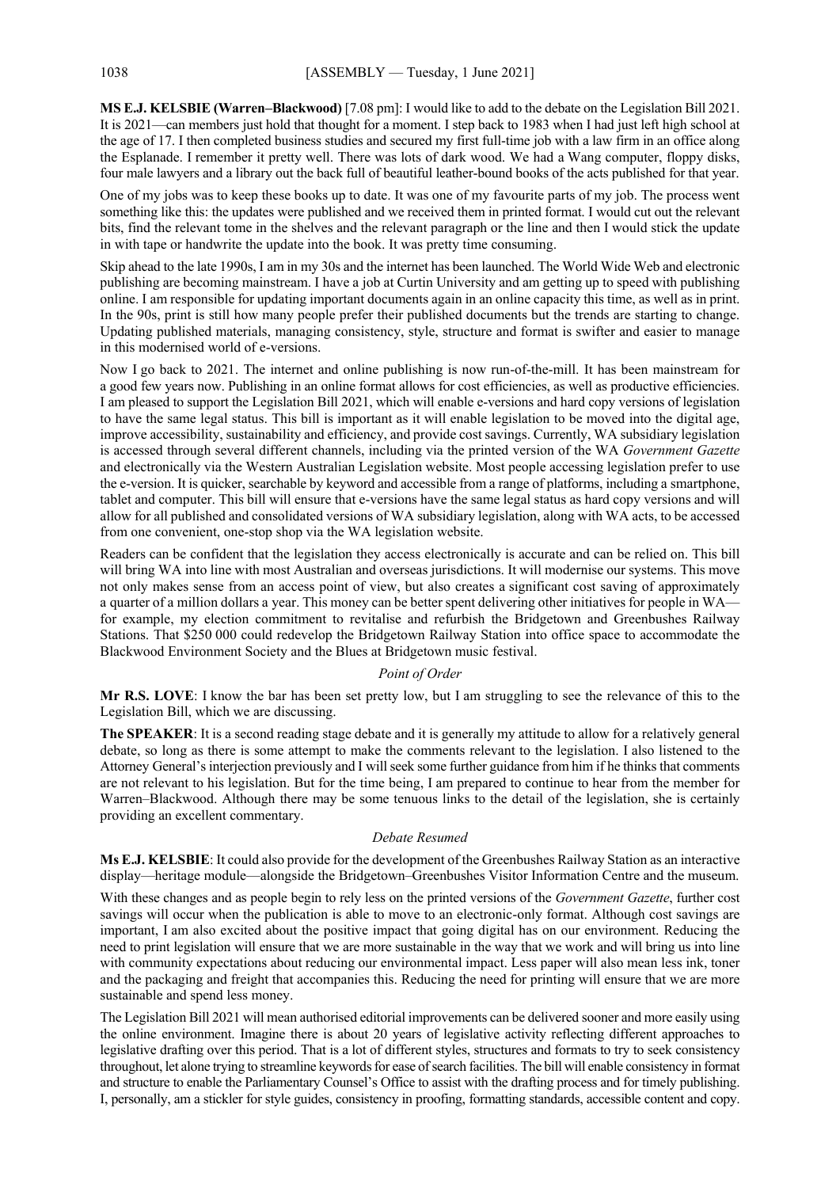**MS E.J. KELSBIE (Warren–Blackwood)** [7.08 pm]: I would like to add to the debate on the Legislation Bill 2021. It is 2021—can members just hold that thought for a moment. I step back to 1983 when I had just left high school at the age of 17. I then completed business studies and secured my first full-time job with a law firm in an office along the Esplanade. I remember it pretty well. There was lots of dark wood. We had a Wang computer, floppy disks, four male lawyers and a library out the back full of beautiful leather-bound books of the acts published for that year.

One of my jobs was to keep these books up to date. It was one of my favourite parts of my job. The process went something like this: the updates were published and we received them in printed format. I would cut out the relevant bits, find the relevant tome in the shelves and the relevant paragraph or the line and then I would stick the update in with tape or handwrite the update into the book. It was pretty time consuming.

Skip ahead to the late 1990s, I am in my 30s and the internet has been launched. The World Wide Web and electronic publishing are becoming mainstream. I have a job at Curtin University and am getting up to speed with publishing online. I am responsible for updating important documents again in an online capacity this time, as well as in print. In the 90s, print is still how many people prefer their published documents but the trends are starting to change. Updating published materials, managing consistency, style, structure and format is swifter and easier to manage in this modernised world of e-versions.

Now I go back to 2021. The internet and online publishing is now run-of-the-mill. It has been mainstream for a good few years now. Publishing in an online format allows for cost efficiencies, as well as productive efficiencies. I am pleased to support the Legislation Bill 2021, which will enable e-versions and hard copy versions of legislation to have the same legal status. This bill is important as it will enable legislation to be moved into the digital age, improve accessibility, sustainability and efficiency, and provide cost savings. Currently, WA subsidiary legislation is accessed through several different channels, including via the printed version of the WA *Government Gazette* and electronically via the Western Australian Legislation website. Most people accessing legislation prefer to use the e-version. It is quicker, searchable by keyword and accessible from a range of platforms, including a smartphone, tablet and computer. This bill will ensure that e-versions have the same legal status as hard copy versions and will allow for all published and consolidated versions of WA subsidiary legislation, along with WA acts, to be accessed from one convenient, one-stop shop via the WA legislation website.

Readers can be confident that the legislation they access electronically is accurate and can be relied on. This bill will bring WA into line with most Australian and overseas jurisdictions. It will modernise our systems. This move not only makes sense from an access point of view, but also creates a significant cost saving of approximately a quarter of a million dollars a year. This money can be better spent delivering other initiatives for people in WA—for example, my election commitment to revitalise and refurbish the Bridgetown and Greenbushes Railway Stations. That $250 000 could redevelop the Bridgetown Railway Station into office space to accommodate the Blackwood Environment Society and the Blues at Bridgetown music festival.

*Point of Order*

**Mr R.S. LOVE**: I know the bar has been set pretty low, but I am struggling to see the relevance of this to the Legislation Bill, which we are discussing.

**The SPEAKER**: It is a second reading stage debate and it is generally my attitude to allow for a relatively general debate, so long as there is some attempt to make the comments relevant to the legislation. I also listened to the Attorney General's interjection previously and I will seek some further guidance from him if he thinks that comments are not relevant to his legislation. But for the time being, I am prepared to continue to hear from the member for Warren–Blackwood. Although there may be some tenuous links to the detail of the legislation, she is certainly providing an excellent commentary.

*Debate Resumed*

**Ms E.J. KELSBIE**: It could also provide for the development of the Greenbushes Railway Station as an interactive display—heritage module—alongside the Bridgetown–Greenbushes Visitor Information Centre and the museum.

With these changes and as people begin to rely less on the printed versions of the *Government Gazette*, further cost savings will occur when the publication is able to move to an electronic-only format. Although cost savings are important, I am also excited about the positive impact that going digital has on our environment. Reducing the need to print legislation will ensure that we are more sustainable in the way that we work and will bring us into line with community expectations about reducing our environmental impact. Less paper will also mean less ink, toner and the packaging and freight that accompanies this. Reducing the need for printing will ensure that we are more sustainable and spend less money.

The Legislation Bill 2021 will mean authorised editorial improvements can be delivered sooner and more easily using the online environment. Imagine there is about 20 years of legislative activity reflecting different approaches to legislative drafting over this period. That is a lot of different styles, structures and formats to try to seek consistency throughout, let alone trying to streamline keywords for ease of search facilities. The bill will enable consistency in format and structure to enable the Parliamentary Counsel's Office to assist with the drafting process and for timely publishing. I, personally, am a stickler for style guides, consistency in proofing, formatting standards, accessible content and copy.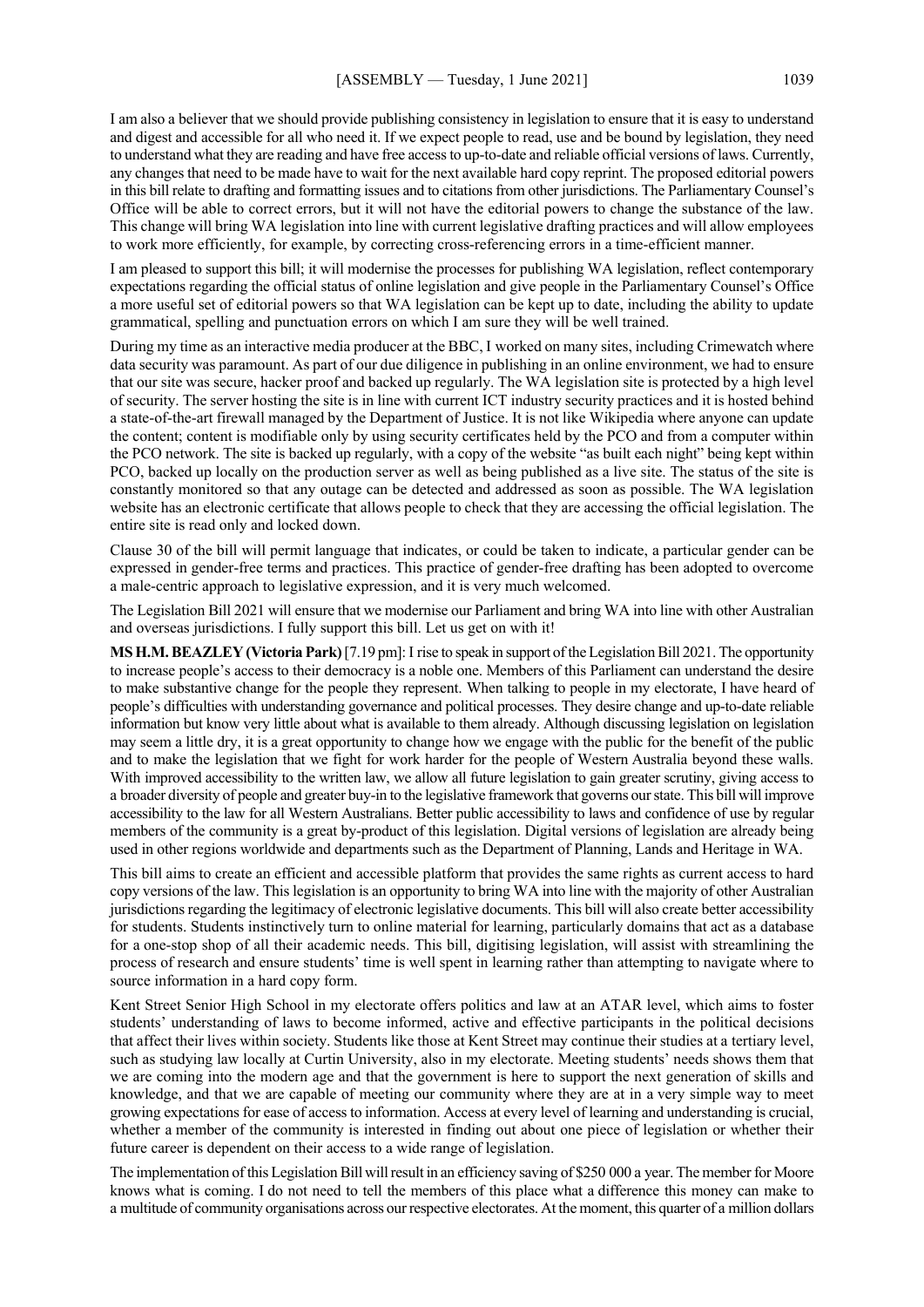I am also a believer that we should provide publishing consistency in legislation to ensure that it is easy to understand and digest and accessible for all who need it. If we expect people to read, use and be bound by legislation, they need to understand what they are reading and have free access to up-to-date and reliable official versions of laws. Currently, any changes that need to be made have to wait for the next available hard copy reprint. The proposed editorial powers in this bill relate to drafting and formatting issues and to citations from other jurisdictions. The Parliamentary Counsel's Office will be able to correct errors, but it will not have the editorial powers to change the substance of the law. This change will bring WA legislation into line with current legislative drafting practices and will allow employees to work more efficiently, for example, by correcting cross-referencing errors in a time-efficient manner.

I am pleased to support this bill; it will modernise the processes for publishing WA legislation, reflect contemporary expectations regarding the official status of online legislation and give people in the Parliamentary Counsel's Office a more useful set of editorial powers so that WA legislation can be kept up to date, including the ability to update grammatical, spelling and punctuation errors on which I am sure they will be well trained.

During my time as an interactive media producer at the BBC, I worked on many sites, including Crimewatch where data security was paramount. As part of our due diligence in publishing in an online environment, we had to ensure that our site was secure, hacker proof and backed up regularly. The WA legislation site is protected by a high level of security. The server hosting the site is in line with current ICT industry security practices and it is hosted behind a state-of-the-art firewall managed by the Department of Justice. It is not like Wikipedia where anyone can update the content; content is modifiable only by using security certificates held by the PCO and from a computer within the PCO network. The site is backed up regularly, with a copy of the website "as built each night" being kept within PCO, backed up locally on the production server as well as being published as a live site. The status of the site is constantly monitored so that any outage can be detected and addressed as soon as possible. The WA legislation website has an electronic certificate that allows people to check that they are accessing the official legislation. The entire site is read only and locked down.

Clause 30 of the bill will permit language that indicates, or could be taken to indicate, a particular gender can be expressed in gender-free terms and practices. This practice of gender-free drafting has been adopted to overcome a male-centric approach to legislative expression, and it is very much welcomed.

The Legislation Bill 2021 will ensure that we modernise our Parliament and bring WA into line with other Australian and overseas jurisdictions. I fully support this bill. Let us get on with it!

**MS H.M. BEAZLEY (Victoria Park)** [7.19 pm]: I rise to speak in support of the Legislation Bill 2021. The opportunity to increase people's access to their democracy is a noble one. Members of this Parliament can understand the desire to make substantive change for the people they represent. When talking to people in my electorate, I have heard of people's difficulties with understanding governance and political processes. They desire change and up-to-date reliable information but know very little about what is available to them already. Although discussing legislation on legislation may seem a little dry, it is a great opportunity to change how we engage with the public for the benefit of the public and to make the legislation that we fight for work harder for the people of Western Australia beyond these walls. With improved accessibility to the written law, we allow all future legislation to gain greater scrutiny, giving access to a broader diversity of people and greater buy-in to the legislative framework that governs our state. This bill will improve accessibility to the law for all Western Australians. Better public accessibility to laws and confidence of use by regular members of the community is a great by-product of this legislation. Digital versions of legislation are already being used in other regions worldwide and departments such as the Department of Planning, Lands and Heritage in WA.

This bill aims to create an efficient and accessible platform that provides the same rights as current access to hard copy versions of the law. This legislation is an opportunity to bring WA into line with the majority of other Australian jurisdictions regarding the legitimacy of electronic legislative documents. This bill will also create better accessibility for students. Students instinctively turn to online material for learning, particularly domains that act as a database for a one-stop shop of all their academic needs. This bill, digitising legislation, will assist with streamlining the process of research and ensure students' time is well spent in learning rather than attempting to navigate where to source information in a hard copy form.

Kent Street Senior High School in my electorate offers politics and law at an ATAR level, which aims to foster students' understanding of laws to become informed, active and effective participants in the political decisions that affect their lives within society. Students like those at Kent Street may continue their studies at a tertiary level, such as studying law locally at Curtin University, also in my electorate. Meeting students' needs shows them that we are coming into the modern age and that the government is here to support the next generation of skills and knowledge, and that we are capable of meeting our community where they are at in a very simple way to meet growing expectations for ease of access to information. Access at every level of learning and understanding is crucial, whether a member of the community is interested in finding out about one piece of legislation or whether their future career is dependent on their access to a wide range of legislation.

The implementation of this Legislation Bill will result in an efficiency saving of $250 000 a year. The member for Moore knows what is coming. I do not need to tell the members of this place what a difference this money can make to a multitude of community organisations across our respective electorates. At the moment, this quarter of a million dollars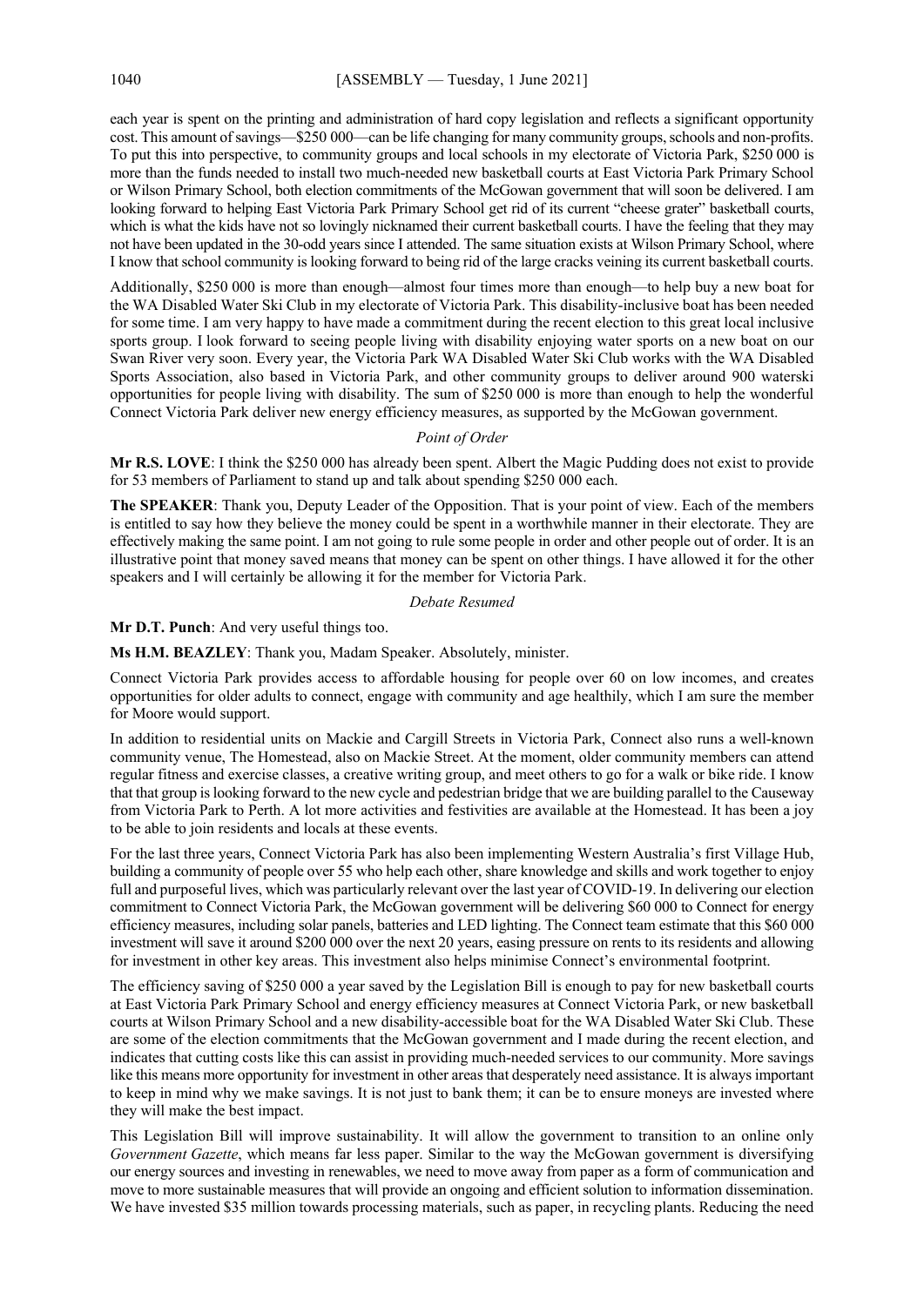each year is spent on the printing and administration of hard copy legislation and reflects a significant opportunity cost. This amount of savings—$250 000—can be life changing for many community groups, schools and non-profits. To put this into perspective, to community groups and local schools in my electorate of Victoria Park, $250 000 is more than the funds needed to install two much-needed new basketball courts at East Victoria Park Primary School or Wilson Primary School, both election commitments of the McGowan government that will soon be delivered. I am looking forward to helping East Victoria Park Primary School get rid of its current "cheese grater" basketball courts, which is what the kids have not so lovingly nicknamed their current basketball courts. I have the feeling that they may not have been updated in the 30-odd years since I attended. The same situation exists at Wilson Primary School, where I know that school community is looking forward to being rid of the large cracks veining its current basketball courts.

Additionally, $250 000 is more than enough—almost four times more than enough—to help buy a new boat for the WA Disabled Water Ski Club in my electorate of Victoria Park. This disability-inclusive boat has been needed for some time. I am very happy to have made a commitment during the recent election to this great local inclusive sports group. I look forward to seeing people living with disability enjoying water sports on a new boat on our Swan River very soon. Every year, the Victoria Park WA Disabled Water Ski Club works with the WA Disabled Sports Association, also based in Victoria Park, and other community groups to deliver around 900 waterski opportunities for people living with disability. The sum of $250 000 is more than enough to help the wonderful Connect Victoria Park deliver new energy efficiency measures, as supported by the McGowan government.

*Point of Order*

**Mr R.S. LOVE**: I think the $250 000 has already been spent. Albert the Magic Pudding does not exist to provide for 53 members of Parliament to stand up and talk about spending $250 000 each.

**The SPEAKER**: Thank you, Deputy Leader of the Opposition. That is your point of view. Each of the members is entitled to say how they believe the money could be spent in a worthwhile manner in their electorate. They are effectively making the same point. I am not going to rule some people in order and other people out of order. It is an illustrative point that money saved means that money can be spent on other things. I have allowed it for the other speakers and I will certainly be allowing it for the member for Victoria Park.

*Debate Resumed*

**Mr D.T. Punch**: And very useful things too.

**Ms H.M. BEAZLEY**: Thank you, Madam Speaker. Absolutely, minister.

Connect Victoria Park provides access to affordable housing for people over 60 on low incomes, and creates opportunities for older adults to connect, engage with community and age healthily, which I am sure the member for Moore would support.

In addition to residential units on Mackie and Cargill Streets in Victoria Park, Connect also runs a well-known community venue, The Homestead, also on Mackie Street. At the moment, older community members can attend regular fitness and exercise classes, a creative writing group, and meet others to go for a walk or bike ride. I know that that group is looking forward to the new cycle and pedestrian bridge that we are building parallel to the Causeway from Victoria Park to Perth. A lot more activities and festivities are available at the Homestead. It has been a joy to be able to join residents and locals at these events.

For the last three years, Connect Victoria Park has also been implementing Western Australia's first Village Hub, building a community of people over 55 who help each other, share knowledge and skills and work together to enjoy full and purposeful lives, which was particularly relevant over the last year of COVID-19. In delivering our election commitment to Connect Victoria Park, the McGowan government will be delivering $60 000 to Connect for energy efficiency measures, including solar panels, batteries and LED lighting. The Connect team estimate that this $60 000 investment will save it around $200 000 over the next 20 years, easing pressure on rents to its residents and allowing for investment in other key areas. This investment also helps minimise Connect's environmental footprint.

The efficiency saving of $250 000 a year saved by the Legislation Bill is enough to pay for new basketball courts at East Victoria Park Primary School and energy efficiency measures at Connect Victoria Park, or new basketball courts at Wilson Primary School and a new disability-accessible boat for the WA Disabled Water Ski Club. These are some of the election commitments that the McGowan government and I made during the recent election, and indicates that cutting costs like this can assist in providing much-needed services to our community. More savings like this means more opportunity for investment in other areas that desperately need assistance. It is always important to keep in mind why we make savings. It is not just to bank them; it can be to ensure moneys are invested where they will make the best impact.

This Legislation Bill will improve sustainability. It will allow the government to transition to an online only *Government Gazette*, which means far less paper. Similar to the way the McGowan government is diversifying our energy sources and investing in renewables, we need to move away from paper as a form of communication and move to more sustainable measures that will provide an ongoing and efficient solution to information dissemination. We have invested $35 million towards processing materials, such as paper, in recycling plants. Reducing the need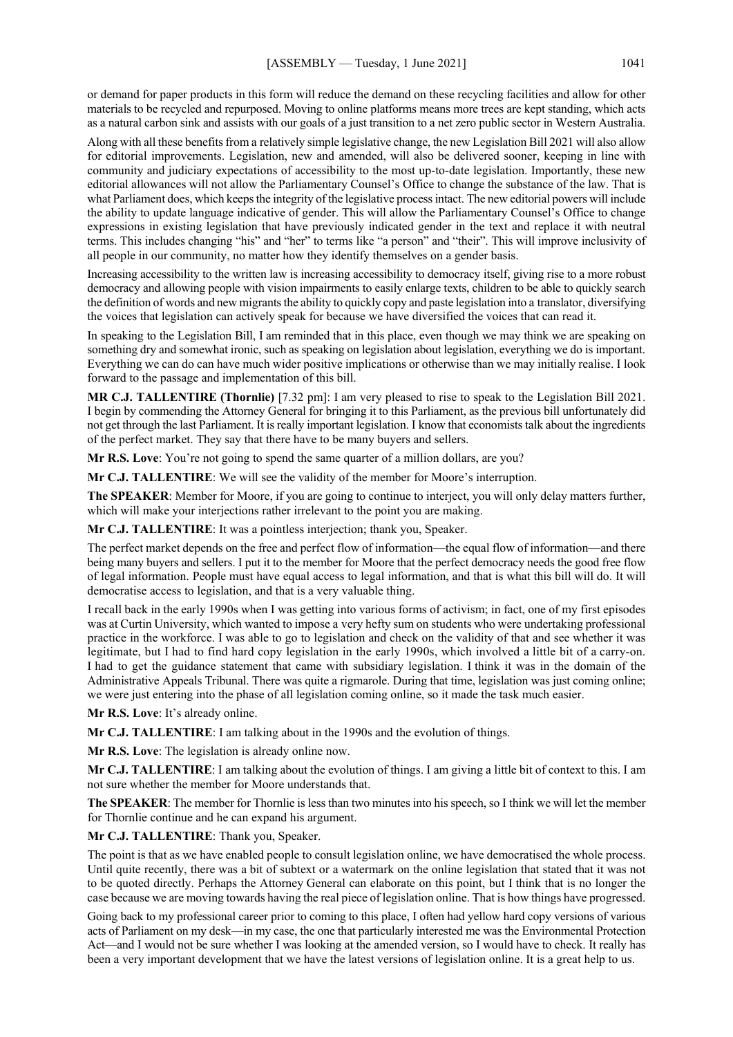or demand for paper products in this form will reduce the demand on these recycling facilities and allow for other materials to be recycled and repurposed. Moving to online platforms means more trees are kept standing, which acts as a natural carbon sink and assists with our goals of a just transition to a net zero public sector in Western Australia.

Along with all these benefits from a relatively simple legislative change, the new Legislation Bill 2021 will also allow for editorial improvements. Legislation, new and amended, will also be delivered sooner, keeping in line with community and judiciary expectations of accessibility to the most up-to-date legislation. Importantly, these new editorial allowances will not allow the Parliamentary Counsel's Office to change the substance of the law. That is what Parliament does, which keeps the integrity of the legislative process intact. The new editorial powers will include the ability to update language indicative of gender. This will allow the Parliamentary Counsel's Office to change expressions in existing legislation that have previously indicated gender in the text and replace it with neutral terms. This includes changing "his" and "her" to terms like "a person" and "their". This will improve inclusivity of all people in our community, no matter how they identify themselves on a gender basis.

Increasing accessibility to the written law is increasing accessibility to democracy itself, giving rise to a more robust democracy and allowing people with vision impairments to easily enlarge texts, children to be able to quickly search the definition of words and new migrants the ability to quickly copy and paste legislation into a translator, diversifying the voices that legislation can actively speak for because we have diversified the voices that can read it.

In speaking to the Legislation Bill, I am reminded that in this place, even though we may think we are speaking on something dry and somewhat ironic, such as speaking on legislation about legislation, everything we do is important. Everything we can do can have much wider positive implications or otherwise than we may initially realise. I look forward to the passage and implementation of this bill.

**MR C.J. TALLENTIRE (Thornlie)** [7.32 pm]: I am very pleased to rise to speak to the Legislation Bill 2021. I begin by commending the Attorney General for bringing it to this Parliament, as the previous bill unfortunately did not get through the last Parliament. It is really important legislation. I know that economists talk about the ingredients of the perfect market. They say that there have to be many buyers and sellers.

**Mr R.S. Love**: You're not going to spend the same quarter of a million dollars, are you?

**Mr C.J. TALLENTIRE**: We will see the validity of the member for Moore's interruption.

**The SPEAKER**: Member for Moore, if you are going to continue to interject, you will only delay matters further, which will make your interjections rather irrelevant to the point you are making.

**Mr C.J. TALLENTIRE**: It was a pointless interjection; thank you, Speaker.

The perfect market depends on the free and perfect flow of information—the equal flow of information—and there being many buyers and sellers. I put it to the member for Moore that the perfect democracy needs the good free flow of legal information. People must have equal access to legal information, and that is what this bill will do. It will democratise access to legislation, and that is a very valuable thing.

I recall back in the early 1990s when I was getting into various forms of activism; in fact, one of my first episodes was at Curtin University, which wanted to impose a very hefty sum on students who were undertaking professional practice in the workforce. I was able to go to legislation and check on the validity of that and see whether it was legitimate, but I had to find hard copy legislation in the early 1990s, which involved a little bit of a carry-on. I had to get the guidance statement that came with subsidiary legislation. I think it was in the domain of the Administrative Appeals Tribunal. There was quite a rigmarole. During that time, legislation was just coming online; we were just entering into the phase of all legislation coming online, so it made the task much easier.

**Mr R.S. Love**: It's already online.

**Mr C.J. TALLENTIRE**: I am talking about in the 1990s and the evolution of things.

**Mr R.S. Love**: The legislation is already online now.

**Mr C.J. TALLENTIRE**: I am talking about the evolution of things. I am giving a little bit of context to this. I am not sure whether the member for Moore understands that.

**The SPEAKER**: The member for Thornlie is less than two minutes into his speech, so I think we will let the member for Thornlie continue and he can expand his argument.

**Mr C.J. TALLENTIRE**: Thank you, Speaker.

The point is that as we have enabled people to consult legislation online, we have democratised the whole process. Until quite recently, there was a bit of subtext or a watermark on the online legislation that stated that it was not to be quoted directly. Perhaps the Attorney General can elaborate on this point, but I think that is no longer the case because we are moving towards having the real piece of legislation online. That is how things have progressed.

Going back to my professional career prior to coming to this place, I often had yellow hard copy versions of various acts of Parliament on my desk—in my case, the one that particularly interested me was the Environmental Protection Act—and I would not be sure whether I was looking at the amended version, so I would have to check. It really has been a very important development that we have the latest versions of legislation online. It is a great help to us.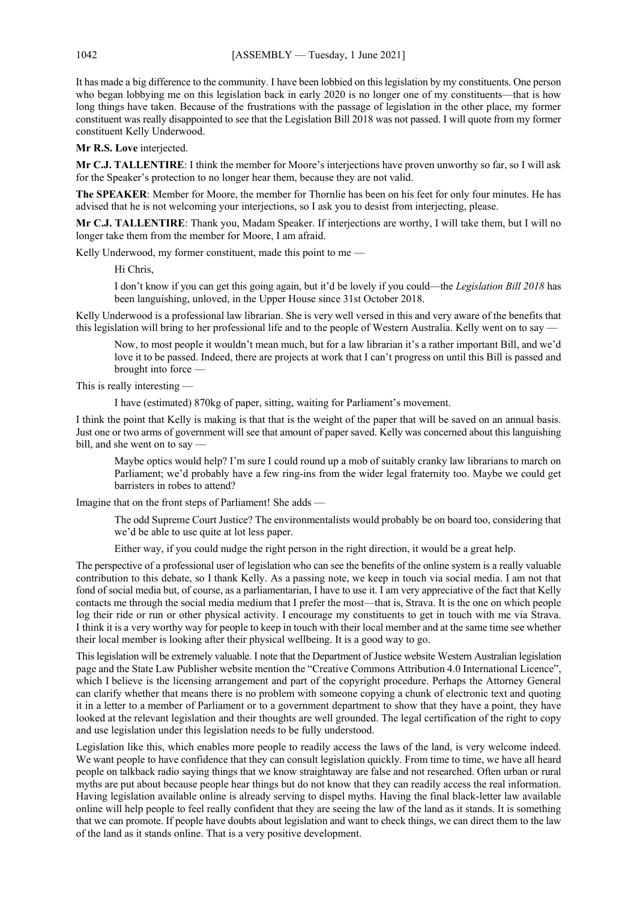It has made a big difference to the community. I have been lobbied on this legislation by my constituents. One person who began lobbying me on this legislation back in early 2020 is no longer one of my constituents—that is how long things have taken. Because of the frustrations with the passage of legislation in the other place, my former constituent was really disappointed to see that the Legislation Bill 2018 was not passed. I will quote from my former constituent Kelly Underwood.

**Mr R.S. Love** interjected.

**Mr C.J. TALLENTIRE**: I think the member for Moore's interjections have proven unworthy so far, so I will ask for the Speaker's protection to no longer hear them, because they are not valid.

**The SPEAKER**: Member for Moore, the member for Thornlie has been on his feet for only four minutes. He has advised that he is not welcoming your interjections, so I ask you to desist from interjecting, please.

**Mr C.J. TALLENTIRE**: Thank you, Madam Speaker. If interjections are worthy, I will take them, but I will no longer take them from the member for Moore, I am afraid.

Kelly Underwood, my former constituent, made this point to me —

> Hi Chris,
>
> I don't know if you can get this going again, but it'd be lovely if you could—the *Legislation Bill 2018* has been languishing, unloved, in the Upper House since 31st October 2018.

Kelly Underwood is a professional law librarian. She is very well versed in this and very aware of the benefits that this legislation will bring to her professional life and to the people of Western Australia. Kelly went on to say —

> Now, to most people it wouldn't mean much, but for a law librarian it's a rather important Bill, and we'd love it to be passed. Indeed, there are projects at work that I can't progress on until this Bill is passed and brought into force —

This is really interesting —

> I have (estimated) 870kg of paper, sitting, waiting for Parliament's movement.

I think the point that Kelly is making is that that is the weight of the paper that will be saved on an annual basis. Just one or two arms of government will see that amount of paper saved. Kelly was concerned about this languishing bill, and she went on to say —

> Maybe optics would help? I'm sure I could round up a mob of suitably cranky law librarians to march on Parliament; we'd probably have a few ring-ins from the wider legal fraternity too. Maybe we could get barristers in robes to attend?

Imagine that on the front steps of Parliament! She adds —

> The odd Supreme Court Justice? The environmentalists would probably be on board too, considering that we'd be able to use quite at lot less paper.
>
> Either way, if you could nudge the right person in the right direction, it would be a great help.

The perspective of a professional user of legislation who can see the benefits of the online system is a really valuable contribution to this debate, so I thank Kelly. As a passing note, we keep in touch via social media. I am not that fond of social media but, of course, as a parliamentarian, I have to use it. I am very appreciative of the fact that Kelly contacts me through the social media medium that I prefer the most—that is, Strava. It is the one on which people log their ride or run or other physical activity. I encourage my constituents to get in touch with me via Strava. I think it is a very worthy way for people to keep in touch with their local member and at the same time see whether their local member is looking after their physical wellbeing. It is a good way to go.

This legislation will be extremely valuable. I note that the Department of Justice website Western Australian legislation page and the State Law Publisher website mention the "Creative Commons Attribution 4.0 International Licence", which I believe is the licensing arrangement and part of the copyright procedure. Perhaps the Attorney General can clarify whether that means there is no problem with someone copying a chunk of electronic text and quoting it in a letter to a member of Parliament or to a government department to show that they have a point, they have looked at the relevant legislation and their thoughts are well grounded. The legal certification of the right to copy and use legislation under this legislation needs to be fully understood.

Legislation like this, which enables more people to readily access the laws of the land, is very welcome indeed. We want people to have confidence that they can consult legislation quickly. From time to time, we have all heard people on talkback radio saying things that we know straightaway are false and not researched. Often urban or rural myths are put about because people hear things but do not know that they can readily access the real information. Having legislation available online is already serving to dispel myths. Having the final black-letter law available online will help people to feel really confident that they are seeing the law of the land as it stands. It is something that we can promote. If people have doubts about legislation and want to check things, we can direct them to the law of the land as it stands online. That is a very positive development.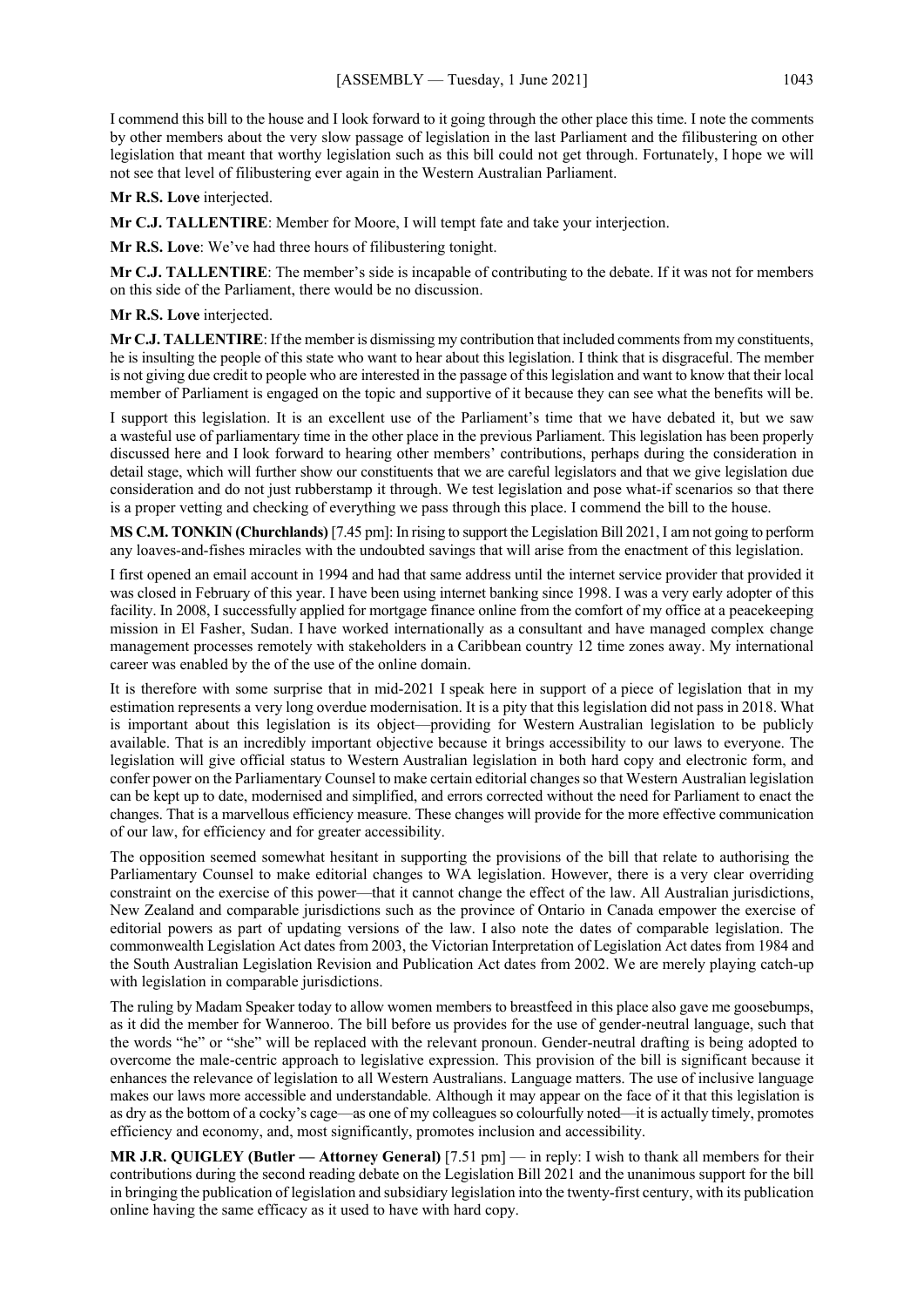I commend this bill to the house and I look forward to it going through the other place this time. I note the comments by other members about the very slow passage of legislation in the last Parliament and the filibustering on other legislation that meant that worthy legislation such as this bill could not get through. Fortunately, I hope we will not see that level of filibustering ever again in the Western Australian Parliament.

**Mr R.S. Love** interjected.

**Mr C.J. TALLENTIRE**: Member for Moore, I will tempt fate and take your interjection.

**Mr R.S. Love**: We've had three hours of filibustering tonight.

**Mr C.J. TALLENTIRE**: The member's side is incapable of contributing to the debate. If it was not for members on this side of the Parliament, there would be no discussion.

**Mr R.S. Love** interjected.

**Mr C.J. TALLENTIRE**: If the member is dismissing my contribution that included comments from my constituents, he is insulting the people of this state who want to hear about this legislation. I think that is disgraceful. The member is not giving due credit to people who are interested in the passage of this legislation and want to know that their local member of Parliament is engaged on the topic and supportive of it because they can see what the benefits will be.

I support this legislation. It is an excellent use of the Parliament's time that we have debated it, but we saw a wasteful use of parliamentary time in the other place in the previous Parliament. This legislation has been properly discussed here and I look forward to hearing other members' contributions, perhaps during the consideration in detail stage, which will further show our constituents that we are careful legislators and that we give legislation due consideration and do not just rubberstamp it through. We test legislation and pose what-if scenarios so that there is a proper vetting and checking of everything we pass through this place. I commend the bill to the house.

**MS C.M. TONKIN (Churchlands)** [7.45 pm]: In rising to support the Legislation Bill 2021, I am not going to perform any loaves-and-fishes miracles with the undoubted savings that will arise from the enactment of this legislation.

I first opened an email account in 1994 and had that same address until the internet service provider that provided it was closed in February of this year. I have been using internet banking since 1998. I was a very early adopter of this facility. In 2008, I successfully applied for mortgage finance online from the comfort of my office at a peacekeeping mission in El Fasher, Sudan. I have worked internationally as a consultant and have managed complex change management processes remotely with stakeholders in a Caribbean country 12 time zones away. My international career was enabled by the of the use of the online domain.

It is therefore with some surprise that in mid-2021 I speak here in support of a piece of legislation that in my estimation represents a very long overdue modernisation. It is a pity that this legislation did not pass in 2018. What is important about this legislation is its object—providing for Western Australian legislation to be publicly available. That is an incredibly important objective because it brings accessibility to our laws to everyone. The legislation will give official status to Western Australian legislation in both hard copy and electronic form, and confer power on the Parliamentary Counsel to make certain editorial changes so that Western Australian legislation can be kept up to date, modernised and simplified, and errors corrected without the need for Parliament to enact the changes. That is a marvellous efficiency measure. These changes will provide for the more effective communication of our law, for efficiency and for greater accessibility.

The opposition seemed somewhat hesitant in supporting the provisions of the bill that relate to authorising the Parliamentary Counsel to make editorial changes to WA legislation. However, there is a very clear overriding constraint on the exercise of this power—that it cannot change the effect of the law. All Australian jurisdictions, New Zealand and comparable jurisdictions such as the province of Ontario in Canada empower the exercise of editorial powers as part of updating versions of the law. I also note the dates of comparable legislation. The commonwealth Legislation Act dates from 2003, the Victorian Interpretation of Legislation Act dates from 1984 and the South Australian Legislation Revision and Publication Act dates from 2002. We are merely playing catch-up with legislation in comparable jurisdictions.

The ruling by Madam Speaker today to allow women members to breastfeed in this place also gave me goosebumps, as it did the member for Wanneroo. The bill before us provides for the use of gender-neutral language, such that the words "he" or "she" will be replaced with the relevant pronoun. Gender-neutral drafting is being adopted to overcome the male-centric approach to legislative expression. This provision of the bill is significant because it enhances the relevance of legislation to all Western Australians. Language matters. The use of inclusive language makes our laws more accessible and understandable. Although it may appear on the face of it that this legislation is as dry as the bottom of a cocky's cage—as one of my colleagues so colourfully noted—it is actually timely, promotes efficiency and economy, and, most significantly, promotes inclusion and accessibility.

**MR J.R. QUIGLEY (Butler — Attorney General)** [7.51 pm] — in reply: I wish to thank all members for their contributions during the second reading debate on the Legislation Bill 2021 and the unanimous support for the bill in bringing the publication of legislation and subsidiary legislation into the twenty-first century, with its publication online having the same efficacy as it used to have with hard copy.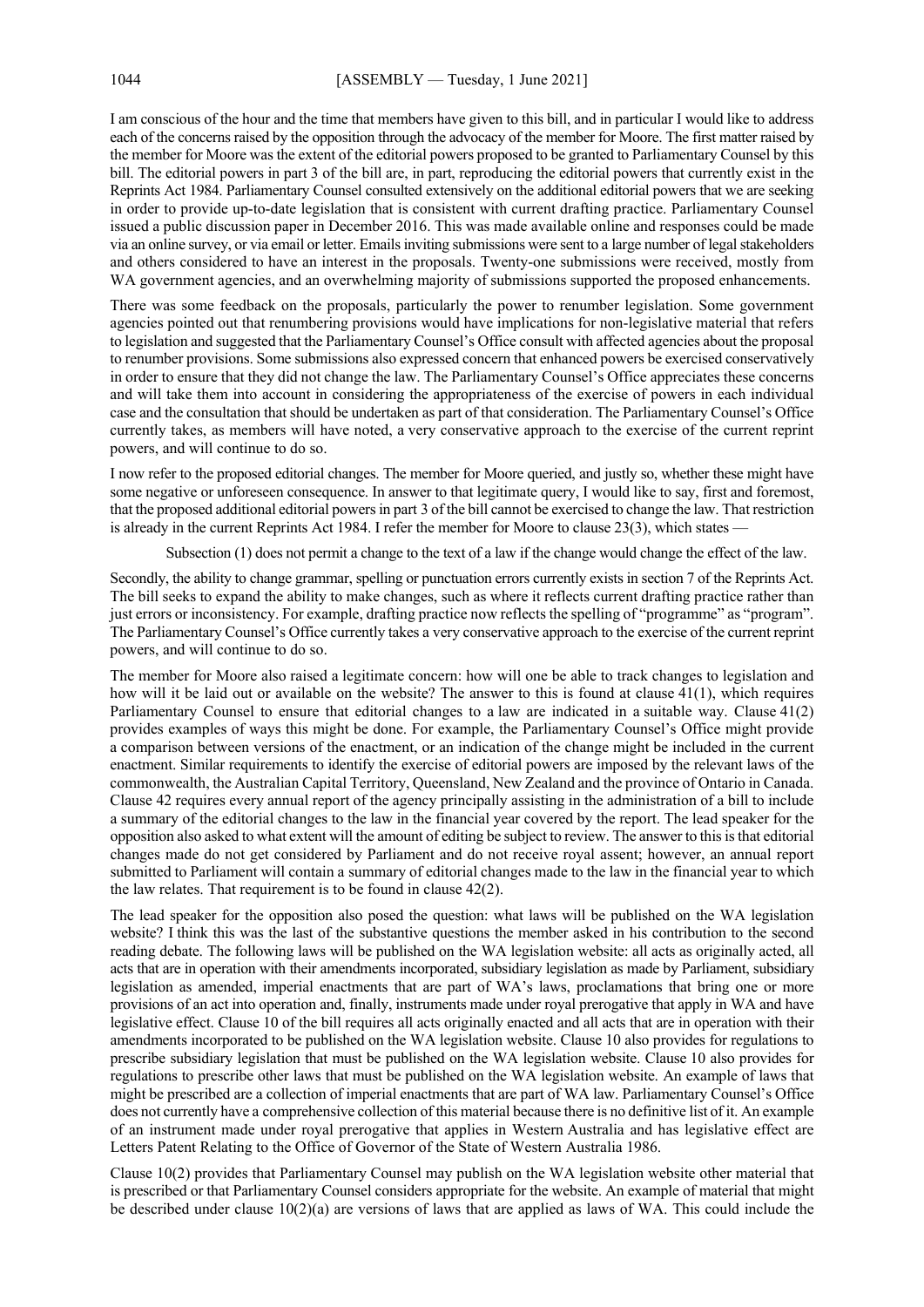I am conscious of the hour and the time that members have given to this bill, and in particular I would like to address each of the concerns raised by the opposition through the advocacy of the member for Moore. The first matter raised by the member for Moore was the extent of the editorial powers proposed to be granted to Parliamentary Counsel by this bill. The editorial powers in part 3 of the bill are, in part, reproducing the editorial powers that currently exist in the Reprints Act 1984. Parliamentary Counsel consulted extensively on the additional editorial powers that we are seeking in order to provide up-to-date legislation that is consistent with current drafting practice. Parliamentary Counsel issued a public discussion paper in December 2016. This was made available online and responses could be made via an online survey, or via email or letter. Emails inviting submissions were sent to a large number of legal stakeholders and others considered to have an interest in the proposals. Twenty-one submissions were received, mostly from WA government agencies, and an overwhelming majority of submissions supported the proposed enhancements.

There was some feedback on the proposals, particularly the power to renumber legislation. Some government agencies pointed out that renumbering provisions would have implications for non-legislative material that refers to legislation and suggested that the Parliamentary Counsel's Office consult with affected agencies about the proposal to renumber provisions. Some submissions also expressed concern that enhanced powers be exercised conservatively in order to ensure that they did not change the law. The Parliamentary Counsel's Office appreciates these concerns and will take them into account in considering the appropriateness of the exercise of powers in each individual case and the consultation that should be undertaken as part of that consideration. The Parliamentary Counsel's Office currently takes, as members will have noted, a very conservative approach to the exercise of the current reprint powers, and will continue to do so.

I now refer to the proposed editorial changes. The member for Moore queried, and justly so, whether these might have some negative or unforeseen consequence. In answer to that legitimate query, I would like to say, first and foremost, that the proposed additional editorial powers in part 3 of the bill cannot be exercised to change the law. That restriction is already in the current Reprints Act 1984. I refer the member for Moore to clause 23(3), which states —

> Subsection (1) does not permit a change to the text of a law if the change would change the effect of the law.

Secondly, the ability to change grammar, spelling or punctuation errors currently exists in section 7 of the Reprints Act. The bill seeks to expand the ability to make changes, such as where it reflects current drafting practice rather than just errors or inconsistency. For example, drafting practice now reflects the spelling of "programme" as "program". The Parliamentary Counsel's Office currently takes a very conservative approach to the exercise of the current reprint powers, and will continue to do so.

The member for Moore also raised a legitimate concern: how will one be able to track changes to legislation and how will it be laid out or available on the website? The answer to this is found at clause 41(1), which requires Parliamentary Counsel to ensure that editorial changes to a law are indicated in a suitable way. Clause 41(2) provides examples of ways this might be done. For example, the Parliamentary Counsel's Office might provide a comparison between versions of the enactment, or an indication of the change might be included in the current enactment. Similar requirements to identify the exercise of editorial powers are imposed by the relevant laws of the commonwealth, the Australian Capital Territory, Queensland, New Zealand and the province of Ontario in Canada. Clause 42 requires every annual report of the agency principally assisting in the administration of a bill to include a summary of the editorial changes to the law in the financial year covered by the report. The lead speaker for the opposition also asked to what extent will the amount of editing be subject to review. The answer to this is that editorial changes made do not get considered by Parliament and do not receive royal assent; however, an annual report submitted to Parliament will contain a summary of editorial changes made to the law in the financial year to which the law relates. That requirement is to be found in clause 42(2).

The lead speaker for the opposition also posed the question: what laws will be published on the WA legislation website? I think this was the last of the substantive questions the member asked in his contribution to the second reading debate. The following laws will be published on the WA legislation website: all acts as originally acted, all acts that are in operation with their amendments incorporated, subsidiary legislation as made by Parliament, subsidiary legislation as amended, imperial enactments that are part of WA's laws, proclamations that bring one or more provisions of an act into operation and, finally, instruments made under royal prerogative that apply in WA and have legislative effect. Clause 10 of the bill requires all acts originally enacted and all acts that are in operation with their amendments incorporated to be published on the WA legislation website. Clause 10 also provides for regulations to prescribe subsidiary legislation that must be published on the WA legislation website. Clause 10 also provides for regulations to prescribe other laws that must be published on the WA legislation website. An example of laws that might be prescribed are a collection of imperial enactments that are part of WA law. Parliamentary Counsel's Office does not currently have a comprehensive collection of this material because there is no definitive list of it. An example of an instrument made under royal prerogative that applies in Western Australia and has legislative effect are Letters Patent Relating to the Office of Governor of the State of Western Australia 1986.

Clause 10(2) provides that Parliamentary Counsel may publish on the WA legislation website other material that is prescribed or that Parliamentary Counsel considers appropriate for the website. An example of material that might be described under clause 10(2)(a) are versions of laws that are applied as laws of WA. This could include the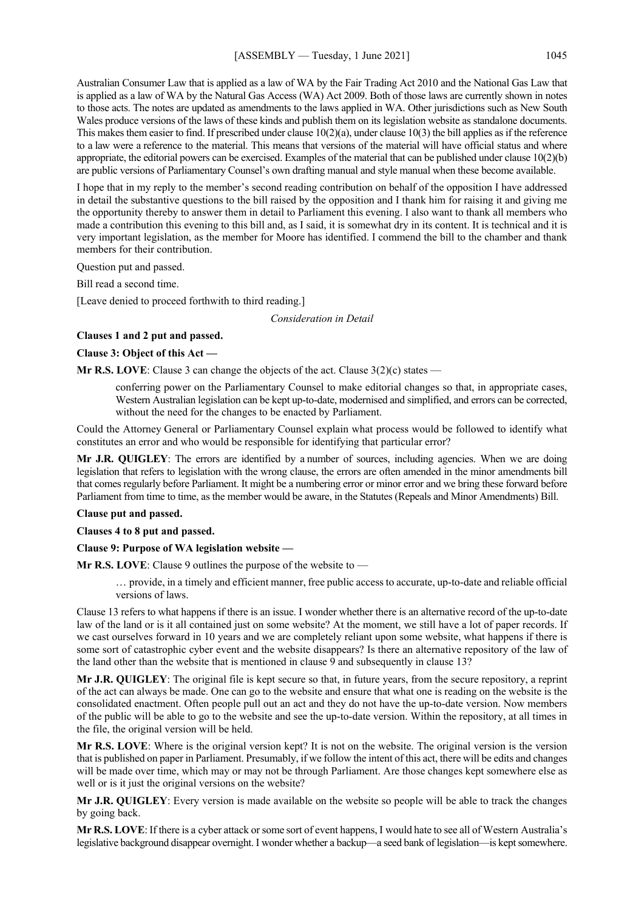Australian Consumer Law that is applied as a law of WA by the Fair Trading Act 2010 and the National Gas Law that is applied as a law of WA by the Natural Gas Access (WA) Act 2009. Both of those laws are currently shown in notes to those acts. The notes are updated as amendments to the laws applied in WA. Other jurisdictions such as New South Wales produce versions of the laws of these kinds and publish them on its legislation website as standalone documents. This makes them easier to find. If prescribed under clause 10(2)(a), under clause 10(3) the bill applies as if the reference to a law were a reference to the material. This means that versions of the material will have official status and where appropriate, the editorial powers can be exercised. Examples of the material that can be published under clause 10(2)(b) are public versions of Parliamentary Counsel's own drafting manual and style manual when these become available.

I hope that in my reply to the member's second reading contribution on behalf of the opposition I have addressed in detail the substantive questions to the bill raised by the opposition and I thank him for raising it and giving me the opportunity thereby to answer them in detail to Parliament this evening. I also want to thank all members who made a contribution this evening to this bill and, as I said, it is somewhat dry in its content. It is technical and it is very important legislation, as the member for Moore has identified. I commend the bill to the chamber and thank members for their contribution.

Question put and passed.

Bill read a second time.

[Leave denied to proceed forthwith to third reading.]

*Consideration in Detail*

**Clauses 1 and 2 put and passed.**

**Clause 3: Object of this Act —**

**Mr R.S. LOVE**: Clause 3 can change the objects of the act. Clause 3(2)(c) states —

> conferring power on the Parliamentary Counsel to make editorial changes so that, in appropriate cases, Western Australian legislation can be kept up-to-date, modernised and simplified, and errors can be corrected, without the need for the changes to be enacted by Parliament.

Could the Attorney General or Parliamentary Counsel explain what process would be followed to identify what constitutes an error and who would be responsible for identifying that particular error?

**Mr J.R. QUIGLEY**: The errors are identified by a number of sources, including agencies. When we are doing legislation that refers to legislation with the wrong clause, the errors are often amended in the minor amendments bill that comes regularly before Parliament. It might be a numbering error or minor error and we bring these forward before Parliament from time to time, as the member would be aware, in the Statutes (Repeals and Minor Amendments) Bill.

**Clause put and passed.**

**Clauses 4 to 8 put and passed.**

**Clause 9: Purpose of WA legislation website —**

**Mr R.S. LOVE**: Clause 9 outlines the purpose of the website to —

> … provide, in a timely and efficient manner, free public access to accurate, up-to-date and reliable official versions of laws.

Clause 13 refers to what happens if there is an issue. I wonder whether there is an alternative record of the up-to-date law of the land or is it all contained just on some website? At the moment, we still have a lot of paper records. If we cast ourselves forward in 10 years and we are completely reliant upon some website, what happens if there is some sort of catastrophic cyber event and the website disappears? Is there an alternative repository of the law of the land other than the website that is mentioned in clause 9 and subsequently in clause 13?

**Mr J.R. QUIGLEY**: The original file is kept secure so that, in future years, from the secure repository, a reprint of the act can always be made. One can go to the website and ensure that what one is reading on the website is the consolidated enactment. Often people pull out an act and they do not have the up-to-date version. Now members of the public will be able to go to the website and see the up-to-date version. Within the repository, at all times in the file, the original version will be held.

**Mr R.S. LOVE**: Where is the original version kept? It is not on the website. The original version is the version that is published on paper in Parliament. Presumably, if we follow the intent of this act, there will be edits and changes will be made over time, which may or may not be through Parliament. Are those changes kept somewhere else as well or is it just the original versions on the website?

**Mr J.R. QUIGLEY**: Every version is made available on the website so people will be able to track the changes by going back.

**Mr R.S. LOVE**: If there is a cyber attack or some sort of event happens, I would hate to see all of Western Australia's legislative background disappear overnight. I wonder whether a backup—a seed bank of legislation—is kept somewhere.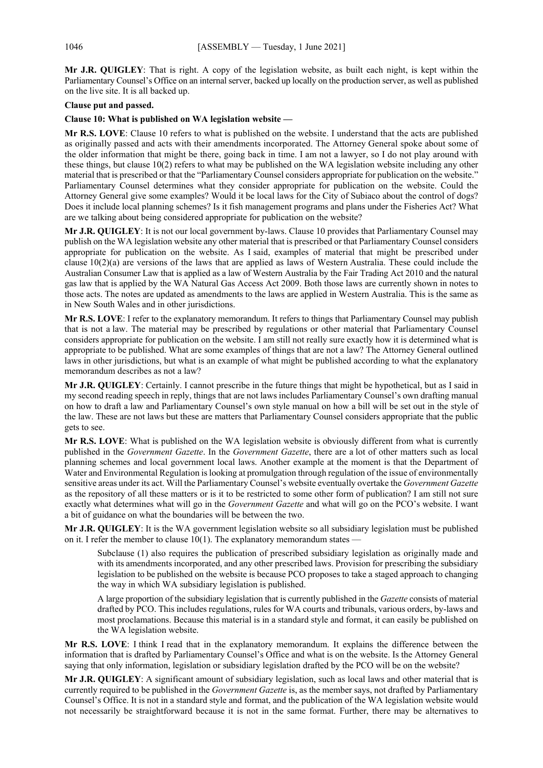**Mr J.R. QUIGLEY**: That is right. A copy of the legislation website, as built each night, is kept within the Parliamentary Counsel's Office on an internal server, backed up locally on the production server, as well as published on the live site. It is all backed up.

**Clause put and passed.**

**Clause 10: What is published on WA legislation website —**

**Mr R.S. LOVE**: Clause 10 refers to what is published on the website. I understand that the acts are published as originally passed and acts with their amendments incorporated. The Attorney General spoke about some of the older information that might be there, going back in time. I am not a lawyer, so I do not play around with these things, but clause 10(2) refers to what may be published on the WA legislation website including any other material that is prescribed or that the "Parliamentary Counsel considers appropriate for publication on the website." Parliamentary Counsel determines what they consider appropriate for publication on the website. Could the Attorney General give some examples? Would it be local laws for the City of Subiaco about the control of dogs? Does it include local planning schemes? Is it fish management programs and plans under the Fisheries Act? What are we talking about being considered appropriate for publication on the website?

**Mr J.R. QUIGLEY**: It is not our local government by-laws. Clause 10 provides that Parliamentary Counsel may publish on the WA legislation website any other material that is prescribed or that Parliamentary Counsel considers appropriate for publication on the website. As I said, examples of material that might be prescribed under clause 10(2)(a) are versions of the laws that are applied as laws of Western Australia. These could include the Australian Consumer Law that is applied as a law of Western Australia by the Fair Trading Act 2010 and the natural gas law that is applied by the WA Natural Gas Access Act 2009. Both those laws are currently shown in notes to those acts. The notes are updated as amendments to the laws are applied in Western Australia. This is the same as in New South Wales and in other jurisdictions.

**Mr R.S. LOVE**: I refer to the explanatory memorandum. It refers to things that Parliamentary Counsel may publish that is not a law. The material may be prescribed by regulations or other material that Parliamentary Counsel considers appropriate for publication on the website. I am still not really sure exactly how it is determined what is appropriate to be published. What are some examples of things that are not a law? The Attorney General outlined laws in other jurisdictions, but what is an example of what might be published according to what the explanatory memorandum describes as not a law?

**Mr J.R. QUIGLEY**: Certainly. I cannot prescribe in the future things that might be hypothetical, but as I said in my second reading speech in reply, things that are not laws includes Parliamentary Counsel's own drafting manual on how to draft a law and Parliamentary Counsel's own style manual on how a bill will be set out in the style of the law. These are not laws but these are matters that Parliamentary Counsel considers appropriate that the public gets to see.

**Mr R.S. LOVE**: What is published on the WA legislation website is obviously different from what is currently published in the *Government Gazette*. In the *Government Gazette*, there are a lot of other matters such as local planning schemes and local government local laws. Another example at the moment is that the Department of Water and Environmental Regulation is looking at promulgation through regulation of the issue of environmentally sensitive areas under its act. Will the Parliamentary Counsel's website eventually overtake the *Government Gazette* as the repository of all these matters or is it to be restricted to some other form of publication? I am still not sure exactly what determines what will go in the *Government Gazette* and what will go on the PCO's website. I want a bit of guidance on what the boundaries will be between the two.

**Mr J.R. QUIGLEY**: It is the WA government legislation website so all subsidiary legislation must be published on it. I refer the member to clause 10(1). The explanatory memorandum states —

> Subclause (1) also requires the publication of prescribed subsidiary legislation as originally made and with its amendments incorporated, and any other prescribed laws. Provision for prescribing the subsidiary legislation to be published on the website is because PCO proposes to take a staged approach to changing the way in which WA subsidiary legislation is published.
>
> A large proportion of the subsidiary legislation that is currently published in the *Gazette* consists of material drafted by PCO. This includes regulations, rules for WA courts and tribunals, various orders, by-laws and most proclamations. Because this material is in a standard style and format, it can easily be published on the WA legislation website.

**Mr R.S. LOVE**: I think I read that in the explanatory memorandum. It explains the difference between the information that is drafted by Parliamentary Counsel's Office and what is on the website. Is the Attorney General saying that only information, legislation or subsidiary legislation drafted by the PCO will be on the website?

**Mr J.R. QUIGLEY**: A significant amount of subsidiary legislation, such as local laws and other material that is currently required to be published in the *Government Gazette* is, as the member says, not drafted by Parliamentary Counsel's Office. It is not in a standard style and format, and the publication of the WA legislation website would not necessarily be straightforward because it is not in the same format. Further, there may be alternatives to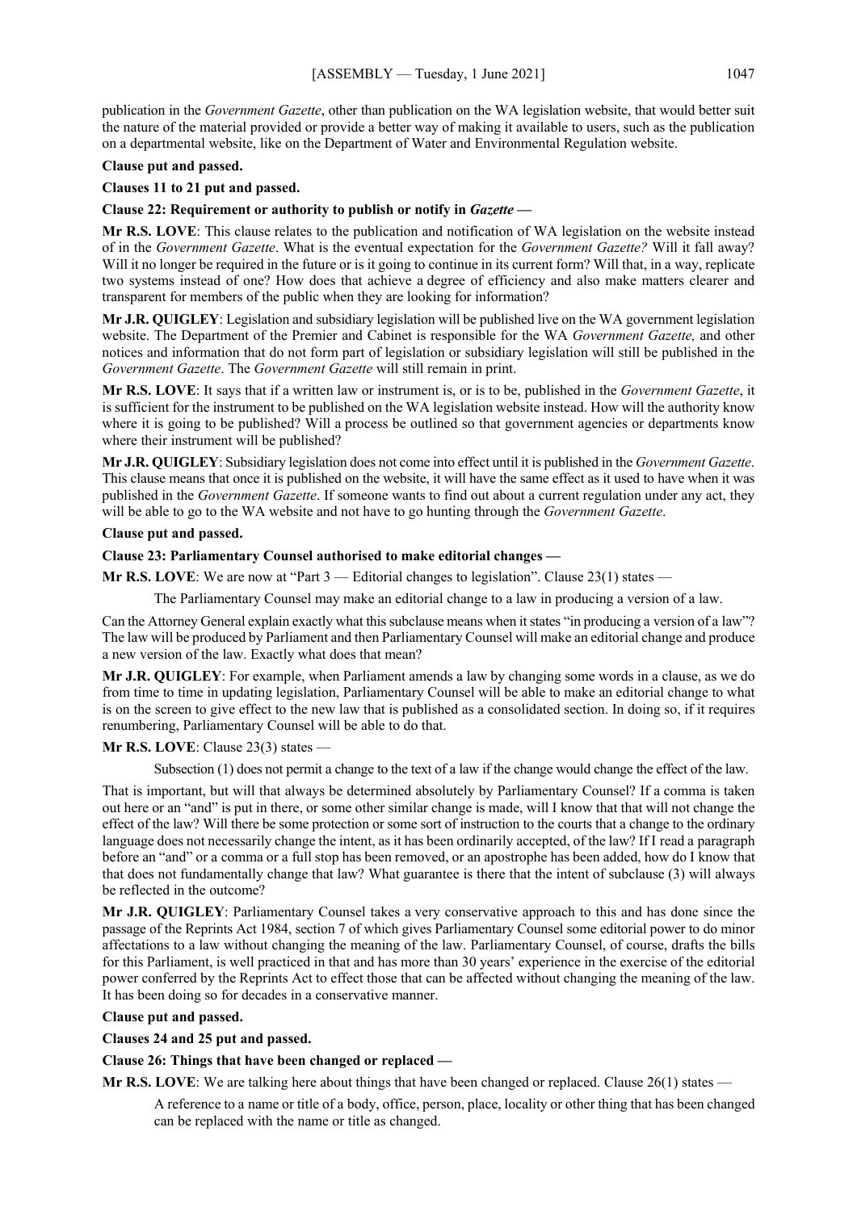publication in the *Government Gazette*, other than publication on the WA legislation website, that would better suit the nature of the material provided or provide a better way of making it available to users, such as the publication on a departmental website, like on the Department of Water and Environmental Regulation website.

**Clause put and passed.**

**Clauses 11 to 21 put and passed.**

**Clause 22: Requirement or authority to publish or notify in *Gazette* —**

**Mr R.S. LOVE**: This clause relates to the publication and notification of WA legislation on the website instead of in the *Government Gazette*. What is the eventual expectation for the *Government Gazette?* Will it fall away? Will it no longer be required in the future or is it going to continue in its current form? Will that, in a way, replicate two systems instead of one? How does that achieve a degree of efficiency and also make matters clearer and transparent for members of the public when they are looking for information?

**Mr J.R. QUIGLEY**: Legislation and subsidiary legislation will be published live on the WA government legislation website. The Department of the Premier and Cabinet is responsible for the WA *Government Gazette,* and other notices and information that do not form part of legislation or subsidiary legislation will still be published in the *Government Gazette*. The *Government Gazette* will still remain in print.

**Mr R.S. LOVE**: It says that if a written law or instrument is, or is to be, published in the *Government Gazette*, it is sufficient for the instrument to be published on the WA legislation website instead. How will the authority know where it is going to be published? Will a process be outlined so that government agencies or departments know where their instrument will be published?

**Mr J.R. QUIGLEY**: Subsidiary legislation does not come into effect until it is published in the *Government Gazette*. This clause means that once it is published on the website, it will have the same effect as it used to have when it was published in the *Government Gazette*. If someone wants to find out about a current regulation under any act, they will be able to go to the WA website and not have to go hunting through the *Government Gazette*.

**Clause put and passed.**

**Clause 23: Parliamentary Counsel authorised to make editorial changes —**

**Mr R.S. LOVE**: We are now at "Part 3 — Editorial changes to legislation". Clause 23(1) states —

> The Parliamentary Counsel may make an editorial change to a law in producing a version of a law.

Can the Attorney General explain exactly what this subclause means when it states "in producing a version of a law"? The law will be produced by Parliament and then Parliamentary Counsel will make an editorial change and produce a new version of the law. Exactly what does that mean?

**Mr J.R. QUIGLEY**: For example, when Parliament amends a law by changing some words in a clause, as we do from time to time in updating legislation, Parliamentary Counsel will be able to make an editorial change to what is on the screen to give effect to the new law that is published as a consolidated section. In doing so, if it requires renumbering, Parliamentary Counsel will be able to do that.

**Mr R.S. LOVE**: Clause 23(3) states —

> Subsection (1) does not permit a change to the text of a law if the change would change the effect of the law.

That is important, but will that always be determined absolutely by Parliamentary Counsel? If a comma is taken out here or an "and" is put in there, or some other similar change is made, will I know that that will not change the effect of the law? Will there be some protection or some sort of instruction to the courts that a change to the ordinary language does not necessarily change the intent, as it has been ordinarily accepted, of the law? If I read a paragraph before an "and" or a comma or a full stop has been removed, or an apostrophe has been added, how do I know that that does not fundamentally change that law? What guarantee is there that the intent of subclause (3) will always be reflected in the outcome?

**Mr J.R. QUIGLEY**: Parliamentary Counsel takes a very conservative approach to this and has done since the passage of the Reprints Act 1984, section 7 of which gives Parliamentary Counsel some editorial power to do minor affectations to a law without changing the meaning of the law. Parliamentary Counsel, of course, drafts the bills for this Parliament, is well practiced in that and has more than 30 years' experience in the exercise of the editorial power conferred by the Reprints Act to effect those that can be affected without changing the meaning of the law. It has been doing so for decades in a conservative manner.

**Clause put and passed.**

**Clauses 24 and 25 put and passed.**

**Clause 26: Things that have been changed or replaced —**

**Mr R.S. LOVE**: We are talking here about things that have been changed or replaced. Clause 26(1) states —

> A reference to a name or title of a body, office, person, place, locality or other thing that has been changed can be replaced with the name or title as changed.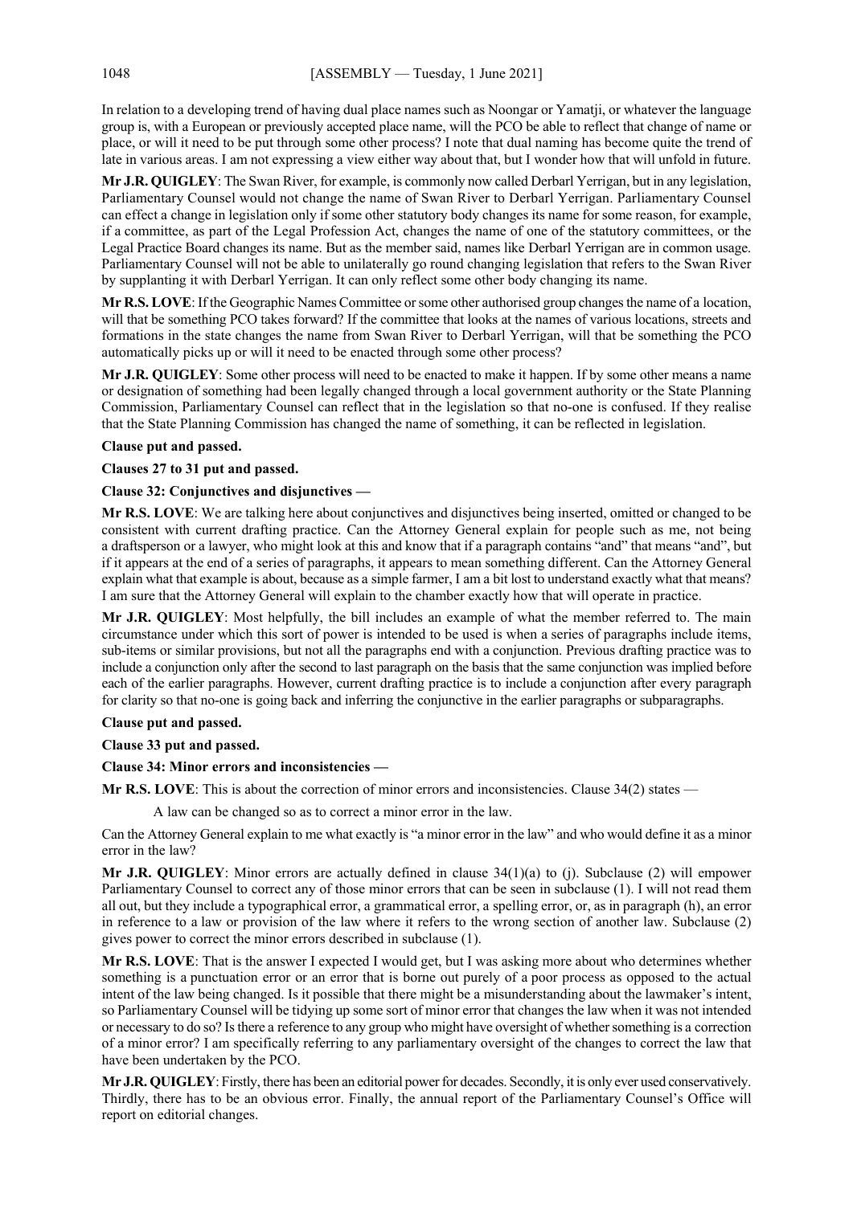In relation to a developing trend of having dual place names such as Noongar or Yamatji, or whatever the language group is, with a European or previously accepted place name, will the PCO be able to reflect that change of name or place, or will it need to be put through some other process? I note that dual naming has become quite the trend of late in various areas. I am not expressing a view either way about that, but I wonder how that will unfold in future.

**Mr J.R. QUIGLEY**: The Swan River, for example, is commonly now called Derbarl Yerrigan, but in any legislation, Parliamentary Counsel would not change the name of Swan River to Derbarl Yerrigan. Parliamentary Counsel can effect a change in legislation only if some other statutory body changes its name for some reason, for example, if a committee, as part of the Legal Profession Act, changes the name of one of the statutory committees, or the Legal Practice Board changes its name. But as the member said, names like Derbarl Yerrigan are in common usage. Parliamentary Counsel will not be able to unilaterally go round changing legislation that refers to the Swan River by supplanting it with Derbarl Yerrigan. It can only reflect some other body changing its name.

**Mr R.S. LOVE**: If the Geographic Names Committee or some other authorised group changes the name of a location, will that be something PCO takes forward? If the committee that looks at the names of various locations, streets and formations in the state changes the name from Swan River to Derbarl Yerrigan, will that be something the PCO automatically picks up or will it need to be enacted through some other process?

**Mr J.R. QUIGLEY**: Some other process will need to be enacted to make it happen. If by some other means a name or designation of something had been legally changed through a local government authority or the State Planning Commission, Parliamentary Counsel can reflect that in the legislation so that no-one is confused. If they realise that the State Planning Commission has changed the name of something, it can be reflected in legislation.

**Clause put and passed.**

**Clauses 27 to 31 put and passed.**

**Clause 32: Conjunctives and disjunctives —**

**Mr R.S. LOVE**: We are talking here about conjunctives and disjunctives being inserted, omitted or changed to be consistent with current drafting practice. Can the Attorney General explain for people such as me, not being a draftsperson or a lawyer, who might look at this and know that if a paragraph contains "and" that means "and", but if it appears at the end of a series of paragraphs, it appears to mean something different. Can the Attorney General explain what that example is about, because as a simple farmer, I am a bit lost to understand exactly what that means? I am sure that the Attorney General will explain to the chamber exactly how that will operate in practice.

**Mr J.R. QUIGLEY**: Most helpfully, the bill includes an example of what the member referred to. The main circumstance under which this sort of power is intended to be used is when a series of paragraphs include items, sub-items or similar provisions, but not all the paragraphs end with a conjunction. Previous drafting practice was to include a conjunction only after the second to last paragraph on the basis that the same conjunction was implied before each of the earlier paragraphs. However, current drafting practice is to include a conjunction after every paragraph for clarity so that no-one is going back and inferring the conjunctive in the earlier paragraphs or subparagraphs.

**Clause put and passed.**

**Clause 33 put and passed.**

**Clause 34: Minor errors and inconsistencies —**

**Mr R.S. LOVE**: This is about the correction of minor errors and inconsistencies. Clause 34(2) states —

> A law can be changed so as to correct a minor error in the law.

Can the Attorney General explain to me what exactly is "a minor error in the law" and who would define it as a minor error in the law?

**Mr J.R. QUIGLEY**: Minor errors are actually defined in clause 34(1)(a) to (j). Subclause (2) will empower Parliamentary Counsel to correct any of those minor errors that can be seen in subclause (1). I will not read them all out, but they include a typographical error, a grammatical error, a spelling error, or, as in paragraph (h), an error in reference to a law or provision of the law where it refers to the wrong section of another law. Subclause (2) gives power to correct the minor errors described in subclause (1).

**Mr R.S. LOVE**: That is the answer I expected I would get, but I was asking more about who determines whether something is a punctuation error or an error that is borne out purely of a poor process as opposed to the actual intent of the law being changed. Is it possible that there might be a misunderstanding about the lawmaker's intent, so Parliamentary Counsel will be tidying up some sort of minor error that changes the law when it was not intended or necessary to do so? Is there a reference to any group who might have oversight of whether something is a correction of a minor error? I am specifically referring to any parliamentary oversight of the changes to correct the law that have been undertaken by the PCO.

**Mr J.R. QUIGLEY**: Firstly, there has been an editorial power for decades. Secondly, it is only ever used conservatively. Thirdly, there has to be an obvious error. Finally, the annual report of the Parliamentary Counsel's Office will report on editorial changes.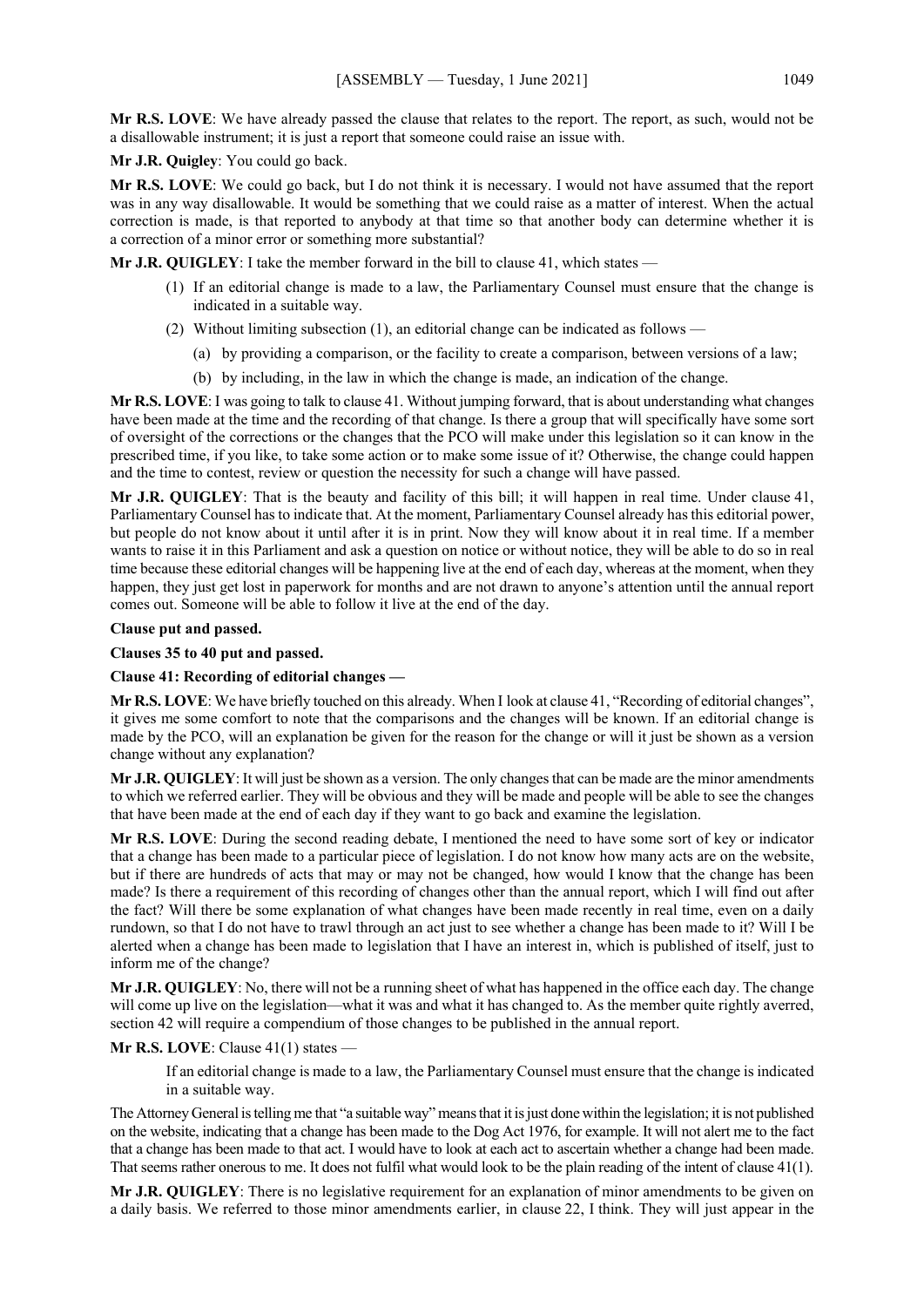**Mr R.S. LOVE**: We have already passed the clause that relates to the report. The report, as such, would not be a disallowable instrument; it is just a report that someone could raise an issue with.

**Mr J.R. Quigley**: You could go back.

**Mr R.S. LOVE**: We could go back, but I do not think it is necessary. I would not have assumed that the report was in any way disallowable. It would be something that we could raise as a matter of interest. When the actual correction is made, is that reported to anybody at that time so that another body can determine whether it is a correction of a minor error or something more substantial?

**Mr J.R. QUIGLEY**: I take the member forward in the bill to clause 41, which states —

> (1) If an editorial change is made to a law, the Parliamentary Counsel must ensure that the change is indicated in a suitable way.
>
> (2) Without limiting subsection (1), an editorial change can be indicated as follows —
>
> (a) by providing a comparison, or the facility to create a comparison, between versions of a law;
>
> (b) by including, in the law in which the change is made, an indication of the change.

**Mr R.S. LOVE**: I was going to talk to clause 41. Without jumping forward, that is about understanding what changes have been made at the time and the recording of that change. Is there a group that will specifically have some sort of oversight of the corrections or the changes that the PCO will make under this legislation so it can know in the prescribed time, if you like, to take some action or to make some issue of it? Otherwise, the change could happen and the time to contest, review or question the necessity for such a change will have passed.

**Mr J.R. QUIGLEY**: That is the beauty and facility of this bill; it will happen in real time. Under clause 41, Parliamentary Counsel has to indicate that. At the moment, Parliamentary Counsel already has this editorial power, but people do not know about it until after it is in print. Now they will know about it in real time. If a member wants to raise it in this Parliament and ask a question on notice or without notice, they will be able to do so in real time because these editorial changes will be happening live at the end of each day, whereas at the moment, when they happen, they just get lost in paperwork for months and are not drawn to anyone's attention until the annual report comes out. Someone will be able to follow it live at the end of the day.

**Clause put and passed.**

**Clauses 35 to 40 put and passed.**

**Clause 41: Recording of editorial changes —**

**Mr R.S. LOVE**: We have briefly touched on this already. When I look at clause 41, "Recording of editorial changes", it gives me some comfort to note that the comparisons and the changes will be known. If an editorial change is made by the PCO, will an explanation be given for the reason for the change or will it just be shown as a version change without any explanation?

**Mr J.R. QUIGLEY**: It will just be shown as a version. The only changes that can be made are the minor amendments to which we referred earlier. They will be obvious and they will be made and people will be able to see the changes that have been made at the end of each day if they want to go back and examine the legislation.

**Mr R.S. LOVE**: During the second reading debate, I mentioned the need to have some sort of key or indicator that a change has been made to a particular piece of legislation. I do not know how many acts are on the website, but if there are hundreds of acts that may or may not be changed, how would I know that the change has been made? Is there a requirement of this recording of changes other than the annual report, which I will find out after the fact? Will there be some explanation of what changes have been made recently in real time, even on a daily rundown, so that I do not have to trawl through an act just to see whether a change has been made to it? Will I be alerted when a change has been made to legislation that I have an interest in, which is published of itself, just to inform me of the change?

**Mr J.R. QUIGLEY**: No, there will not be a running sheet of what has happened in the office each day. The change will come up live on the legislation—what it was and what it has changed to. As the member quite rightly averred, section 42 will require a compendium of those changes to be published in the annual report.

**Mr R.S. LOVE**: Clause 41(1) states —

> If an editorial change is made to a law, the Parliamentary Counsel must ensure that the change is indicated in a suitable way.

The Attorney General is telling me that "a suitable way" means that it is just done within the legislation; it is not published on the website, indicating that a change has been made to the Dog Act 1976, for example. It will not alert me to the fact that a change has been made to that act. I would have to look at each act to ascertain whether a change had been made. That seems rather onerous to me. It does not fulfil what would look to be the plain reading of the intent of clause 41(1).

**Mr J.R. QUIGLEY**: There is no legislative requirement for an explanation of minor amendments to be given on a daily basis. We referred to those minor amendments earlier, in clause 22, I think. They will just appear in the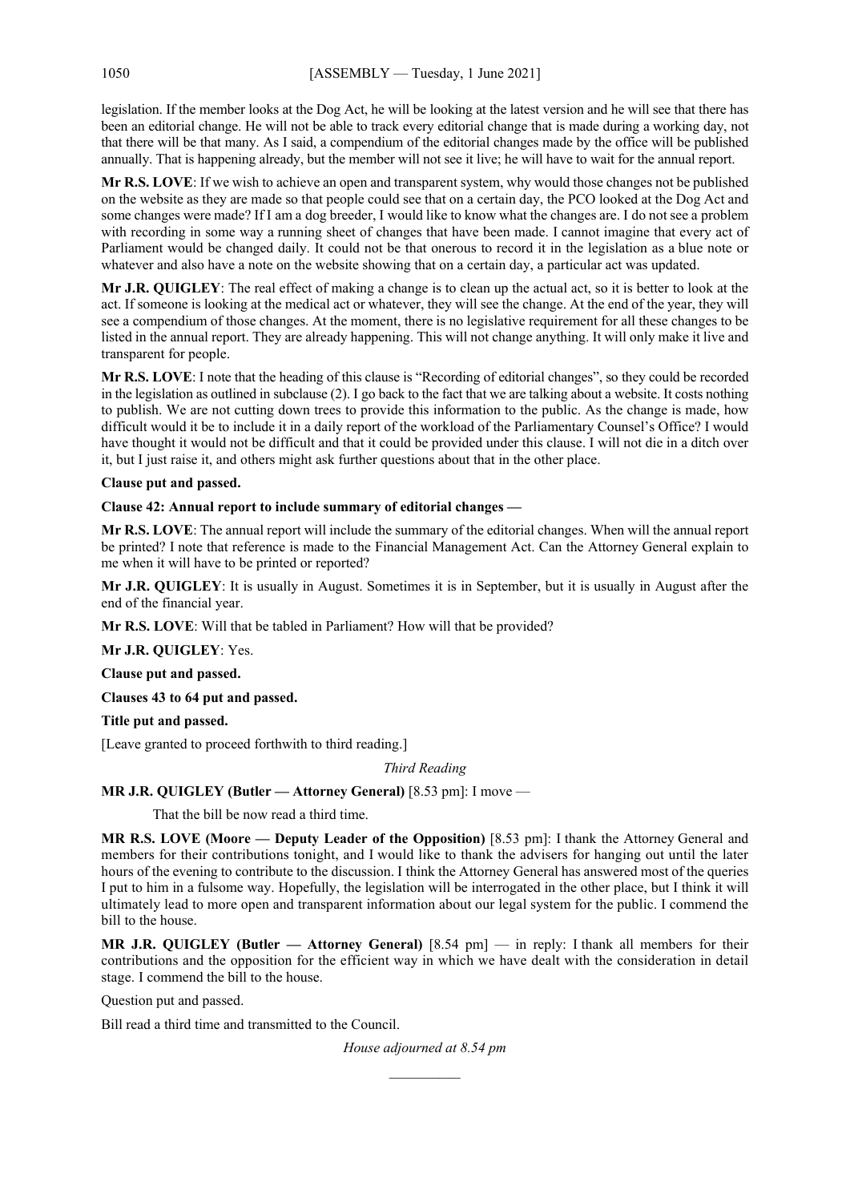legislation. If the member looks at the Dog Act, he will be looking at the latest version and he will see that there has been an editorial change. He will not be able to track every editorial change that is made during a working day, not that there will be that many. As I said, a compendium of the editorial changes made by the office will be published annually. That is happening already, but the member will not see it live; he will have to wait for the annual report.

**Mr R.S. LOVE**: If we wish to achieve an open and transparent system, why would those changes not be published on the website as they are made so that people could see that on a certain day, the PCO looked at the Dog Act and some changes were made? If I am a dog breeder, I would like to know what the changes are. I do not see a problem with recording in some way a running sheet of changes that have been made. I cannot imagine that every act of Parliament would be changed daily. It could not be that onerous to record it in the legislation as a blue note or whatever and also have a note on the website showing that on a certain day, a particular act was updated.

**Mr J.R. QUIGLEY**: The real effect of making a change is to clean up the actual act, so it is better to look at the act. If someone is looking at the medical act or whatever, they will see the change. At the end of the year, they will see a compendium of those changes. At the moment, there is no legislative requirement for all these changes to be listed in the annual report. They are already happening. This will not change anything. It will only make it live and transparent for people.

**Mr R.S. LOVE**: I note that the heading of this clause is "Recording of editorial changes", so they could be recorded in the legislation as outlined in subclause (2). I go back to the fact that we are talking about a website. It costs nothing to publish. We are not cutting down trees to provide this information to the public. As the change is made, how difficult would it be to include it in a daily report of the workload of the Parliamentary Counsel's Office? I would have thought it would not be difficult and that it could be provided under this clause. I will not die in a ditch over it, but I just raise it, and others might ask further questions about that in the other place.

**Clause put and passed.**

**Clause 42: Annual report to include summary of editorial changes —**

**Mr R.S. LOVE**: The annual report will include the summary of the editorial changes. When will the annual report be printed? I note that reference is made to the Financial Management Act. Can the Attorney General explain to me when it will have to be printed or reported?

**Mr J.R. QUIGLEY**: It is usually in August. Sometimes it is in September, but it is usually in August after the end of the financial year.

**Mr R.S. LOVE**: Will that be tabled in Parliament? How will that be provided?

**Mr J.R. QUIGLEY**: Yes.

**Clause put and passed.**

**Clauses 43 to 64 put and passed.**

**Title put and passed.**

[Leave granted to proceed forthwith to third reading.]

*Third Reading*

**MR J.R. QUIGLEY (Butler — Attorney General)** [8.53 pm]: I move —

That the bill be now read a third time.

**MR R.S. LOVE (Moore — Deputy Leader of the Opposition)** [8.53 pm]: I thank the Attorney General and members for their contributions tonight, and I would like to thank the advisers for hanging out until the later hours of the evening to contribute to the discussion. I think the Attorney General has answered most of the queries I put to him in a fulsome way. Hopefully, the legislation will be interrogated in the other place, but I think it will ultimately lead to more open and transparent information about our legal system for the public. I commend the bill to the house.

**MR J.R. QUIGLEY (Butler — Attorney General)** [8.54 pm] — in reply: I thank all members for their contributions and the opposition for the efficient way in which we have dealt with the consideration in detail stage. I commend the bill to the house.

Question put and passed.

Bill read a third time and transmitted to the Council.

*House adjourned at 8.54 pm*

---